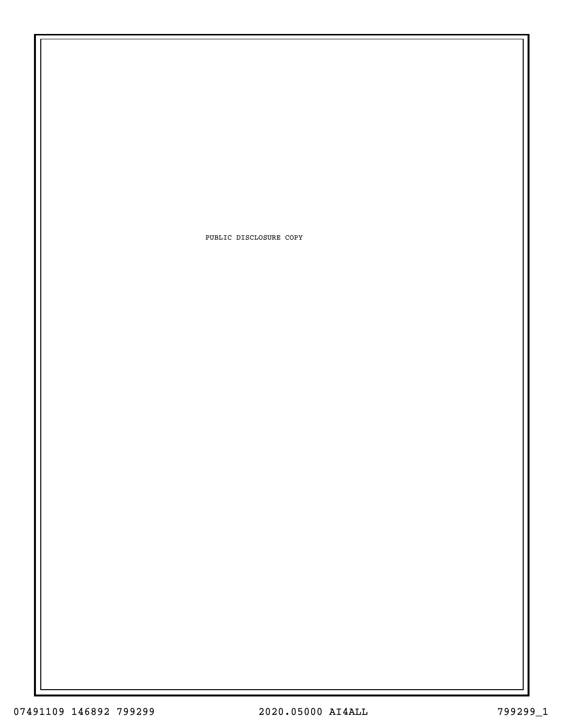PUBLIC DISCLOSURE COPY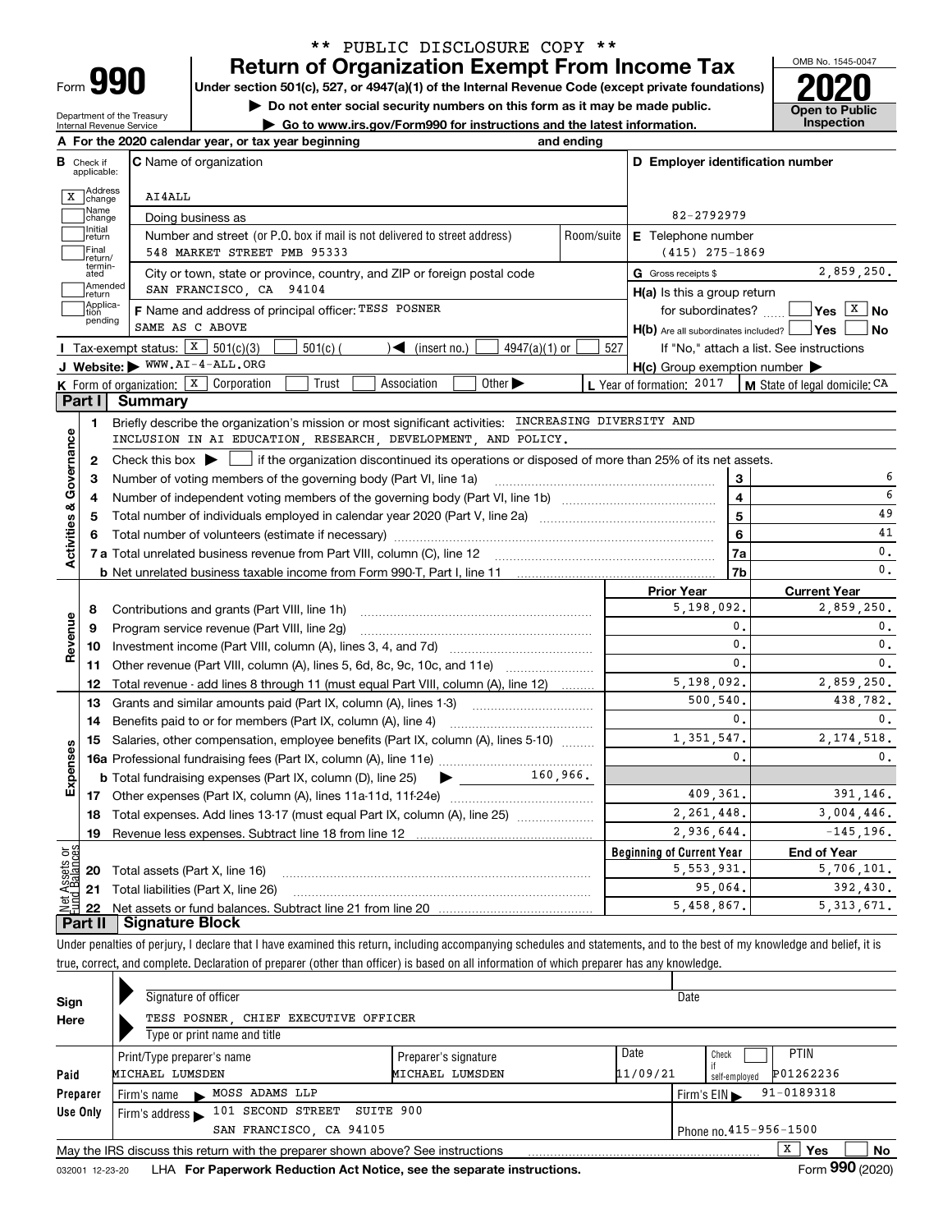\*\* PUBLIC DISCLOSURE COPY \*\*

Form **990**

# Return of Organization Exempt From Income Tax

**Under section 501(c), 527, or 4947(a)(1) of the Internal Revenue Code (except private foundations)**

▶ Do not enter social security numbers on this form as it may be made public.

▶ Go to www.irs.gov/Form990 for instructions and the latest information.

OMB No. 1545-0047

**2020**

**Open to Public Inspection**

Department of the Treasury
Internal Revenue Service

**A** For the 2020 calendar year, or tax year beginning and ending

**B** Check if applicable:
- [X] Address change
- [ ] Name change
- [ ] Initial return
- [ ] Final return/terminated
- [ ] Amended return
- [ ] Application pending

**C** Name of organization: AI4ALL

Doing business as

Number and street (or P.O. box if mail is not delivered to street address): 548 MARKET STREET PMB 95333 Room/suite

City or town, state or province, country, and ZIP or foreign postal code: SAN FRANCISCO, CA 94104

**F** Name and address of principal officer: TESS POSNER
SAME AS C ABOVE

**D** Employer identification number: 82-2792979

**E** Telephone number: (415) 275-1869

**G** Gross receipts $ 2,859,250.

**H(a)** Is this a group return for subordinates? [ ] Yes [X] No

**H(b)** Are all subordinates included? [ ] Yes [ ] No
If "No," attach a list. See instructions

**H(c)** Group exemption number ▶

**I** Tax-exempt status: [X] 501(c)(3) [ ] 501(c) ( ) ◀ (insert no.) [ ] 4947(a)(1) or [ ] 527

**J** Website: ▶ WWW.AI-4-ALL.ORG

**K** Form of organization: [X] Corporation [ ] Trust [ ] Association [ ] Other ▶

**L** Year of formation: 2017 **M** State of legal domicile: CA

## Part I Summary

**Activities & Governance**

1 Briefly describe the organization's mission or most significant activities: INCREASING DIVERSITY AND INCLUSION IN AI EDUCATION, RESEARCH, DEVELOPMENT, AND POLICY.

2 Check this box ▶ [ ] if the organization discontinued its operations or disposed of more than 25% of its net assets.

| | | | |
|---|---|---|---|
| 3 | Number of voting members of the governing body (Part VI, line 1a) | 3 | 6 |
| 4 | Number of independent voting members of the governing body (Part VI, line 1b) | 4 | 6 |
| 5 | Total number of individuals employed in calendar year 2020 (Part V, line 2a) | 5 | 49 |
| 6 | Total number of volunteers (estimate if necessary) | 6 | 41 |
| 7a | Total unrelated business revenue from Part VIII, column (C), line 12 | 7a | 0. |
| b | Net unrelated business taxable income from Form 990-T, Part I, line 11 | 7b | 0. |

| | | | Prior Year | Current Year |
|---|---|---|---|---|
| **Revenue** | 8 | Contributions and grants (Part VIII, line 1h) | 5,198,092. | 2,859,250. |
| | 9 | Program service revenue (Part VIII, line 2g) | 0. | 0. |
| | 10 | Investment income (Part VIII, column (A), lines 3, 4, and 7d) | 0. | 0. |
| | 11 | Other revenue (Part VIII, column (A), lines 5, 6d, 8c, 9c, 10c, and 11e) | 0. | 0. |
| | 12 | Total revenue - add lines 8 through 11 (must equal Part VIII, column (A), line 12) | 5,198,092. | 2,859,250. |
| **Expenses** | 13 | Grants and similar amounts paid (Part IX, column (A), lines 1-3) | 500,540. | 438,782. |
| | 14 | Benefits paid to or for members (Part IX, column (A), line 4) | 0. | 0. |
| | 15 | Salaries, other compensation, employee benefits (Part IX, column (A), lines 5-10) | 1,351,547. | 2,174,518. |
| | 16a | Professional fundraising fees (Part IX, column (A), line 11e) | 0. | 0. |
| | b | Total fundraising expenses (Part IX, column (D), line 25) ▶ 160,966. | | |
| | 17 | Other expenses (Part IX, column (A), lines 11a-11d, 11f-24e) | 409,361. | 391,146. |
| | 18 | Total expenses. Add lines 13-17 (must equal Part IX, column (A), line 25) | 2,261,448. | 3,004,446. |
| | 19 | Revenue less expenses. Subtract line 18 from line 12 | 2,936,644. | -145,196. |

| | | | Beginning of Current Year | End of Year |
|---|---|---|---|---|
| **Net Assets or Fund Balances** | 20 | Total assets (Part X, line 16) | 5,553,931. | 5,706,101. |
| | 21 | Total liabilities (Part X, line 26) | 95,064. | 392,430. |
| | 22 | Net assets or fund balances. Subtract line 21 from line 20 | 5,458,867. | 5,313,671. |

## Part II Signature Block

Under penalties of perjury, I declare that I have examined this return, including accompanying schedules and statements, and to the best of my knowledge and belief, it is true, correct, and complete. Declaration of preparer (other than officer) is based on all information of which preparer has any knowledge.

**Sign Here**

Signature of officer — Date

TESS POSNER, CHIEF EXECUTIVE OFFICER
Type or print name and title

**Paid Preparer Use Only**

| Print/Type preparer's name | Preparer's signature | Date | Check [ ] if self-employed | PTIN |
|---|---|---|---|---|
| MICHAEL LUMSDEN | MICHAEL LUMSDEN | 11/09/21 | | P01262236 |

Firm's name ▶ MOSS ADAMS LLP — Firm's EIN ▶ 91-0189318

Firm's address ▶ 101 SECOND STREET SUITE 900, SAN FRANCISCO, CA 94105 — Phone no. 415-956-1500

May the IRS discuss this return with the preparer shown above? See instructions [X] Yes [ ] No

032001 12-23-20 LHA **For Paperwork Reduction Act Notice, see the separate instructions.** Form **990** (2020)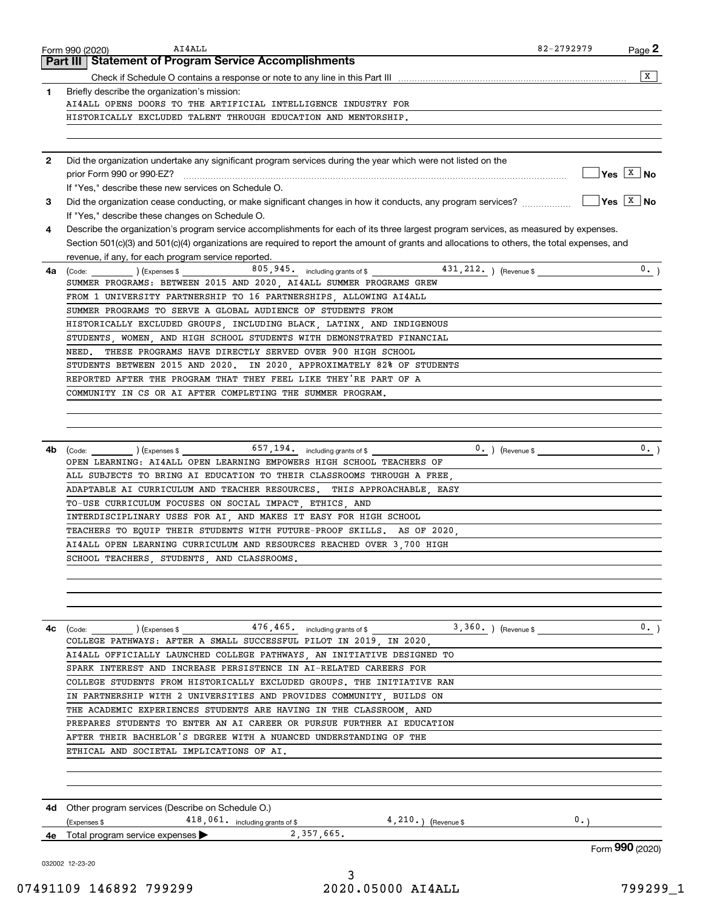Form 990 (2020) AI4ALL 82-2792979 Page 2

## Part III Statement of Program Service Accomplishments

Check if Schedule O contains a response or note to any line in this Part III [X]

**1** Briefly describe the organization's mission:

AI4ALL OPENS DOORS TO THE ARTIFICIAL INTELLIGENCE INDUSTRY FOR HISTORICALLY EXCLUDED TALENT THROUGH EDUCATION AND MENTORSHIP.

**2** Did the organization undertake any significant program services during the year which were not listed on the prior Form 990 or 990-EZ? [ ] Yes [X] No

If "Yes," describe these new services on Schedule O.

**3** Did the organization cease conducting, or make significant changes in how it conducts, any program services? [ ] Yes [X] No

If "Yes," describe these changes on Schedule O.

**4** Describe the organization's program service accomplishments for each of its three largest program services, as measured by expenses. Section 501(c)(3) and 501(c)(4) organizations are required to report the amount of grants and allocations to others, the total expenses, and revenue, if any, for each program service reported.

**4a** (Code: ) (Expenses $ 805,945. including grants of $ 431,212. ) (Revenue $ 0. )

SUMMER PROGRAMS: BETWEEN 2015 AND 2020, AI4ALL SUMMER PROGRAMS GREW FROM 1 UNIVERSITY PARTNERSHIP TO 16 PARTNERSHIPS, ALLOWING AI4ALL SUMMER PROGRAMS TO SERVE A GLOBAL AUDIENCE OF STUDENTS FROM HISTORICALLY EXCLUDED GROUPS, INCLUDING BLACK, LATINX, AND INDIGENOUS STUDENTS, WOMEN, AND HIGH SCHOOL STUDENTS WITH DEMONSTRATED FINANCIAL NEED. THESE PROGRAMS HAVE DIRECTLY SERVED OVER 900 HIGH SCHOOL STUDENTS BETWEEN 2015 AND 2020. IN 2020, APPROXIMATELY 82% OF STUDENTS REPORTED AFTER THE PROGRAM THAT THEY FEEL LIKE THEY'RE PART OF A COMMUNITY IN CS OR AI AFTER COMPLETING THE SUMMER PROGRAM.

**4b** (Code: ) (Expenses $ 657,194. including grants of $ 0. ) (Revenue $ 0. )

OPEN LEARNING: AI4ALL OPEN LEARNING EMPOWERS HIGH SCHOOL TEACHERS OF ALL SUBJECTS TO BRING AI EDUCATION TO THEIR CLASSROOMS THROUGH A FREE, ADAPTABLE AI CURRICULUM AND TEACHER RESOURCES. THIS APPROACHABLE, EASY TO-USE CURRICULUM FOCUSES ON SOCIAL IMPACT, ETHICS, AND INTERDISCIPLINARY USES FOR AI, AND MAKES IT EASY FOR HIGH SCHOOL TEACHERS TO EQUIP THEIR STUDENTS WITH FUTURE-PROOF SKILLS. AS OF 2020, AI4ALL OPEN LEARNING CURRICULUM AND RESOURCES REACHED OVER 3,700 HIGH SCHOOL TEACHERS, STUDENTS, AND CLASSROOMS.

**4c** (Code: ) (Expenses $ 476,465. including grants of $ 3,360. ) (Revenue $ 0. )

COLLEGE PATHWAYS: AFTER A SMALL SUCCESSFUL PILOT IN 2019, IN 2020, AI4ALL OFFICIALLY LAUNCHED COLLEGE PATHWAYS, AN INITIATIVE DESIGNED TO SPARK INTEREST AND INCREASE PERSISTENCE IN AI-RELATED CAREERS FOR COLLEGE STUDENTS FROM HISTORICALLY EXCLUDED GROUPS. THE INITIATIVE RAN IN PARTNERSHIP WITH 2 UNIVERSITIES AND PROVIDES COMMUNITY, BUILDS ON THE ACADEMIC EXPERIENCES STUDENTS ARE HAVING IN THE CLASSROOM, AND PREPARES STUDENTS TO ENTER AN AI CAREER OR PURSUE FURTHER AI EDUCATION AFTER THEIR BACHELOR'S DEGREE WITH A NUANCED UNDERSTANDING OF THE ETHICAL AND SOCIETAL IMPLICATIONS OF AI.

**4d** Other program services (Describe on Schedule O.)

(Expenses $ 418,061. including grants of $ 4,210.) (Revenue $ 0.)

**4e** Total program service expenses ▶ 2,357,665.

Form 990 (2020)

032002 12-23-20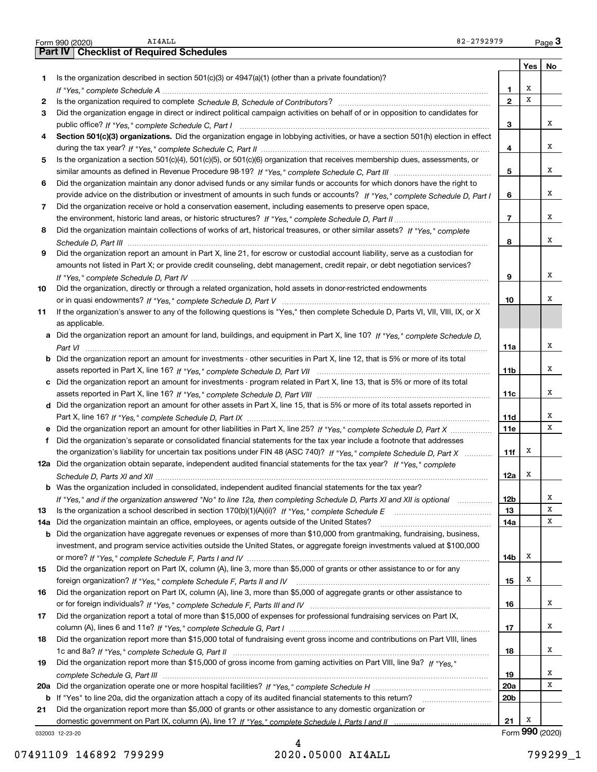Form 990 (2020) AI4ALL 82-2792979 Page **3**

## Part IV Checklist of Required Schedules

| | | | Yes | No |
|---|---|---|---|---|
| **1** | Is the organization described in section 501(c)(3) or 4947(a)(1) (other than a private foundation)? *If "Yes," complete Schedule A* | **1** | X | |
| **2** | Is the organization required to complete *Schedule B, Schedule of Contributors*? | **2** | X | |
| **3** | Did the organization engage in direct or indirect political campaign activities on behalf of or in opposition to candidates for public office? *If "Yes," complete Schedule C, Part I* | **3** | | X |
| **4** | **Section 501(c)(3) organizations.** Did the organization engage in lobbying activities, or have a section 501(h) election in effect during the tax year? *If "Yes," complete Schedule C, Part II* | **4** | | X |
| **5** | Is the organization a section 501(c)(4), 501(c)(5), or 501(c)(6) organization that receives membership dues, assessments, or similar amounts as defined in Revenue Procedure 98-19? *If "Yes," complete Schedule C, Part III* | **5** | | X |
| **6** | Did the organization maintain any donor advised funds or any similar funds or accounts for which donors have the right to provide advice on the distribution or investment of amounts in such funds or accounts? *If "Yes," complete Schedule D, Part I* | **6** | | X |
| **7** | Did the organization receive or hold a conservation easement, including easements to preserve open space, the environment, historic land areas, or historic structures? *If "Yes," complete Schedule D, Part II* | **7** | | X |
| **8** | Did the organization maintain collections of works of art, historical treasures, or other similar assets? *If "Yes," complete Schedule D, Part III* | **8** | | X |
| **9** | Did the organization report an amount in Part X, line 21, for escrow or custodial account liability, serve as a custodian for amounts not listed in Part X; or provide credit counseling, debt management, credit repair, or debt negotiation services? *If "Yes," complete Schedule D, Part IV* | **9** | | X |
| **10** | Did the organization, directly or through a related organization, hold assets in donor-restricted endowments or in quasi endowments? *If "Yes," complete Schedule D, Part V* | **10** | | X |
| **11** | If the organization's answer to any of the following questions is "Yes," then complete Schedule D, Parts VI, VII, VIII, IX, or X as applicable. | | | |
| **a** | Did the organization report an amount for land, buildings, and equipment in Part X, line 10? *If "Yes," complete Schedule D, Part VI* | **11a** | | X |
| **b** | Did the organization report an amount for investments - other securities in Part X, line 12, that is 5% or more of its total assets reported in Part X, line 16? *If "Yes," complete Schedule D, Part VII* | **11b** | | X |
| **c** | Did the organization report an amount for investments - program related in Part X, line 13, that is 5% or more of its total assets reported in Part X, line 16? *If "Yes," complete Schedule D, Part VIII* | **11c** | | X |
| **d** | Did the organization report an amount for other assets in Part X, line 15, that is 5% or more of its total assets reported in Part X, line 16? *If "Yes," complete Schedule D, Part IX* | **11d** | | X |
| **e** | Did the organization report an amount for other liabilities in Part X, line 25? *If "Yes," complete Schedule D, Part X* | **11e** | | X |
| **f** | Did the organization's separate or consolidated financial statements for the tax year include a footnote that addresses the organization's liability for uncertain tax positions under FIN 48 (ASC 740)? *If "Yes," complete Schedule D, Part X* | **11f** | X | |
| **12a** | Did the organization obtain separate, independent audited financial statements for the tax year? *If "Yes," complete Schedule D, Parts XI and XII* | **12a** | X | |
| **b** | Was the organization included in consolidated, independent audited financial statements for the tax year? *If "Yes," and if the organization answered "No" to line 12a, then completing Schedule D, Parts XI and XII is optional* | **12b** | | X |
| **13** | Is the organization a school described in section 170(b)(1)(A)(ii)? *If "Yes," complete Schedule E* | **13** | | X |
| **14a** | Did the organization maintain an office, employees, or agents outside of the United States? | **14a** | | X |
| **b** | Did the organization have aggregate revenues or expenses of more than $10,000 from grantmaking, fundraising, business, investment, and program service activities outside the United States, or aggregate foreign investments valued at $100,000 or more? *If "Yes," complete Schedule F, Parts I and IV* | **14b** | X | |
| **15** | Did the organization report on Part IX, column (A), line 3, more than $5,000 of grants or other assistance to or for any foreign organization? *If "Yes," complete Schedule F, Parts II and IV* | **15** | X | |
| **16** | Did the organization report on Part IX, column (A), line 3, more than $5,000 of aggregate grants or other assistance to or for foreign individuals? *If "Yes," complete Schedule F, Parts III and IV* | **16** | | X |
| **17** | Did the organization report a total of more than $15,000 of expenses for professional fundraising services on Part IX, column (A), lines 6 and 11e? *If "Yes," complete Schedule G, Part I* | **17** | | X |
| **18** | Did the organization report more than $15,000 total of fundraising event gross income and contributions on Part VIII, lines 1c and 8a? *If "Yes," complete Schedule G, Part II* | **18** | | X |
| **19** | Did the organization report more than $15,000 of gross income from gaming activities on Part VIII, line 9a? *If "Yes," complete Schedule G, Part III* | **19** | | X |
| **20a** | Did the organization operate one or more hospital facilities? *If "Yes," complete Schedule H* | **20a** | | X |
| **b** | If "Yes" to line 20a, did the organization attach a copy of its audited financial statements to this return? | **20b** | | |
| **21** | Did the organization report more than $5,000 of grants or other assistance to any domestic organization or domestic government on Part IX, column (A), line 1? *If "Yes," complete Schedule I, Parts I and II* | **21** | X | |

032003 12-23-20 Form **990** (2020)

07491109 146892 799299 2020.05000 AI4ALL 799299_1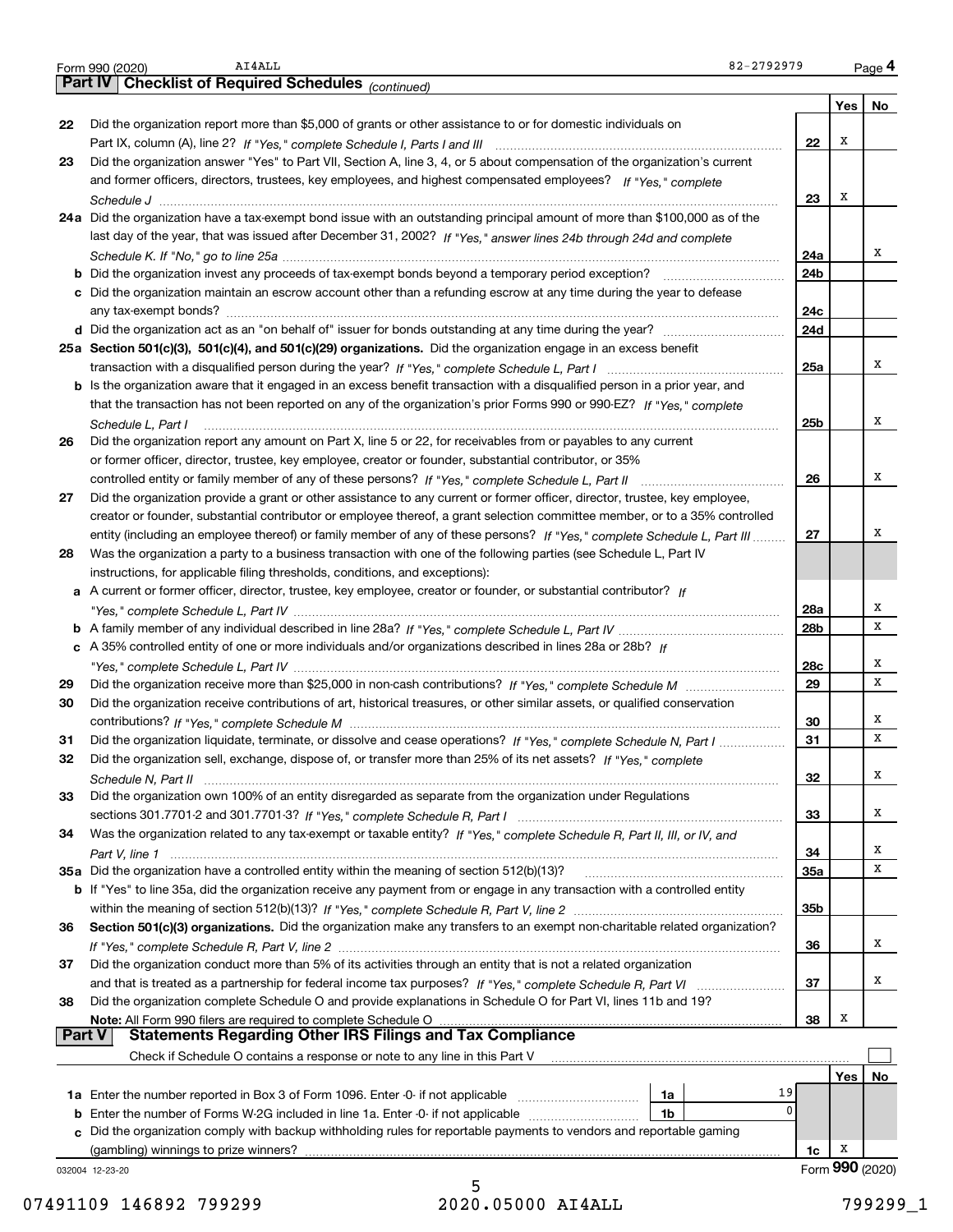Form 990 (2020) AI4ALL 82-2792979 Page 4

## Part IV Checklist of Required Schedules *(continued)*

| | | | Yes | No |
|---|---|---|---|---|
| 22 | Did the organization report more than $5,000 of grants or other assistance to or for domestic individuals on Part IX, column (A), line 2? *If "Yes," complete Schedule I, Parts I and III* | 22 | X | |
| 23 | Did the organization answer "Yes" to Part VII, Section A, line 3, 4, or 5 about compensation of the organization's current and former officers, directors, trustees, key employees, and highest compensated employees? *If "Yes," complete Schedule J* | 23 | X | |
| 24a | Did the organization have a tax-exempt bond issue with an outstanding principal amount of more than $100,000 as of the last day of the year, that was issued after December 31, 2002? *If "Yes," answer lines 24b through 24d and complete Schedule K. If "No," go to line 25a* | 24a | | X |
| b | Did the organization invest any proceeds of tax-exempt bonds beyond a temporary period exception? | 24b | | |
| c | Did the organization maintain an escrow account other than a refunding escrow at any time during the year to defease any tax-exempt bonds? | 24c | | |
| d | Did the organization act as an "on behalf of" issuer for bonds outstanding at any time during the year? | 24d | | |
| 25a | **Section 501(c)(3), 501(c)(4), and 501(c)(29) organizations.** Did the organization engage in an excess benefit transaction with a disqualified person during the year? *If "Yes," complete Schedule L, Part I* | 25a | | X |
| b | Is the organization aware that it engaged in an excess benefit transaction with a disqualified person in a prior year, and that the transaction has not been reported on any of the organization's prior Forms 990 or 990-EZ? *If "Yes," complete Schedule L, Part I* | 25b | | X |
| 26 | Did the organization report any amount on Part X, line 5 or 22, for receivables from or payables to any current or former officer, director, trustee, key employee, creator or founder, substantial contributor, or 35% controlled entity or family member of any of these persons? *If "Yes," complete Schedule L, Part II* | 26 | | X |
| 27 | Did the organization provide a grant or other assistance to any current or former officer, director, trustee, key employee, creator or founder, substantial contributor or employee thereof, a grant selection committee member, or to a 35% controlled entity (including an employee thereof) or family member of any of these persons? *If "Yes," complete Schedule L, Part III* | 27 | | X |
| 28 | Was the organization a party to a business transaction with one of the following parties (see Schedule L, Part IV instructions, for applicable filing thresholds, conditions, and exceptions): | | | |
| a | A current or former officer, director, trustee, key employee, creator or founder, or substantial contributor? *If "Yes," complete Schedule L, Part IV* | 28a | | X |
| b | A family member of any individual described in line 28a? *If "Yes," complete Schedule L, Part IV* | 28b | | X |
| c | A 35% controlled entity of one or more individuals and/or organizations described in lines 28a or 28b? *If "Yes," complete Schedule L, Part IV* | 28c | | X |
| 29 | Did the organization receive more than $25,000 in non-cash contributions? *If "Yes," complete Schedule M* | 29 | | X |
| 30 | Did the organization receive contributions of art, historical treasures, or other similar assets, or qualified conservation contributions? *If "Yes," complete Schedule M* | 30 | | X |
| 31 | Did the organization liquidate, terminate, or dissolve and cease operations? *If "Yes," complete Schedule N, Part I* | 31 | | X |
| 32 | Did the organization sell, exchange, dispose of, or transfer more than 25% of its net assets? *If "Yes," complete Schedule N, Part II* | 32 | | X |
| 33 | Did the organization own 100% of an entity disregarded as separate from the organization under Regulations sections 301.7701-2 and 301.7701-3? *If "Yes," complete Schedule R, Part I* | 33 | | X |
| 34 | Was the organization related to any tax-exempt or taxable entity? *If "Yes," complete Schedule R, Part II, III, or IV, and Part V, line 1* | 34 | | X |
| 35a | Did the organization have a controlled entity within the meaning of section 512(b)(13)? | 35a | | X |
| b | If "Yes" to line 35a, did the organization receive any payment from or engage in any transaction with a controlled entity within the meaning of section 512(b)(13)? *If "Yes," complete Schedule R, Part V, line 2* | 35b | | |
| 36 | **Section 501(c)(3) organizations.** Did the organization make any transfers to an exempt non-charitable related organization? *If "Yes," complete Schedule R, Part V, line 2* | 36 | | X |
| 37 | Did the organization conduct more than 5% of its activities through an entity that is not a related organization and that is treated as a partnership for federal income tax purposes? *If "Yes," complete Schedule R, Part VI* | 37 | | X |
| 38 | Did the organization complete Schedule O and provide explanations in Schedule O for Part VI, lines 11b and 19? **Note:** All Form 990 filers are required to complete Schedule O | 38 | X | |

## Part V Statements Regarding Other IRS Filings and Tax Compliance

Check if Schedule O contains a response or note to any line in this Part V ☐

| | | | | | Yes | No |
|---|---|---|---|---|---|---|
| 1a | Enter the number reported in Box 3 of Form 1096. Enter -0- if not applicable | 1a | 19 | | | |
| b | Enter the number of Forms W-2G included in line 1a. Enter -0- if not applicable | 1b | 0 | | | |
| c | Did the organization comply with backup withholding rules for reportable payments to vendors and reportable gaming (gambling) winnings to prize winners? | | | 1c | X | |

032004 12-23-20

Form **990** (2020)

07491109 146892 799299 2020.05000 AI4ALL 799299_1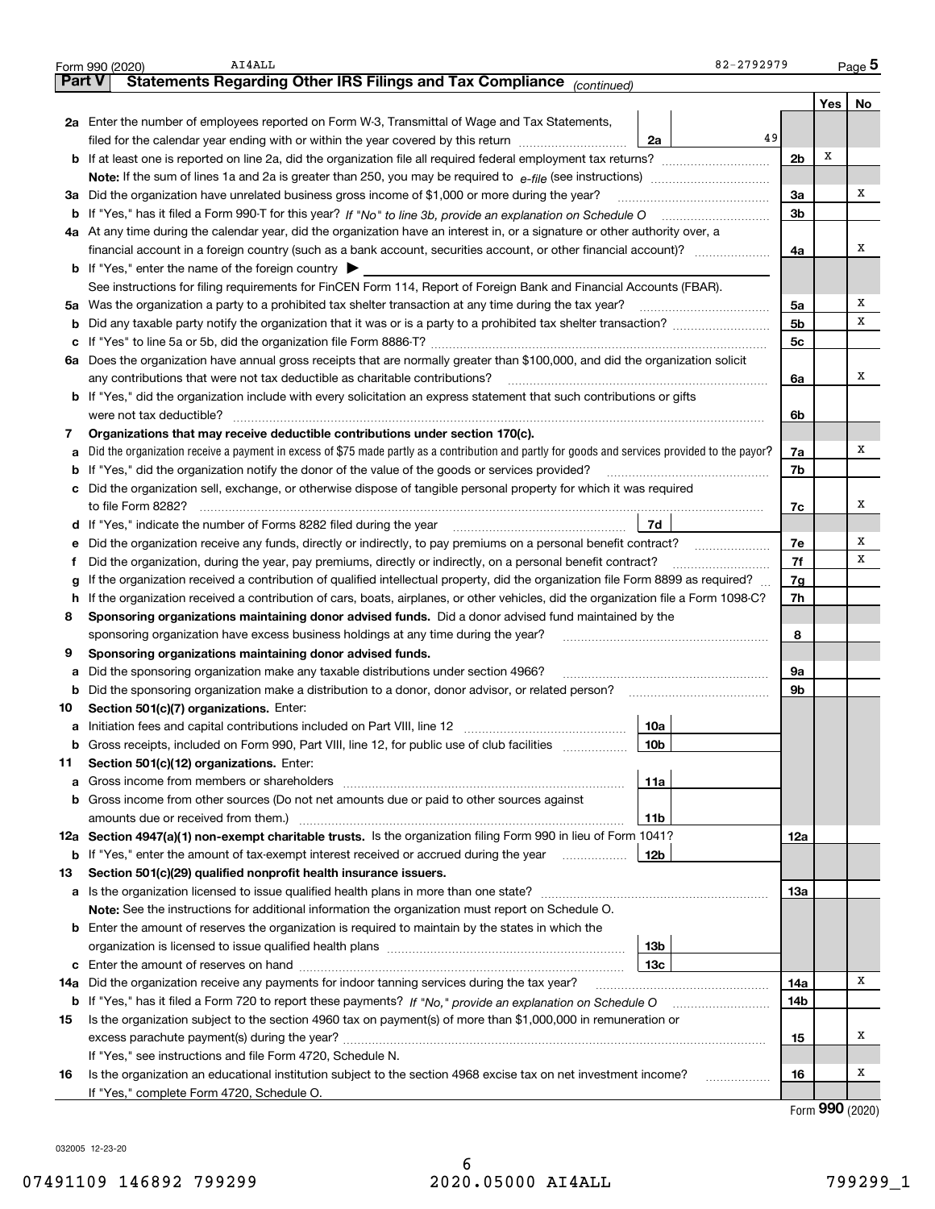Form 990 (2020) AI4ALL 82-2792979 Page 5

**Part V Statements Regarding Other IRS Filings and Tax Compliance** *(continued)*

| | | | | Yes | No |
|---|---|---|---|---|---|
| **2a** | Enter the number of employees reported on Form W-3, Transmittal of Wage and Tax Statements, filed for the calendar year ending with or within the year covered by this return | 2a | 49 | | |
| **b** | If at least one is reported on line 2a, did the organization file all required federal employment tax returns? | | 2b | X | |
| | **Note:** If the sum of lines 1a and 2a is greater than 250, you may be required to *e-file* (see instructions) | | | | |
| **3a** | Did the organization have unrelated business gross income of $1,000 or more during the year? | | 3a | | X |
| **b** | If "Yes," has it filed a Form 990-T for this year? *If "No" to line 3b, provide an explanation on Schedule O* | | 3b | | |
| **4a** | At any time during the calendar year, did the organization have an interest in, or a signature or other authority over, a financial account in a foreign country (such as a bank account, securities account, or other financial account)? | | 4a | | X |
| **b** | If "Yes," enter the name of the foreign country ▶ | | | | |
| | See instructions for filing requirements for FinCEN Form 114, Report of Foreign Bank and Financial Accounts (FBAR). | | | | |
| **5a** | Was the organization a party to a prohibited tax shelter transaction at any time during the tax year? | | 5a | | X |
| **b** | Did any taxable party notify the organization that it was or is a party to a prohibited tax shelter transaction? | | 5b | | X |
| **c** | If "Yes" to line 5a or 5b, did the organization file Form 8886-T? | | 5c | | |
| **6a** | Does the organization have annual gross receipts that are normally greater than $100,000, and did the organization solicit any contributions that were not tax deductible as charitable contributions? | | 6a | | X |
| **b** | If "Yes," did the organization include with every solicitation an express statement that such contributions or gifts were not tax deductible? | | 6b | | |
| **7** | **Organizations that may receive deductible contributions under section 170(c).** | | | | |
| **a** | Did the organization receive a payment in excess of $75 made partly as a contribution and partly for goods and services provided to the payor? | | 7a | | X |
| **b** | If "Yes," did the organization notify the donor of the value of the goods or services provided? | | 7b | | |
| **c** | Did the organization sell, exchange, or otherwise dispose of tangible personal property for which it was required to file Form 8282? | | 7c | | X |
| **d** | If "Yes," indicate the number of Forms 8282 filed during the year | 7d | | | |
| **e** | Did the organization receive any funds, directly or indirectly, to pay premiums on a personal benefit contract? | | 7e | | X |
| **f** | Did the organization, during the year, pay premiums, directly or indirectly, on a personal benefit contract? | | 7f | | X |
| **g** | If the organization received a contribution of qualified intellectual property, did the organization file Form 8899 as required? | | 7g | | |
| **h** | If the organization received a contribution of cars, boats, airplanes, or other vehicles, did the organization file a Form 1098-C? | | 7h | | |
| **8** | **Sponsoring organizations maintaining donor advised funds.** Did a donor advised fund maintained by the sponsoring organization have excess business holdings at any time during the year? | | 8 | | |
| **9** | **Sponsoring organizations maintaining donor advised funds.** | | | | |
| **a** | Did the sponsoring organization make any taxable distributions under section 4966? | | 9a | | |
| **b** | Did the sponsoring organization make a distribution to a donor, donor advisor, or related person? | | 9b | | |
| **10** | **Section 501(c)(7) organizations.** Enter: | | | | |
| **a** | Initiation fees and capital contributions included on Part VIII, line 12 | 10a | | | |
| **b** | Gross receipts, included on Form 990, Part VIII, line 12, for public use of club facilities | 10b | | | |
| **11** | **Section 501(c)(12) organizations.** Enter: | | | | |
| **a** | Gross income from members or shareholders | 11a | | | |
| **b** | Gross income from other sources (Do not net amounts due or paid to other sources against amounts due or received from them.) | 11b | | | |
| **12a** | **Section 4947(a)(1) non-exempt charitable trusts.** Is the organization filing Form 990 in lieu of Form 1041? | | 12a | | |
| **b** | If "Yes," enter the amount of tax-exempt interest received or accrued during the year | 12b | | | |
| **13** | **Section 501(c)(29) qualified nonprofit health insurance issuers.** | | | | |
| **a** | Is the organization licensed to issue qualified health plans in more than one state? | | 13a | | |
| | **Note:** See the instructions for additional information the organization must report on Schedule O. | | | | |
| **b** | Enter the amount of reserves the organization is required to maintain by the states in which the organization is licensed to issue qualified health plans | 13b | | | |
| **c** | Enter the amount of reserves on hand | 13c | | | |
| **14a** | Did the organization receive any payments for indoor tanning services during the tax year? | | 14a | | X |
| **b** | If "Yes," has it filed a Form 720 to report these payments? *If "No," provide an explanation on Schedule O* | | 14b | | |
| **15** | Is the organization subject to the section 4960 tax on payment(s) of more than $1,000,000 in remuneration or excess parachute payment(s) during the year? | | 15 | | X |
| | If "Yes," see instructions and file Form 4720, Schedule N. | | | | |
| **16** | Is the organization an educational institution subject to the section 4968 excise tax on net investment income? | | 16 | | X |
| | If "Yes," complete Form 4720, Schedule O. | | | | |

Form **990** (2020)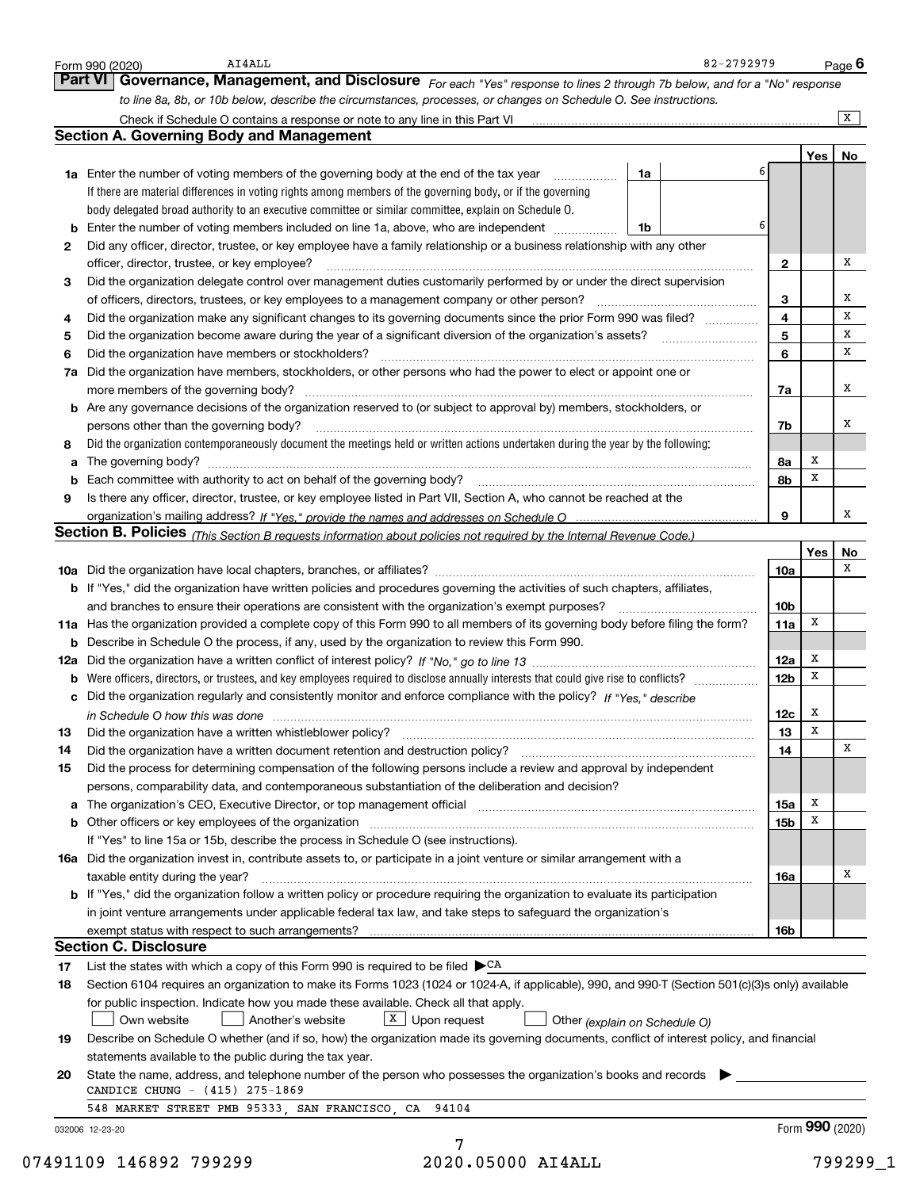Form 990 (2020) AI4ALL 82-2792979 Page 6

## Part VI Governance, Management, and Disclosure

*For each "Yes" response to lines 2 through 7b below, and for a "No" response to line 8a, 8b, or 10b below, describe the circumstances, processes, or changes on Schedule O. See instructions.*

Check if Schedule O contains a response or note to any line in this Part VI [X]

### Section A. Governing Body and Management

| | | | | Yes | No |
|---|---|---|---|---|---|
| **1a** | Enter the number of voting members of the governing body at the end of the tax year. If there are material differences in voting rights among members of the governing body, or if the governing body delegated broad authority to an executive committee or similar committee, explain on Schedule O. | 1a | 6 | | |
| **b** | Enter the number of voting members included on line 1a, above, who are independent | 1b | 6 | | |
| **2** | Did any officer, director, trustee, or key employee have a family relationship or a business relationship with any other officer, director, trustee, or key employee? | 2 | | | X |
| **3** | Did the organization delegate control over management duties customarily performed by or under the direct supervision of officers, directors, trustees, or key employees to a management company or other person? | 3 | | | X |
| **4** | Did the organization make any significant changes to its governing documents since the prior Form 990 was filed? | 4 | | | X |
| **5** | Did the organization become aware during the year of a significant diversion of the organization's assets? | 5 | | | X |
| **6** | Did the organization have members or stockholders? | 6 | | | X |
| **7a** | Did the organization have members, stockholders, or other persons who had the power to elect or appoint one or more members of the governing body? | 7a | | | X |
| **b** | Are any governance decisions of the organization reserved to (or subject to approval by) members, stockholders, or persons other than the governing body? | 7b | | | X |
| **8** | Did the organization contemporaneously document the meetings held or written actions undertaken during the year by the following: | | | | |
| **a** | The governing body? | 8a | | X | |
| **b** | Each committee with authority to act on behalf of the governing body? | 8b | | X | |
| **9** | Is there any officer, director, trustee, or key employee listed in Part VII, Section A, who cannot be reached at the organization's mailing address? *If "Yes," provide the names and addresses on Schedule O* | 9 | | | X |

### Section B. Policies *(This Section B requests information about policies not required by the Internal Revenue Code.)*

| | | | Yes | No |
|---|---|---|---|---|
| **10a** | Did the organization have local chapters, branches, or affiliates? | 10a | | X |
| **b** | If "Yes," did the organization have written policies and procedures governing the activities of such chapters, affiliates, and branches to ensure their operations are consistent with the organization's exempt purposes? | 10b | | |
| **11a** | Has the organization provided a complete copy of this Form 990 to all members of its governing body before filing the form? | 11a | X | |
| **b** | Describe in Schedule O the process, if any, used by the organization to review this Form 990. | | | |
| **12a** | Did the organization have a written conflict of interest policy? *If "No," go to line 13* | 12a | X | |
| **b** | Were officers, directors, or trustees, and key employees required to disclose annually interests that could give rise to conflicts? | 12b | X | |
| **c** | Did the organization regularly and consistently monitor and enforce compliance with the policy? *If "Yes," describe in Schedule O how this was done* | 12c | X | |
| **13** | Did the organization have a written whistleblower policy? | 13 | X | |
| **14** | Did the organization have a written document retention and destruction policy? | 14 | | X |
| **15** | Did the process for determining compensation of the following persons include a review and approval by independent persons, comparability data, and contemporaneous substantiation of the deliberation and decision? | | | |
| **a** | The organization's CEO, Executive Director, or top management official | 15a | X | |
| **b** | Other officers or key employees of the organization | 15b | X | |
| | If "Yes" to line 15a or 15b, describe the process in Schedule O (see instructions). | | | |
| **16a** | Did the organization invest in, contribute assets to, or participate in a joint venture or similar arrangement with a taxable entity during the year? | 16a | | X |
| **b** | If "Yes," did the organization follow a written policy or procedure requiring the organization to evaluate its participation in joint venture arrangements under applicable federal tax law, and take steps to safeguard the organization's exempt status with respect to such arrangements? | 16b | | |

### Section C. Disclosure

**17** List the states with which a copy of this Form 990 is required to be filed ▶ CA

**18** Section 6104 requires an organization to make its Forms 1023 (1024 or 1024-A, if applicable), 990, and 990-T (Section 501(c)(3)s only) available for public inspection. Indicate how you made these available. Check all that apply.

[ ] Own website [ ] Another's website [X] Upon request [ ] Other *(explain on Schedule O)*

**19** Describe on Schedule O whether (and if so, how) the organization made its governing documents, conflict of interest policy, and financial statements available to the public during the tax year.

**20** State the name, address, and telephone number of the person who possesses the organization's books and records ▶

CANDICE CHUNG - (415) 275-1869

548 MARKET STREET PMB 95333, SAN FRANCISCO, CA 94104

032006 12-23-20

Form 990 (2020)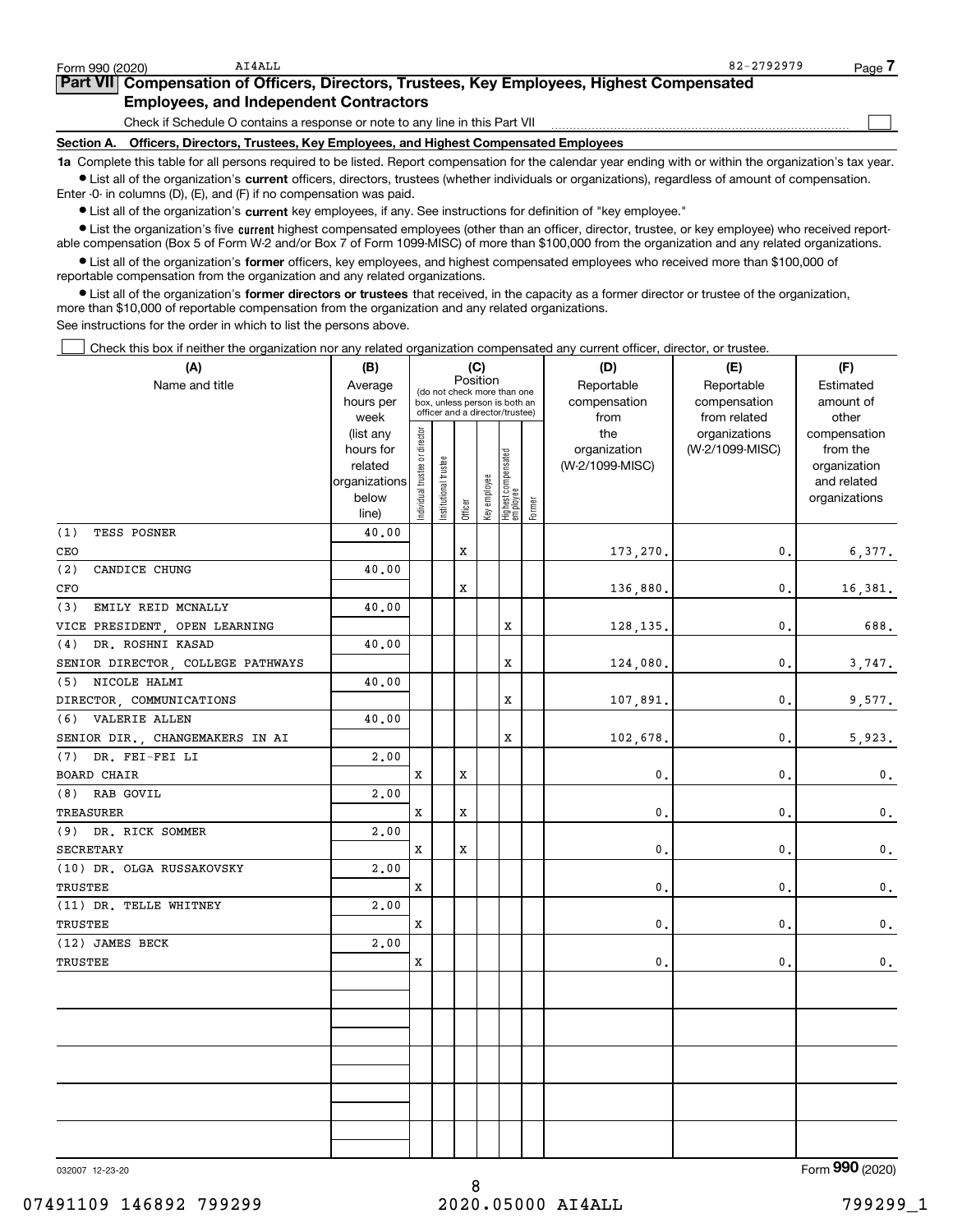Form 990 (2020) AI4ALL 82-2792979

## Part VII Compensation of Officers, Directors, Trustees, Key Employees, Highest Compensated Employees, and Independent Contractors

Check if Schedule O contains a response or note to any line in this Part VII ☐

### Section A. Officers, Directors, Trustees, Key Employees, and Highest Compensated Employees

**1a** Complete this table for all persons required to be listed. Report compensation for the calendar year ending with or within the organization's tax year.

- List all of the organization's **current** officers, directors, trustees (whether individuals or organizations), regardless of amount of compensation. Enter -0- in columns (D), (E), and (F) if no compensation was paid.
- List all of the organization's **current** key employees, if any. See instructions for definition of "key employee."
- List the organization's five **current** highest compensated employees (other than an officer, director, trustee, or key employee) who received reportable compensation (Box 5 of Form W-2 and/or Box 7 of Form 1099-MISC) of more than $100,000 from the organization and any related organizations.
- List all of the organization's **former** officers, key employees, and highest compensated employees who received more than $100,000 of reportable compensation from the organization and any related organizations.
- List all of the organization's **former directors or trustees** that received, in the capacity as a former director or trustee of the organization, more than $10,000 of reportable compensation from the organization and any related organizations.

See instructions for the order in which to list the persons above.

☐ Check this box if neither the organization nor any related organization compensated any current officer, director, or trustee.

| (A) Name and title | (B) Average hours per week (list any hours for related organizations below line) | (C) Position: Individual trustee or director | Institutional trustee | Officer | Key employee | Highest compensated employee | Former | (D) Reportable compensation from the organization (W-2/1099-MISC) | (E) Reportable compensation from related organizations (W-2/1099-MISC) | (F) Estimated amount of other compensation from the organization and related organizations |
|---|---|---|---|---|---|---|---|---|---|---|
| (1) TESS POSNER<br>CEO | 40.00 | | | X | | | | 173,270. | 0. | 6,377. |
| (2) CANDICE CHUNG<br>CFO | 40.00 | | | X | | | | 136,880. | 0. | 16,381. |
| (3) EMILY REID MCNALLY<br>VICE PRESIDENT, OPEN LEARNING | 40.00 | | | | | X | | 128,135. | 0. | 688. |
| (4) DR. ROSHNI KASAD<br>SENIOR DIRECTOR, COLLEGE PATHWAYS | 40.00 | | | | | X | | 124,080. | 0. | 3,747. |
| (5) NICOLE HALMI<br>DIRECTOR, COMMUNICATIONS | 40.00 | | | | | X | | 107,891. | 0. | 9,577. |
| (6) VALERIE ALLEN<br>SENIOR DIR., CHANGEMAKERS IN AI | 40.00 | | | | | X | | 102,678. | 0. | 5,923. |
| (7) DR. FEI-FEI LI<br>BOARD CHAIR | 2.00 | X | | X | | | | 0. | 0. | 0. |
| (8) RAB GOVIL<br>TREASURER | 2.00 | X | | X | | | | 0. | 0. | 0. |
| (9) DR. RICK SOMMER<br>SECRETARY | 2.00 | X | | X | | | | 0. | 0. | 0. |
| (10) DR. OLGA RUSSAKOVSKY<br>TRUSTEE | 2.00 | X | | | | | | 0. | 0. | 0. |
| (11) DR. TELLE WHITNEY<br>TRUSTEE | 2.00 | X | | | | | | 0. | 0. | 0. |
| (12) JAMES BECK<br>TRUSTEE | 2.00 | X | | | | | | 0. | 0. | 0. |

032007 12-23-20 Form 990 (2020)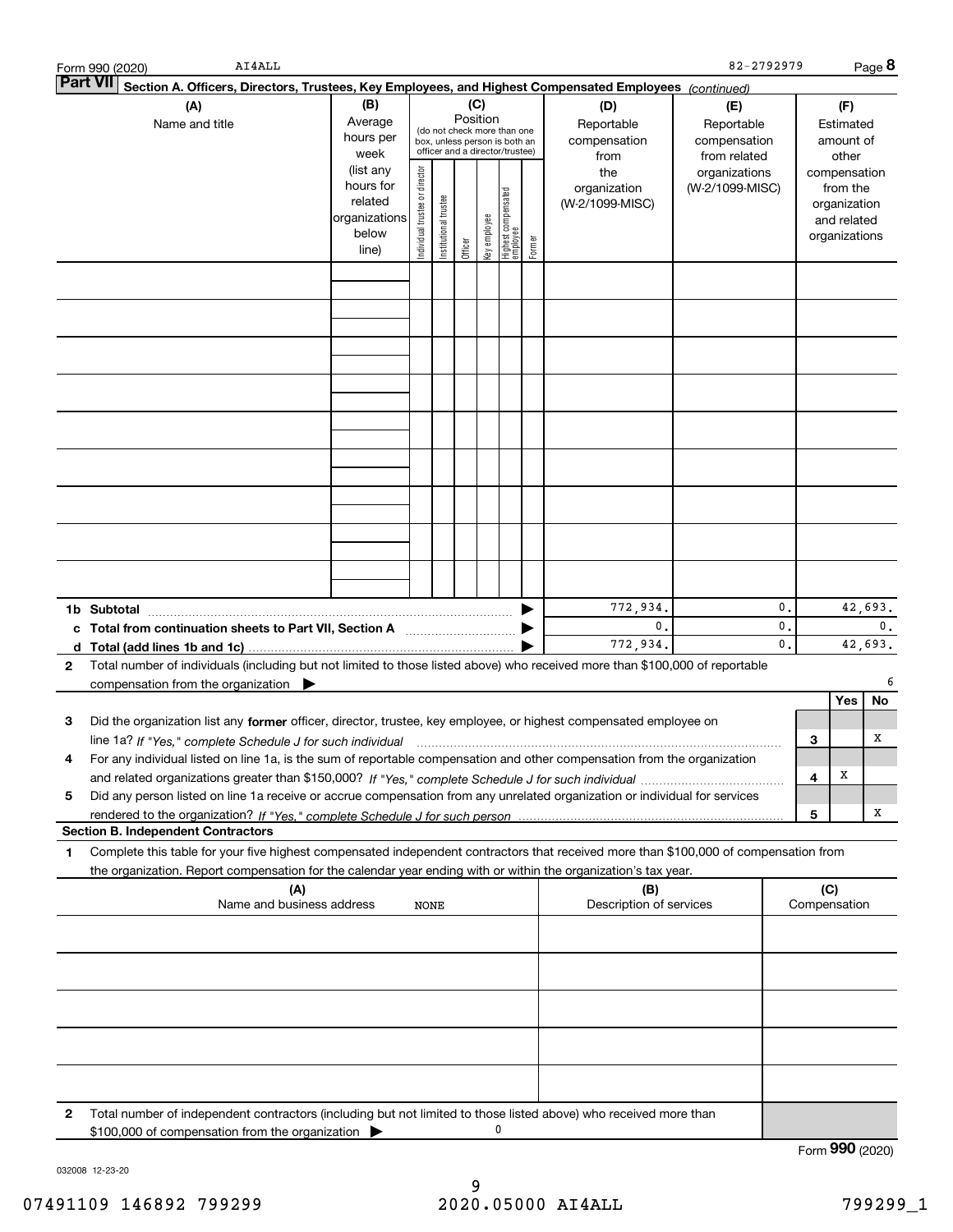Form 990 (2020) AI4ALL 82-2792979 Page **8**

**Part VII** **Section A. Officers, Directors, Trustees, Key Employees, and Highest Compensated Employees** *(continued)*

| (A) Name and title | (B) Average hours per week (list any hours for related organizations below line) | (C) Position (do not check more than one box, unless person is both an officer and a director/trustee): Individual trustee or director | Institutional trustee | Officer | Key employee | Highest compensated employee | Former | (D) Reportable compensation from the organization (W-2/1099-MISC) | (E) Reportable compensation from related organizations (W-2/1099-MISC) | (F) Estimated amount of other compensation from the organization and related organizations |
|---|---|---|---|---|---|---|---|---|---|---|
| | | | | | | | | | | |
| | | | | | | | | | | |
| | | | | | | | | | | |
| | | | | | | | | | | |
| | | | | | | | | | | |
| | | | | | | | | | | |
| | | | | | | | | | | |
| | | | | | | | | | | |
| | | | | | | | | | | |
| **1b Subtotal** | | | | | | | ▶ | 772,934. | 0. | 42,693. |
| **c Total from continuation sheets to Part VII, Section A** | | | | | | | ▶ | 0. | 0. | 0. |
| **d Total (add lines 1b and 1c)** | | | | | | | ▶ | 772,934. | 0. | 42,693. |

**2** Total number of individuals (including but not limited to those listed above) who received more than $100,000 of reportable compensation from the organization ▶ 6

| | | | Yes | No |
|---|---|---|---|---|
| **3** | Did the organization list any **former** officer, director, trustee, key employee, or highest compensated employee on line 1a? *If "Yes," complete Schedule J for such individual* | 3 | | X |
| **4** | For any individual listed on line 1a, is the sum of reportable compensation and other compensation from the organization and related organizations greater than $150,000? *If "Yes," complete Schedule J for such individual* | 4 | X | |
| **5** | Did any person listed on line 1a receive or accrue compensation from any unrelated organization or individual for services rendered to the organization? *If "Yes," complete Schedule J for such person* | 5 | | X |

**Section B. Independent Contractors**

**1** Complete this table for your five highest compensated independent contractors that received more than $100,000 of compensation from the organization. Report compensation for the calendar year ending with or within the organization's tax year.

| (A) Name and business address | (B) Description of services | (C) Compensation |
|---|---|---|
| NONE | | |
| | | |
| | | |
| | | |
| | | |

**2** Total number of independent contractors (including but not limited to those listed above) who received more than $100,000 of compensation from the organization ▶ 0

Form **990** (2020)

032008 12-23-20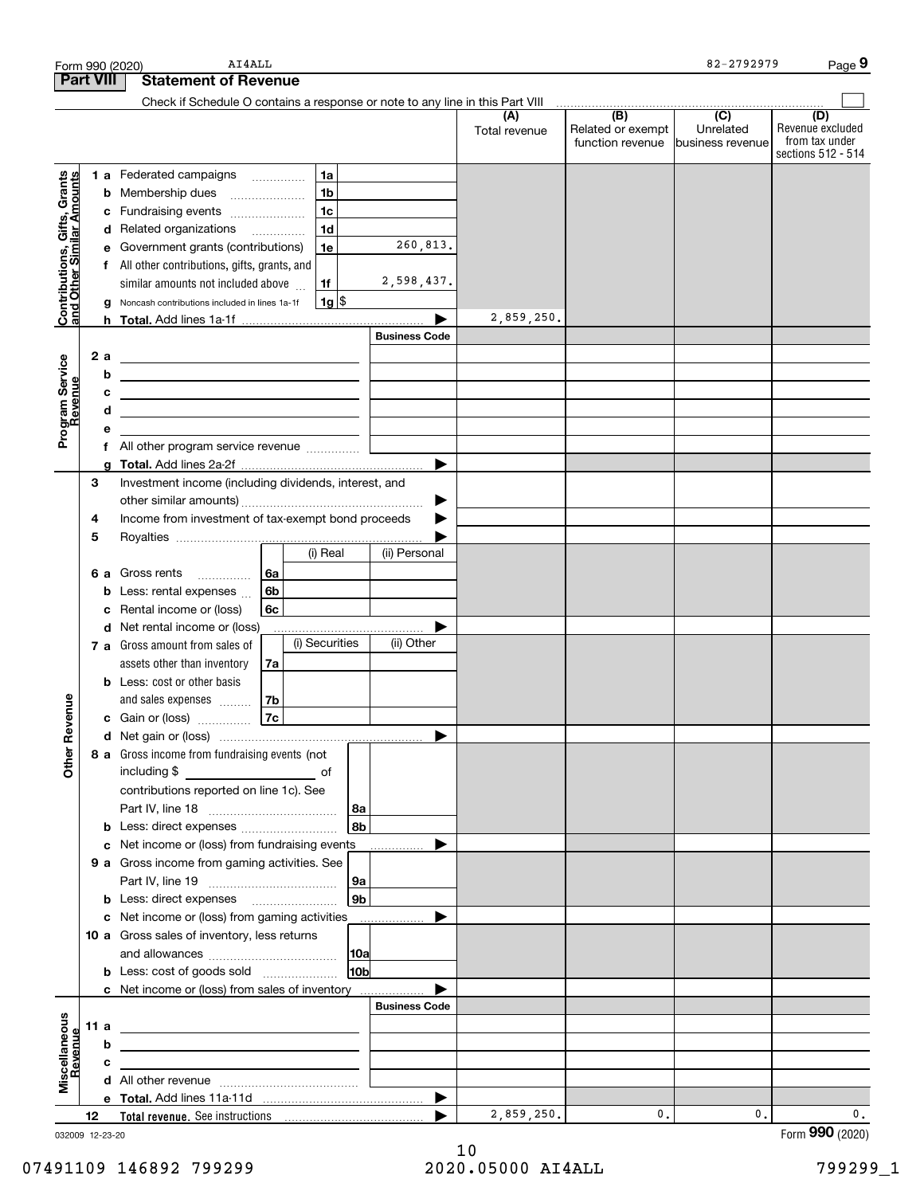Form 990 (2020) AI4ALL 82-2792979 Page 9

## Part VIII Statement of Revenue

Check if Schedule O contains a response or note to any line in this Part VIII

| | | | (A) Total revenue | (B) Related or exempt function revenue | (C) Unrelated business revenue | (D) Revenue excluded from tax under sections 512 - 514 |
|---|---|---|---|---|---|---|
| **Contributions, Gifts, Grants and Other Similar Amounts** | 1 a Federated campaigns | 1a | | | | |
| | b Membership dues | 1b | | | | |
| | c Fundraising events | 1c | | | | |
| | d Related organizations | 1d | | | | |
| | e Government grants (contributions) | 1e 260,813. | | | | |
| | f All other contributions, gifts, grants, and similar amounts not included above | 1f 2,598,437. | | | | |
| | g Noncash contributions included in lines 1a-1f | 1g $ | | | | |
| | h **Total.** Add lines 1a-1f | | 2,859,250. | | | |
| **Program Service Revenue** | | Business Code | | | | |
| | 2 a | | | | | |
| | b | | | | | |
| | c | | | | | |
| | d | | | | | |
| | e | | | | | |
| | f All other program service revenue | | | | | |
| | g **Total.** Add lines 2a-2f | | | | | |
| **Other Revenue** | 3 Investment income (including dividends, interest, and other similar amounts) | | | | | |
| | 4 Income from investment of tax-exempt bond proceeds | | | | | |
| | 5 Royalties | | | | | |
| | | (i) Real / (ii) Personal | | | | |
| | 6 a Gross rents | 6a | | | | |
| | b Less: rental expenses | 6b | | | | |
| | c Rental income or (loss) | 6c | | | | |
| | d Net rental income or (loss) | | | | | |
| | 7 a Gross amount from sales of assets other than inventory | (i) Securities / (ii) Other 7a | | | | |
| | b Less: cost or other basis and sales expenses | 7b | | | | |
| | c Gain or (loss) | 7c | | | | |
| | d Net gain or (loss) | | | | | |
| | 8 a Gross income from fundraising events (not including $ of contributions reported on line 1c). See Part IV, line 18 | 8a | | | | |
| | b Less: direct expenses | 8b | | | | |
| | c Net income or (loss) from fundraising events | | | | | |
| | 9 a Gross income from gaming activities. See Part IV, line 19 | 9a | | | | |
| | b Less: direct expenses | 9b | | | | |
| | c Net income or (loss) from gaming activities | | | | | |
| | 10 a Gross sales of inventory, less returns and allowances | 10a | | | | |
| | b Less: cost of goods sold | 10b | | | | |
| | c Net income or (loss) from sales of inventory | | | | | |
| **Miscellaneous Revenue** | | Business Code | | | | |
| | 11 a | | | | | |
| | b | | | | | |
| | c | | | | | |
| | d All other revenue | | | | | |
| | e **Total.** Add lines 11a-11d | | | | | |
| | 12 **Total revenue.** See instructions | | 2,859,250. | 0. | 0. | 0. |

032009 12-23-20 Form 990 (2020)

07491109 146892 799299 2020.05000 AI4ALL 799299_1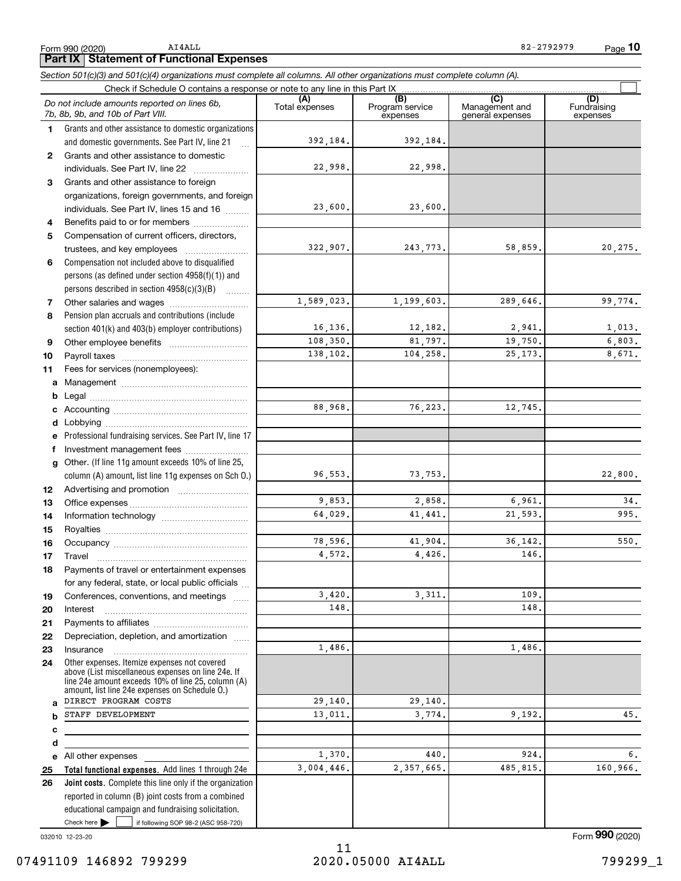Form 990 (2020) AI4ALL 82-2792979 Page **10**

## Part IX Statement of Functional Expenses

*Section 501(c)(3) and 501(c)(4) organizations must complete all columns. All other organizations must complete column (A).*

Check if Schedule O contains a response or note to any line in this Part IX ☐

| *Do not include amounts reported on lines 6b, 7b, 8b, 9b, and 10b of Part VIII.* | (A) Total expenses | (B) Program service expenses | (C) Management and general expenses | (D) Fundraising expenses |
|---|---|---|---|---|
| **1** Grants and other assistance to domestic organizations and domestic governments. See Part IV, line 21 | 392,184. | 392,184. | | |
| **2** Grants and other assistance to domestic individuals. See Part IV, line 22 | 22,998. | 22,998. | | |
| **3** Grants and other assistance to foreign organizations, foreign governments, and foreign individuals. See Part IV, lines 15 and 16 | 23,600. | 23,600. | | |
| **4** Benefits paid to or for members | | | | |
| **5** Compensation of current officers, directors, trustees, and key employees | 322,907. | 243,773. | 58,859. | 20,275. |
| **6** Compensation not included above to disqualified persons (as defined under section 4958(f)(1)) and persons described in section 4958(c)(3)(B) | | | | |
| **7** Other salaries and wages | 1,589,023. | 1,199,603. | 289,646. | 99,774. |
| **8** Pension plan accruals and contributions (include section 401(k) and 403(b) employer contributions) | 16,136. | 12,182. | 2,941. | 1,013. |
| **9** Other employee benefits | 108,350. | 81,797. | 19,750. | 6,803. |
| **10** Payroll taxes | 138,102. | 104,258. | 25,173. | 8,671. |
| **11** Fees for services (nonemployees): | | | | |
| **a** Management | | | | |
| **b** Legal | | | | |
| **c** Accounting | 88,968. | 76,223. | 12,745. | |
| **d** Lobbying | | | | |
| **e** Professional fundraising services. See Part IV, line 17 | | | | |
| **f** Investment management fees | | | | |
| **g** Other. (If line 11g amount exceeds 10% of line 25, column (A) amount, list line 11g expenses on Sch O.) | 96,553. | 73,753. | | 22,800. |
| **12** Advertising and promotion | | | | |
| **13** Office expenses | 9,853. | 2,858. | 6,961. | 34. |
| **14** Information technology | 64,029. | 41,441. | 21,593. | 995. |
| **15** Royalties | | | | |
| **16** Occupancy | 78,596. | 41,904. | 36,142. | 550. |
| **17** Travel | 4,572. | 4,426. | 146. | |
| **18** Payments of travel or entertainment expenses for any federal, state, or local public officials | | | | |
| **19** Conferences, conventions, and meetings | 3,420. | 3,311. | 109. | |
| **20** Interest | 148. | | 148. | |
| **21** Payments to affiliates | | | | |
| **22** Depreciation, depletion, and amortization | | | | |
| **23** Insurance | 1,486. | | 1,486. | |
| **24** Other expenses. Itemize expenses not covered above (List miscellaneous expenses on line 24e. If line 24e amount exceeds 10% of line 25, column (A) amount, list line 24e expenses on Schedule O.) | | | | |
| **a** DIRECT PROGRAM COSTS | 29,140. | 29,140. | | |
| **b** STAFF DEVELOPMENT | 13,011. | 3,774. | 9,192. | 45. |
| **c** | | | | |
| **d** | | | | |
| **e** All other expenses | 1,370. | 440. | 924. | 6. |
| **25 Total functional expenses.** Add lines 1 through 24e | 3,004,446. | 2,357,665. | 485,815. | 160,966. |
| **26 Joint costs.** Complete this line only if the organization reported in column (B) joint costs from a combined educational campaign and fundraising solicitation. Check here ☐ if following SOP 98-2 (ASC 958-720) | | | | |

032010 12-23-20 Form **990** (2020)

07491109 146892 799299 2020.05000 AI4ALL 799299_1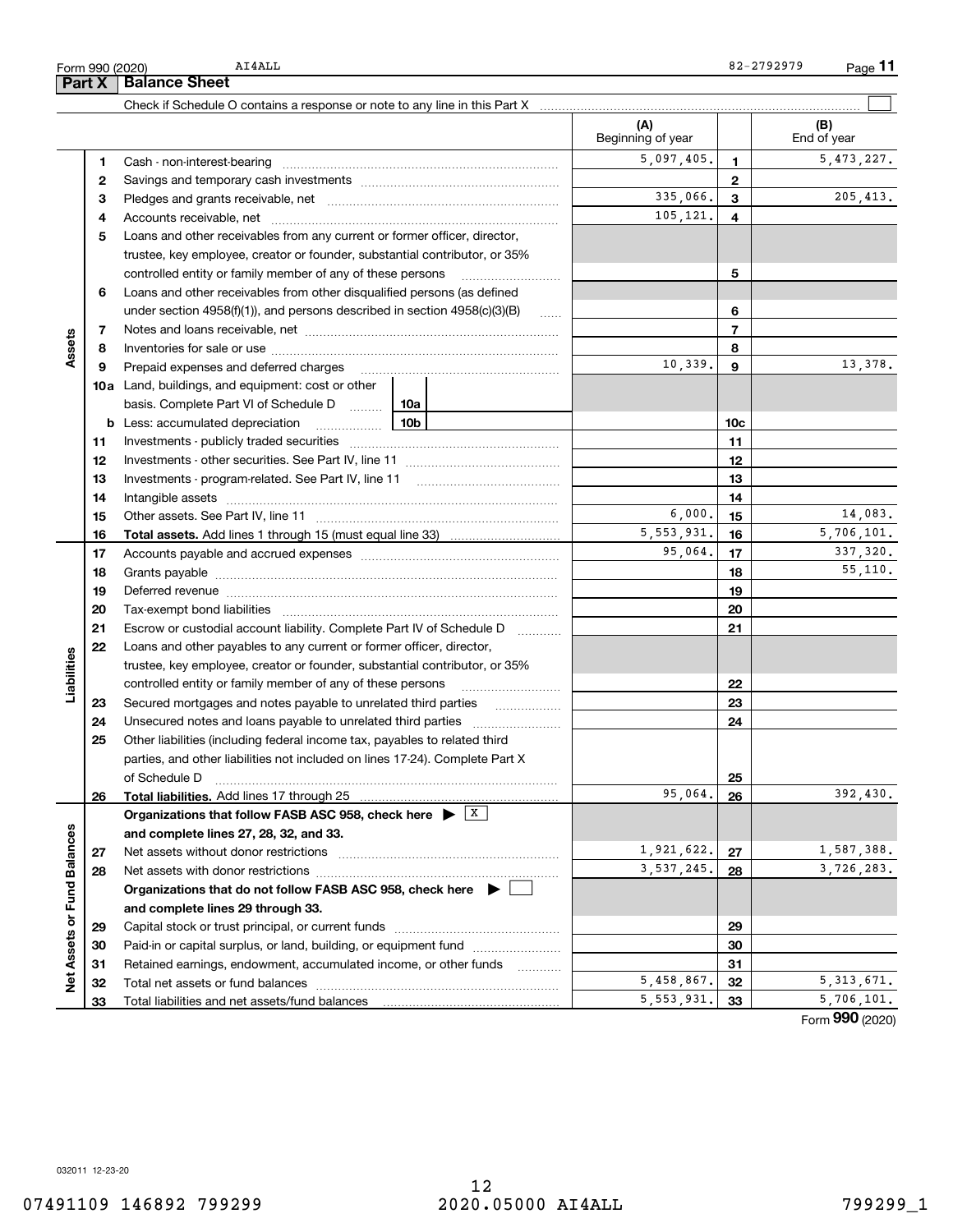Form 990 (2020) AI4ALL 82-2792979 Page **11**

## Part X Balance Sheet

Check if Schedule O contains a response or note to any line in this Part X ☐

| | | | (A) Beginning of year | | (B) End of year |
|---|---|---|---|---|---|
| **Assets** | 1 | Cash - non-interest-bearing | 5,097,405. | 1 | 5,473,227. |
| | 2 | Savings and temporary cash investments | | 2 | |
| | 3 | Pledges and grants receivable, net | 335,066. | 3 | 205,413. |
| | 4 | Accounts receivable, net | 105,121. | 4 | |
| | 5 | Loans and other receivables from any current or former officer, director, trustee, key employee, creator or founder, substantial contributor, or 35% controlled entity or family member of any of these persons | | 5 | |
| | 6 | Loans and other receivables from other disqualified persons (as defined under section 4958(f)(1)), and persons described in section 4958(c)(3)(B) | | 6 | |
| | 7 | Notes and loans receivable, net | | 7 | |
| | 8 | Inventories for sale or use | | 8 | |
| | 9 | Prepaid expenses and deferred charges | 10,339. | 9 | 13,378. |
| | 10a | Land, buildings, and equipment: cost or other basis. Complete Part VI of Schedule D — 10a | | | |
| | b | Less: accumulated depreciation — 10b | | 10c | |
| | 11 | Investments - publicly traded securities | | 11 | |
| | 12 | Investments - other securities. See Part IV, line 11 | | 12 | |
| | 13 | Investments - program-related. See Part IV, line 11 | | 13 | |
| | 14 | Intangible assets | | 14 | |
| | 15 | Other assets. See Part IV, line 11 | 6,000. | 15 | 14,083. |
| | 16 | **Total assets.** Add lines 1 through 15 (must equal line 33) | 5,553,931. | 16 | 5,706,101. |
| **Liabilities** | 17 | Accounts payable and accrued expenses | 95,064. | 17 | 337,320. |
| | 18 | Grants payable | | 18 | 55,110. |
| | 19 | Deferred revenue | | 19 | |
| | 20 | Tax-exempt bond liabilities | | 20 | |
| | 21 | Escrow or custodial account liability. Complete Part IV of Schedule D | | 21 | |
| | 22 | Loans and other payables to any current or former officer, director, trustee, key employee, creator or founder, substantial contributor, or 35% controlled entity or family member of any of these persons | | 22 | |
| | 23 | Secured mortgages and notes payable to unrelated third parties | | 23 | |
| | 24 | Unsecured notes and loans payable to unrelated third parties | | 24 | |
| | 25 | Other liabilities (including federal income tax, payables to related third parties, and other liabilities not included on lines 17-24). Complete Part X of Schedule D | | 25 | |
| | 26 | **Total liabilities.** Add lines 17 through 25 | 95,064. | 26 | 392,430. |
| **Net Assets or Fund Balances** | | **Organizations that follow FASB ASC 958, check here ▶ ☒ and complete lines 27, 28, 32, and 33.** | | | |
| | 27 | Net assets without donor restrictions | 1,921,622. | 27 | 1,587,388. |
| | 28 | Net assets with donor restrictions | 3,537,245. | 28 | 3,726,283. |
| | | **Organizations that do not follow FASB ASC 958, check here ▶ ☐ and complete lines 29 through 33.** | | | |
| | 29 | Capital stock or trust principal, or current funds | | 29 | |
| | 30 | Paid-in or capital surplus, or land, building, or equipment fund | | 30 | |
| | 31 | Retained earnings, endowment, accumulated income, or other funds | | 31 | |
| | 32 | Total net assets or fund balances | 5,458,867. | 32 | 5,313,671. |
| | 33 | Total liabilities and net assets/fund balances | 5,553,931. | 33 | 5,706,101. |

Form **990** (2020)

032011 12-23-20

07491109 146892 799299 2020.05000 AI4ALL 799299_1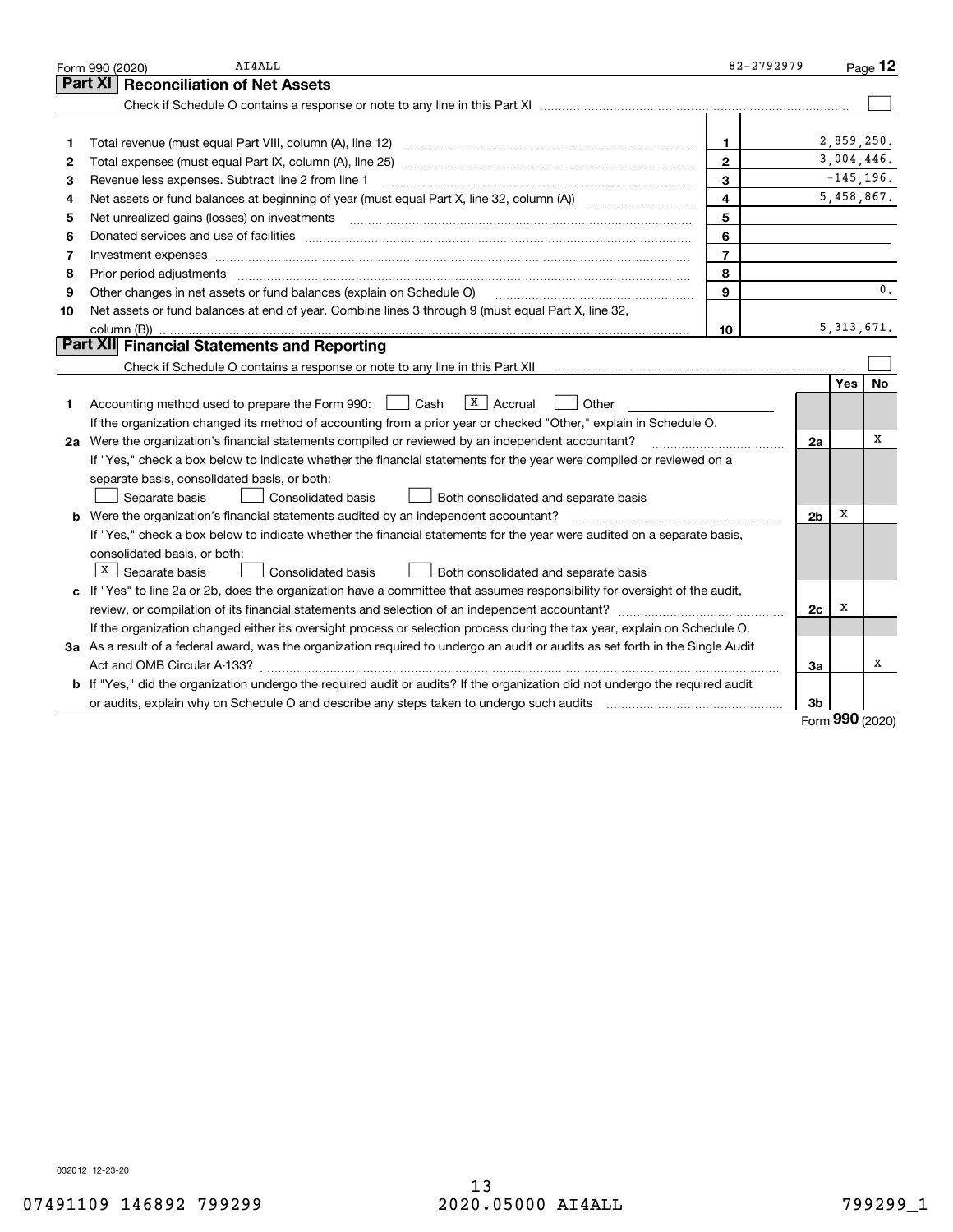Form 990 (2020) AI4ALL 82-2792979 Page **12**

## Part XI Reconciliation of Net Assets

Check if Schedule O contains a response or note to any line in this Part XI ☐

| | | | |
|---|---|---|---|
| 1 | Total revenue (must equal Part VIII, column (A), line 12) | 1 | 2,859,250. |
| 2 | Total expenses (must equal Part IX, column (A), line 25) | 2 | 3,004,446. |
| 3 | Revenue less expenses. Subtract line 2 from line 1 | 3 | -145,196. |
| 4 | Net assets or fund balances at beginning of year (must equal Part X, line 32, column (A)) | 4 | 5,458,867. |
| 5 | Net unrealized gains (losses) on investments | 5 | |
| 6 | Donated services and use of facilities | 6 | |
| 7 | Investment expenses | 7 | |
| 8 | Prior period adjustments | 8 | |
| 9 | Other changes in net assets or fund balances (explain on Schedule O) | 9 | 0. |
| 10 | Net assets or fund balances at end of year. Combine lines 3 through 9 (must equal Part X, line 32, column (B)) | 10 | 5,313,671. |

## Part XII Financial Statements and Reporting

Check if Schedule O contains a response or note to any line in this Part XII ☐

| | | | Yes | No |
|---|---|---|---|---|
| 1 | Accounting method used to prepare the Form 990: ☐ Cash ☒ Accrual ☐ Other | | | |
| | If the organization changed its method of accounting from a prior year or checked "Other," explain in Schedule O. | | | |
| 2a | Were the organization's financial statements compiled or reviewed by an independent accountant? | 2a | | X |
| | If "Yes," check a box below to indicate whether the financial statements for the year were compiled or reviewed on a separate basis, consolidated basis, or both: ☐ Separate basis ☐ Consolidated basis ☐ Both consolidated and separate basis | | | |
| b | Were the organization's financial statements audited by an independent accountant? | 2b | X | |
| | If "Yes," check a box below to indicate whether the financial statements for the year were audited on a separate basis, consolidated basis, or both: ☒ Separate basis ☐ Consolidated basis ☐ Both consolidated and separate basis | | | |
| c | If "Yes" to line 2a or 2b, does the organization have a committee that assumes responsibility for oversight of the audit, review, or compilation of its financial statements and selection of an independent accountant? | 2c | X | |
| | If the organization changed either its oversight process or selection process during the tax year, explain on Schedule O. | | | |
| 3a | As a result of a federal award, was the organization required to undergo an audit or audits as set forth in the Single Audit Act and OMB Circular A-133? | 3a | | X |
| b | If "Yes," did the organization undergo the required audit or audits? If the organization did not undergo the required audit or audits, explain why on Schedule O and describe any steps taken to undergo such audits | 3b | | |

Form **990** (2020)

032012 12-23-20

07491109 146892 799299 2020.05000 AI4ALL 799299_1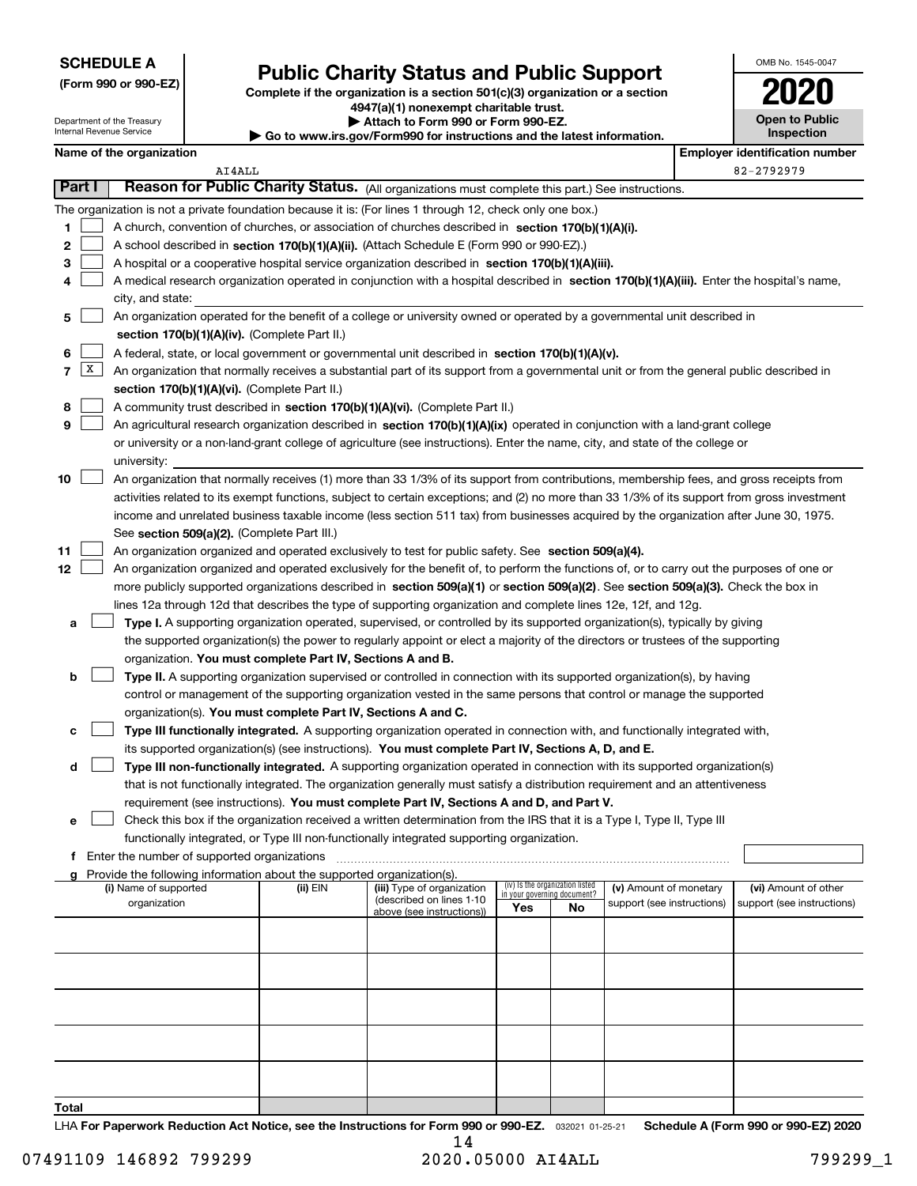**SCHEDULE A**
**(Form 990 or 990-EZ)**

Department of the Treasury
Internal Revenue Service

# Public Charity Status and Public Support

**Complete if the organization is a section 501(c)(3) organization or a section 4947(a)(1) nonexempt charitable trust.**
**▶ Attach to Form 990 or Form 990-EZ.**
**▶ Go to www.irs.gov/Form990 for instructions and the latest information.**

OMB No. 1545-0047

**2020**

**Open to Public Inspection**

**Name of the organization:** AI4ALL

**Employer identification number:** 82-2792979

## Part I — Reason for Public Charity Status. (All organizations must complete this part.) See instructions.

The organization is not a private foundation because it is: (For lines 1 through 12, check only one box.)

1. [ ] A church, convention of churches, or association of churches described in **section 170(b)(1)(A)(i).**
2. [ ] A school described in **section 170(b)(1)(A)(ii).** (Attach Schedule E (Form 990 or 990-EZ).)
3. [ ] A hospital or a cooperative hospital service organization described in **section 170(b)(1)(A)(iii).**
4. [ ] A medical research organization operated in conjunction with a hospital described in **section 170(b)(1)(A)(iii).** Enter the hospital's name, city, and state:
5. [ ] An organization operated for the benefit of a college or university owned or operated by a governmental unit described in **section 170(b)(1)(A)(iv).** (Complete Part II.)
6. [ ] A federal, state, or local government or governmental unit described in **section 170(b)(1)(A)(v).**
7. [X] An organization that normally receives a substantial part of its support from a governmental unit or from the general public described in **section 170(b)(1)(A)(vi).** (Complete Part II.)
8. [ ] A community trust described in **section 170(b)(1)(A)(vi).** (Complete Part II.)
9. [ ] An agricultural research organization described in **section 170(b)(1)(A)(ix)** operated in conjunction with a land-grant college or university or a non-land-grant college of agriculture (see instructions). Enter the name, city, and state of the college or university:
10. [ ] An organization that normally receives (1) more than 33 1/3% of its support from contributions, membership fees, and gross receipts from activities related to its exempt functions, subject to certain exceptions; and (2) no more than 33 1/3% of its support from gross investment income and unrelated business taxable income (less section 511 tax) from businesses acquired by the organization after June 30, 1975. See **section 509(a)(2).** (Complete Part III.)
11. [ ] An organization organized and operated exclusively to test for public safety. See **section 509(a)(4).**
12. [ ] An organization organized and operated exclusively for the benefit of, to perform the functions of, or to carry out the purposes of one or more publicly supported organizations described in **section 509(a)(1)** or **section 509(a)(2)**. See **section 509(a)(3).** Check the box in lines 12a through 12d that describes the type of supporting organization and complete lines 12e, 12f, and 12g.
   - **a** [ ] **Type I.** A supporting organization operated, supervised, or controlled by its supported organization(s), typically by giving the supported organization(s) the power to regularly appoint or elect a majority of the directors or trustees of the supporting organization. **You must complete Part IV, Sections A and B.**
   - **b** [ ] **Type II.** A supporting organization supervised or controlled in connection with its supported organization(s), by having control or management of the supporting organization vested in the same persons that control or manage the supported organization(s). **You must complete Part IV, Sections A and C.**
   - **c** [ ] **Type III functionally integrated.** A supporting organization operated in connection with, and functionally integrated with, its supported organization(s) (see instructions). **You must complete Part IV, Sections A, D, and E.**
   - **d** [ ] **Type III non-functionally integrated.** A supporting organization operated in connection with its supported organization(s) that is not functionally integrated. The organization generally must satisfy a distribution requirement and an attentiveness requirement (see instructions). **You must complete Part IV, Sections A and D, and Part V.**
   - **e** [ ] Check this box if the organization received a written determination from the IRS that it is a Type I, Type II, Type III functionally integrated, or Type III non-functionally integrated supporting organization.
   - **f** Enter the number of supported organizations
   - **g** Provide the following information about the supported organization(s).

| (i) Name of supported organization | (ii) EIN | (iii) Type of organization (described on lines 1-10 above (see instructions)) | (iv) Is the organization listed in your governing document? Yes | No | (v) Amount of monetary support (see instructions) | (vi) Amount of other support (see instructions) |
|---|---|---|---|---|---|---|
| | | | | | | |
| | | | | | | |
| | | | | | | |
| | | | | | | |
| | | | | | | |
| **Total** | | | | | | |

LHA **For Paperwork Reduction Act Notice, see the Instructions for Form 990 or 990-EZ.** 032021 01-25-21 **Schedule A (Form 990 or 990-EZ) 2020**

07491109 146892 799299 2020.05000 AI4ALL 799299_1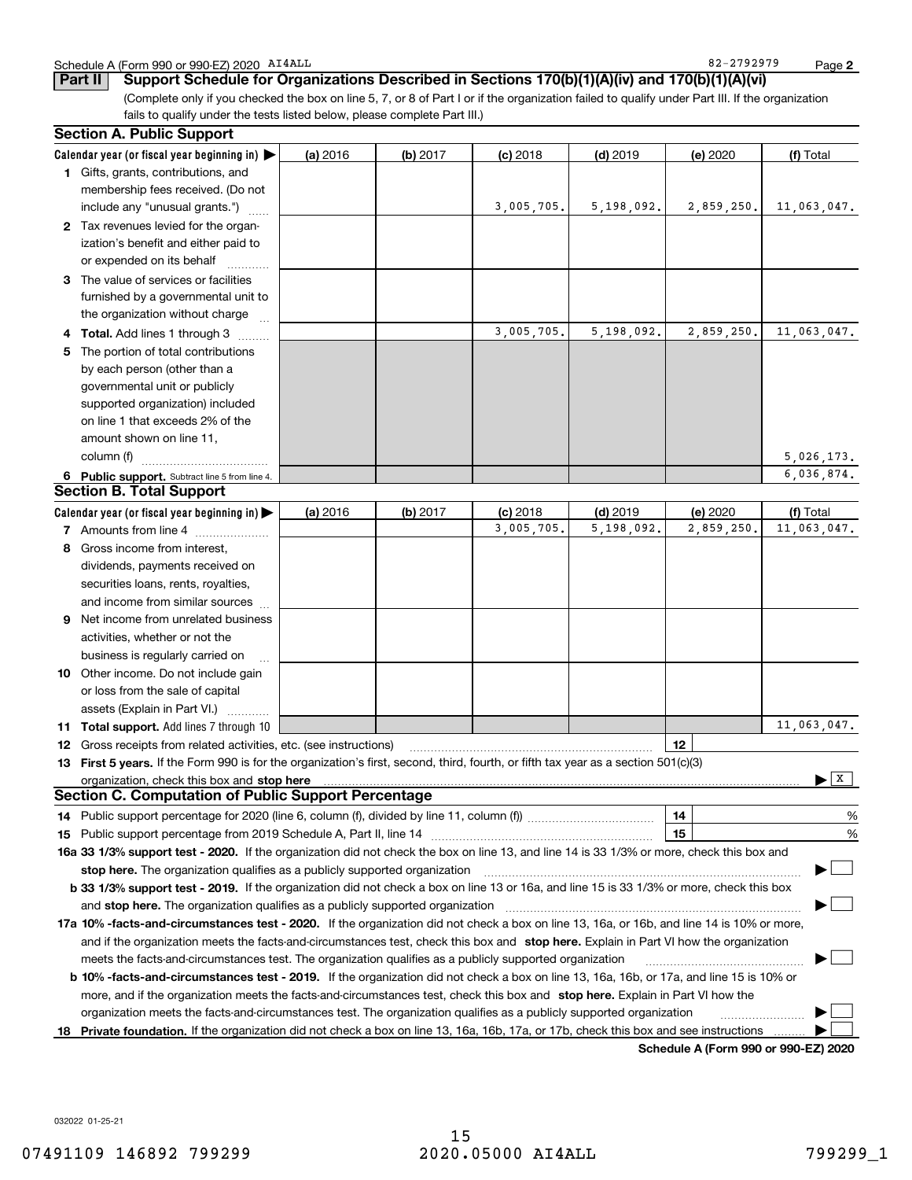Schedule A (Form 990 or 990-EZ) 2020 AI4ALL 82-2792979 Page 2

## Part II Support Schedule for Organizations Described in Sections 170(b)(1)(A)(iv) and 170(b)(1)(A)(vi)

(Complete only if you checked the box on line 5, 7, or 8 of Part I or if the organization failed to qualify under Part III. If the organization fails to qualify under the tests listed below, please complete Part III.)

### Section A. Public Support

| Calendar year (or fiscal year beginning in) ▶ | (a) 2016 | (b) 2017 | (c) 2018 | (d) 2019 | (e) 2020 | (f) Total |
|---|---|---|---|---|---|---|
| **1** Gifts, grants, contributions, and membership fees received. (Do not include any "unusual grants.") | | | 3,005,705. | 5,198,092. | 2,859,250. | 11,063,047. |
| **2** Tax revenues levied for the organization's benefit and either paid to or expended on its behalf | | | | | | |
| **3** The value of services or facilities furnished by a governmental unit to the organization without charge | | | | | | |
| **4 Total.** Add lines 1 through 3 | | | 3,005,705. | 5,198,092. | 2,859,250. | 11,063,047. |
| **5** The portion of total contributions by each person (other than a governmental unit or publicly supported organization) included on line 1 that exceeds 2% of the amount shown on line 11, column (f) | | | | | | 5,026,173. |
| **6 Public support.** Subtract line 5 from line 4. | | | | | | 6,036,874. |

### Section B. Total Support

| Calendar year (or fiscal year beginning in) ▶ | (a) 2016 | (b) 2017 | (c) 2018 | (d) 2019 | (e) 2020 | (f) Total |
|---|---|---|---|---|---|---|
| **7** Amounts from line 4 | | | 3,005,705. | 5,198,092. | 2,859,250. | 11,063,047. |
| **8** Gross income from interest, dividends, payments received on securities loans, rents, royalties, and income from similar sources | | | | | | |
| **9** Net income from unrelated business activities, whether or not the business is regularly carried on | | | | | | |
| **10** Other income. Do not include gain or loss from the sale of capital assets (Explain in Part VI.) | | | | | | |
| **11 Total support.** Add lines 7 through 10 | | | | | | 11,063,047. |

**12** Gross receipts from related activities, etc. (see instructions) **12**

**13 First 5 years.** If the Form 990 is for the organization's first, second, third, fourth, or fifth tax year as a section 501(c)(3) organization, check this box and **stop here** ▶ [X]

### Section C. Computation of Public Support Percentage

**14** Public support percentage for 2020 (line 6, column (f), divided by line 11, column (f)) **14** %

**15** Public support percentage from 2019 Schedule A, Part II, line 14 **15** %

**16a 33 1/3% support test - 2020.** If the organization did not check the box on line 13, and line 14 is 33 1/3% or more, check this box and **stop here.** The organization qualifies as a publicly supported organization ▶ [ ]

**b 33 1/3% support test - 2019.** If the organization did not check a box on line 13 or 16a, and line 15 is 33 1/3% or more, check this box and **stop here.** The organization qualifies as a publicly supported organization ▶ [ ]

**17a 10% -facts-and-circumstances test - 2020.** If the organization did not check a box on line 13, 16a, or 16b, and line 14 is 10% or more, and if the organization meets the facts-and-circumstances test, check this box and **stop here.** Explain in Part VI how the organization meets the facts-and-circumstances test. The organization qualifies as a publicly supported organization ▶ [ ]

**b 10% -facts-and-circumstances test - 2019.** If the organization did not check a box on line 13, 16a, 16b, or 17a, and line 15 is 10% or more, and if the organization meets the facts-and-circumstances test, check this box and **stop here.** Explain in Part VI how the organization meets the facts-and-circumstances test. The organization qualifies as a publicly supported organization ▶ [ ]

**18 Private foundation.** If the organization did not check a box on line 13, 16a, 16b, 17a, or 17b, check this box and see instructions ▶ [ ]

**Schedule A (Form 990 or 990-EZ) 2020**

032022 01-25-21

07491109 146892 799299 2020.05000 AI4ALL 799299_1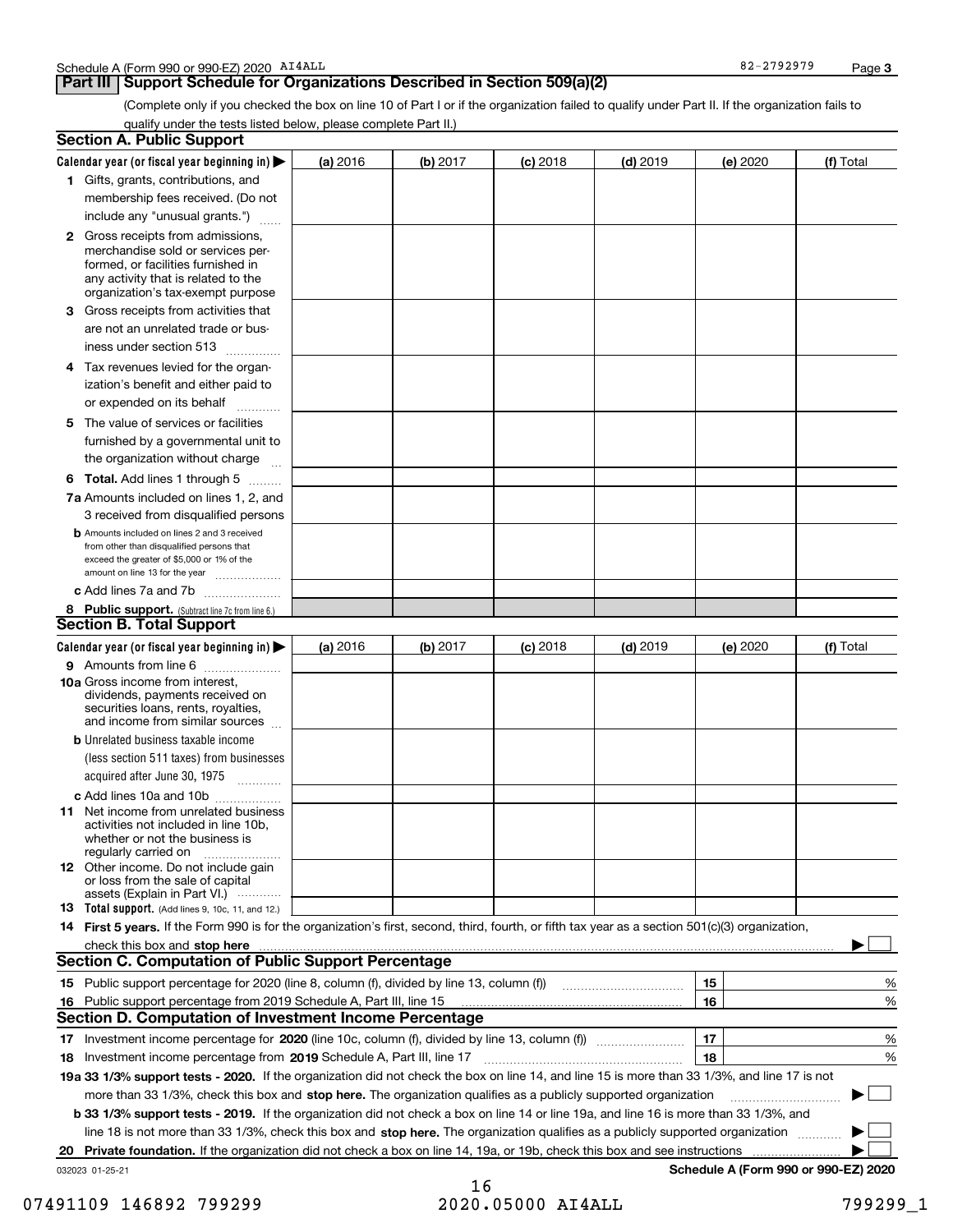Schedule A (Form 990 or 990-EZ) 2020 AI4ALL 82-2792979 Page **3**

## Part III Support Schedule for Organizations Described in Section 509(a)(2)

(Complete only if you checked the box on line 10 of Part I or if the organization failed to qualify under Part II. If the organization fails to qualify under the tests listed below, please complete Part II.)

### Section A. Public Support

| Calendar year (or fiscal year beginning in) ▶ | (a) 2016 | (b) 2017 | (c) 2018 | (d) 2019 | (e) 2020 | (f) Total |
|---|---|---|---|---|---|---|
| **1** Gifts, grants, contributions, and membership fees received. (Do not include any "unusual grants.") | | | | | | |
| **2** Gross receipts from admissions, merchandise sold or services performed, or facilities furnished in any activity that is related to the organization's tax-exempt purpose | | | | | | |
| **3** Gross receipts from activities that are not an unrelated trade or business under section 513 | | | | | | |
| **4** Tax revenues levied for the organization's benefit and either paid to or expended on its behalf | | | | | | |
| **5** The value of services or facilities furnished by a governmental unit to the organization without charge | | | | | | |
| **6 Total.** Add lines 1 through 5 | | | | | | |
| **7a** Amounts included on lines 1, 2, and 3 received from disqualified persons | | | | | | |
| **b** Amounts included on lines 2 and 3 received from other than disqualified persons that exceed the greater of $5,000 or 1% of the amount on line 13 for the year | | | | | | |
| **c** Add lines 7a and 7b | | | | | | |
| **8 Public support.** (Subtract line 7c from line 6.) | | | | | | |

### Section B. Total Support

| Calendar year (or fiscal year beginning in) ▶ | (a) 2016 | (b) 2017 | (c) 2018 | (d) 2019 | (e) 2020 | (f) Total |
|---|---|---|---|---|---|---|
| **9** Amounts from line 6 | | | | | | |
| **10a** Gross income from interest, dividends, payments received on securities loans, rents, royalties, and income from similar sources | | | | | | |
| **b** Unrelated business taxable income (less section 511 taxes) from businesses acquired after June 30, 1975 | | | | | | |
| **c** Add lines 10a and 10b | | | | | | |
| **11** Net income from unrelated business activities not included in line 10b, whether or not the business is regularly carried on | | | | | | |
| **12** Other income. Do not include gain or loss from the sale of capital assets (Explain in Part VI.) | | | | | | |
| **13 Total support.** (Add lines 9, 10c, 11, and 12.) | | | | | | |

**14 First 5 years.** If the Form 990 is for the organization's first, second, third, fourth, or fifth tax year as a section 501(c)(3) organization, check this box and **stop here** ▶ ☐

### Section C. Computation of Public Support Percentage

| | | | |
|---|---|---|---|
| **15** Public support percentage for 2020 (line 8, column (f), divided by line 13, column (f)) | **15** | | % |
| **16** Public support percentage from 2019 Schedule A, Part III, line 15 | **16** | | % |

### Section D. Computation of Investment Income Percentage

| | | | |
|---|---|---|---|
| **17** Investment income percentage for **2020** (line 10c, column (f), divided by line 13, column (f)) | **17** | | % |
| **18** Investment income percentage from **2019** Schedule A, Part III, line 17 | **18** | | % |

**19a 33 1/3% support tests - 2020.** If the organization did not check the box on line 14, and line 15 is more than 33 1/3%, and line 17 is not more than 33 1/3%, check this box and **stop here.** The organization qualifies as a publicly supported organization ▶ ☐

**b 33 1/3% support tests - 2019.** If the organization did not check a box on line 14 or line 19a, and line 16 is more than 33 1/3%, and line 18 is not more than 33 1/3%, check this box and **stop here.** The organization qualifies as a publicly supported organization ▶ ☐

**20 Private foundation.** If the organization did not check a box on line 14, 19a, or 19b, check this box and see instructions ▶ ☐

032023 01-25-21 **Schedule A (Form 990 or 990-EZ) 2020**

07491109 146892 799299 2020.05000 AI4ALL 799299_1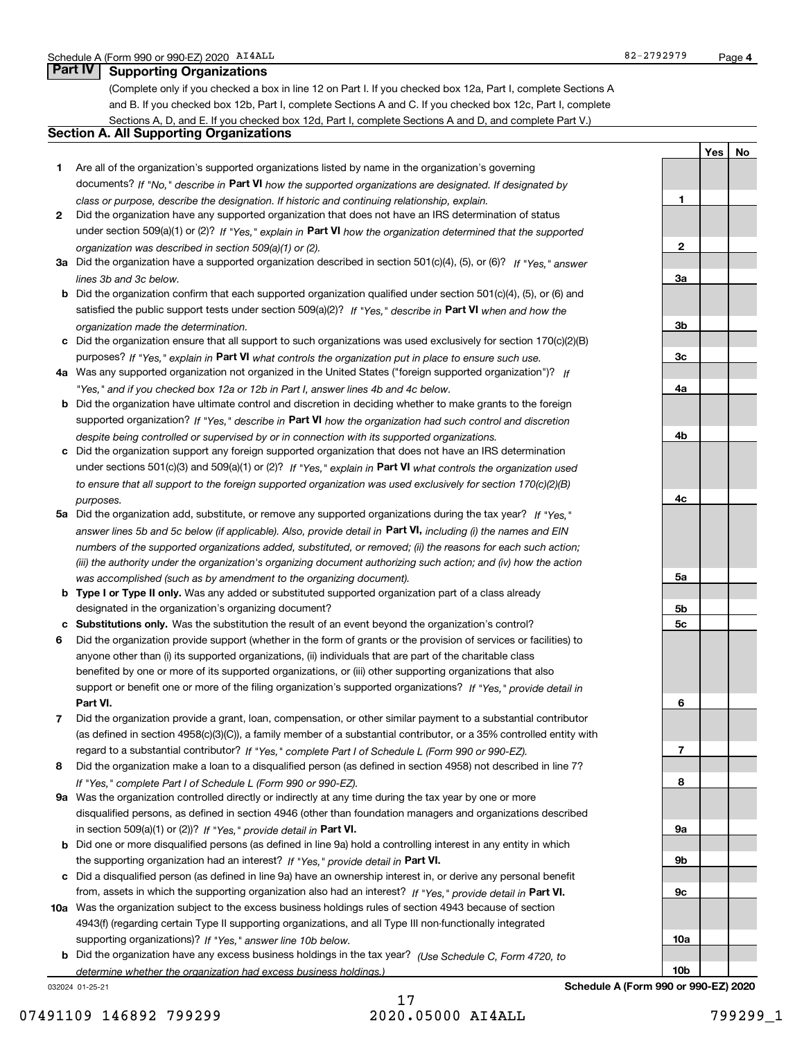Schedule A (Form 990 or 990-EZ) 2020 AI4ALL 82-2792979 Page 4

## Part IV Supporting Organizations

(Complete only if you checked a box in line 12 on Part I. If you checked box 12a, Part I, complete Sections A and B. If you checked box 12b, Part I, complete Sections A and C. If you checked box 12c, Part I, complete Sections A, D, and E. If you checked box 12d, Part I, complete Sections A and D, and complete Part V.)

### Section A. All Supporting Organizations

| | | | Yes | No |
|---|---|---|---|---|
| **1** | Are all of the organization's supported organizations listed by name in the organization's governing documents? *If "No," describe in* **Part VI** *how the supported organizations are designated. If designated by class or purpose, describe the designation. If historic and continuing relationship, explain.* | 1 | | |
| **2** | Did the organization have any supported organization that does not have an IRS determination of status under section 509(a)(1) or (2)? *If "Yes," explain in* **Part VI** *how the organization determined that the supported organization was described in section 509(a)(1) or (2).* | 2 | | |
| **3a** | Did the organization have a supported organization described in section 501(c)(4), (5), or (6)? *If "Yes," answer lines 3b and 3c below.* | 3a | | |
| **b** | Did the organization confirm that each supported organization qualified under section 501(c)(4), (5), or (6) and satisfied the public support tests under section 509(a)(2)? *If "Yes," describe in* **Part VI** *when and how the organization made the determination.* | 3b | | |
| **c** | Did the organization ensure that all support to such organizations was used exclusively for section 170(c)(2)(B) purposes? *If "Yes," explain in* **Part VI** *what controls the organization put in place to ensure such use.* | 3c | | |
| **4a** | Was any supported organization not organized in the United States ("foreign supported organization")? *If "Yes," and if you checked box 12a or 12b in Part I, answer lines 4b and 4c below.* | 4a | | |
| **b** | Did the organization have ultimate control and discretion in deciding whether to make grants to the foreign supported organization? *If "Yes," describe in* **Part VI** *how the organization had such control and discretion despite being controlled or supervised by or in connection with its supported organizations.* | 4b | | |
| **c** | Did the organization support any foreign supported organization that does not have an IRS determination under sections 501(c)(3) and 509(a)(1) or (2)? *If "Yes," explain in* **Part VI** *what controls the organization used to ensure that all support to the foreign supported organization was used exclusively for section 170(c)(2)(B) purposes.* | 4c | | |
| **5a** | Did the organization add, substitute, or remove any supported organizations during the tax year? *If "Yes," answer lines 5b and 5c below (if applicable). Also, provide detail in* **Part VI,** *including (i) the names and EIN numbers of the supported organizations added, substituted, or removed; (ii) the reasons for each such action; (iii) the authority under the organization's organizing document authorizing such action; and (iv) how the action was accomplished (such as by amendment to the organizing document).* | 5a | | |
| **b** | **Type I or Type II only.** Was any added or substituted supported organization part of a class already designated in the organization's organizing document? | 5b | | |
| **c** | **Substitutions only.** Was the substitution the result of an event beyond the organization's control? | 5c | | |
| **6** | Did the organization provide support (whether in the form of grants or the provision of services or facilities) to anyone other than (i) its supported organizations, (ii) individuals that are part of the charitable class benefited by one or more of its supported organizations, or (iii) other supporting organizations that also support or benefit one or more of the filing organization's supported organizations? *If "Yes," provide detail in* **Part VI.** | 6 | | |
| **7** | Did the organization provide a grant, loan, compensation, or other similar payment to a substantial contributor (as defined in section 4958(c)(3)(C)), a family member of a substantial contributor, or a 35% controlled entity with regard to a substantial contributor? *If "Yes," complete Part I of Schedule L (Form 990 or 990-EZ).* | 7 | | |
| **8** | Did the organization make a loan to a disqualified person (as defined in section 4958) not described in line 7? *If "Yes," complete Part I of Schedule L (Form 990 or 990-EZ).* | 8 | | |
| **9a** | Was the organization controlled directly or indirectly at any time during the tax year by one or more disqualified persons, as defined in section 4946 (other than foundation managers and organizations described in section 509(a)(1) or (2))? *If "Yes," provide detail in* **Part VI.** | 9a | | |
| **b** | Did one or more disqualified persons (as defined in line 9a) hold a controlling interest in any entity in which the supporting organization had an interest? *If "Yes," provide detail in* **Part VI.** | 9b | | |
| **c** | Did a disqualified person (as defined in line 9a) have an ownership interest in, or derive any personal benefit from, assets in which the supporting organization also had an interest? *If "Yes," provide detail in* **Part VI.** | 9c | | |
| **10a** | Was the organization subject to the excess business holdings rules of section 4943 because of section 4943(f) (regarding certain Type II supporting organizations, and all Type III non-functionally integrated supporting organizations)? *If "Yes," answer line 10b below.* | 10a | | |
| **b** | Did the organization have any excess business holdings in the tax year? *(Use Schedule C, Form 4720, to determine whether the organization had excess business holdings.)* | 10b | | |

032024 01-25-21 **Schedule A (Form 990 or 990-EZ) 2020**

07491109 146892 799299 2020.05000 AI4ALL 799299_1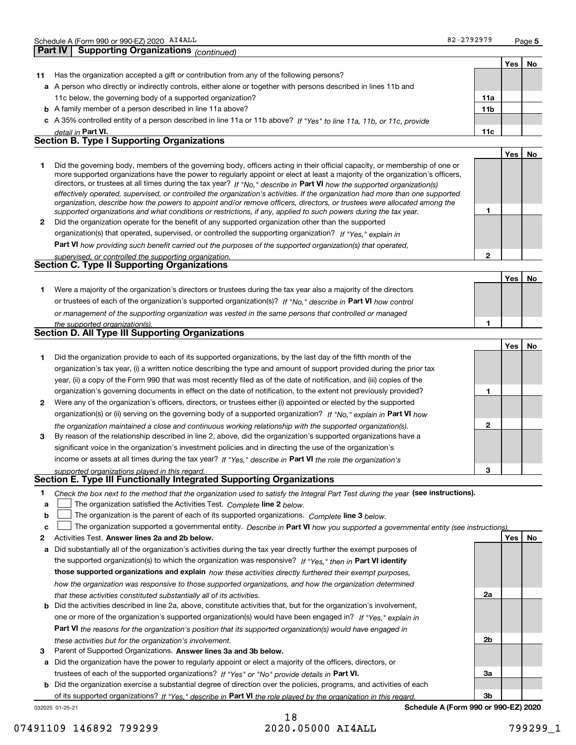Schedule A (Form 990 or 990-EZ) 2020 AI4ALL 82-2792979 Page 5

## Part IV Supporting Organizations *(continued)*

| | | | Yes | No |
|---|---|---|---|---|
| **11** | Has the organization accepted a gift or contribution from any of the following persons? | | | |
| **a** | A person who directly or indirectly controls, either alone or together with persons described in lines 11b and 11c below, the governing body of a supported organization? | **11a** | | |
| **b** | A family member of a person described in line 11a above? | **11b** | | |
| **c** | A 35% controlled entity of a person described in line 11a or 11b above? *If "Yes" to line 11a, 11b, or 11c, provide detail in* **Part VI.** | **11c** | | |

### Section B. Type I Supporting Organizations

| | | | Yes | No |
|---|---|---|---|---|
| **1** | Did the governing body, members of the governing body, officers acting in their official capacity, or membership of one or more supported organizations have the power to regularly appoint or elect at least a majority of the organization's officers, directors, or trustees at all times during the tax year? *If "No," describe in* **Part VI** *how the supported organization(s) effectively operated, supervised, or controlled the organization's activities. If the organization had more than one supported organization, describe how the powers to appoint and/or remove officers, directors, or trustees were allocated among the supported organizations and what conditions or restrictions, if any, applied to such powers during the tax year.* | **1** | | |
| **2** | Did the organization operate for the benefit of any supported organization other than the supported organization(s) that operated, supervised, or controlled the supporting organization? *If "Yes," explain in* **Part VI** *how providing such benefit carried out the purposes of the supported organization(s) that operated, supervised, or controlled the supporting organization.* | **2** | | |

### Section C. Type II Supporting Organizations

| | | | Yes | No |
|---|---|---|---|---|
| **1** | Were a majority of the organization's directors or trustees during the tax year also a majority of the directors or trustees of each of the organization's supported organization(s)? *If "No," describe in* **Part VI** *how control or management of the supporting organization was vested in the same persons that controlled or managed the supported organization(s).* | **1** | | |

### Section D. All Type III Supporting Organizations

| | | | Yes | No |
|---|---|---|---|---|
| **1** | Did the organization provide to each of its supported organizations, by the last day of the fifth month of the organization's tax year, (i) a written notice describing the type and amount of support provided during the prior tax year, (ii) a copy of the Form 990 that was most recently filed as of the date of notification, and (iii) copies of the organization's governing documents in effect on the date of notification, to the extent not previously provided? | **1** | | |
| **2** | Were any of the organization's officers, directors, or trustees either (i) appointed or elected by the supported organization(s) or (ii) serving on the governing body of a supported organization? *If "No," explain in* **Part VI** *how the organization maintained a close and continuous working relationship with the supported organization(s).* | **2** | | |
| **3** | By reason of the relationship described in line 2, above, did the organization's supported organizations have a significant voice in the organization's investment policies and in directing the use of the organization's income or assets at all times during the tax year? *If "Yes," describe in* **Part VI** *the role the organization's supported organizations played in this regard.* | **3** | | |

### Section E. Type III Functionally Integrated Supporting Organizations

**1** *Check the box next to the method that the organization used to satisfy the Integral Part Test during the year* **(see instructions).**

- **a** ☐ The organization satisfied the Activities Test. *Complete* **line 2** *below.*
- **b** ☐ The organization is the parent of each of its supported organizations. *Complete* **line 3** *below.*
- **c** ☐ The organization supported a governmental entity. *Describe in* **Part VI** *how you supported a governmental entity (see instructions).*

| | | | Yes | No |
|---|---|---|---|---|
| **2** | Activities Test. **Answer lines 2a and 2b below.** | | | |
| **a** | Did substantially all of the organization's activities during the tax year directly further the exempt purposes of the supported organization(s) to which the organization was responsive? *If "Yes," then in* **Part VI identify those supported organizations and explain** *how these activities directly furthered their exempt purposes, how the organization was responsive to those supported organizations, and how the organization determined that these activities constituted substantially all of its activities.* | **2a** | | |
| **b** | Did the activities described in line 2a, above, constitute activities that, but for the organization's involvement, one or more of the organization's supported organization(s) would have been engaged in? *If "Yes," explain in* **Part VI** *the reasons for the organization's position that its supported organization(s) would have engaged in these activities but for the organization's involvement.* | **2b** | | |
| **3** | Parent of Supported Organizations. **Answer lines 3a and 3b below.** | | | |
| **a** | Did the organization have the power to regularly appoint or elect a majority of the officers, directors, or trustees of each of the supported organizations? *If "Yes" or "No" provide details in* **Part VI.** | **3a** | | |
| **b** | Did the organization exercise a substantial degree of direction over the policies, programs, and activities of each of its supported organizations? *If "Yes," describe in* **Part VI** *the role played by the organization in this regard.* | **3b** | | |

032025 01-25-21 **Schedule A (Form 990 or 990-EZ) 2020**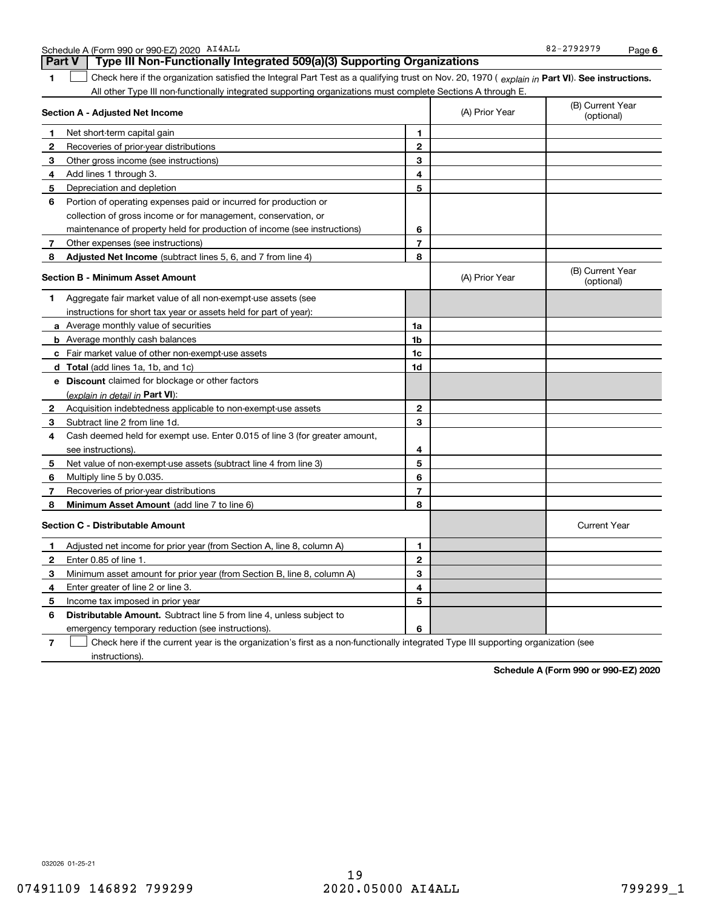Schedule A (Form 990 or 990-EZ) 2020 AI4ALL 82-2792979 Page 6

## Part V Type III Non-Functionally Integrated 509(a)(3) Supporting Organizations

1 ☐ Check here if the organization satisfied the Integral Part Test as a qualifying trust on Nov. 20, 1970 ( *explain in* **Part VI**). **See instructions.** All other Type III non-functionally integrated supporting organizations must complete Sections A through E.

| **Section A - Adjusted Net Income** | | (A) Prior Year | (B) Current Year (optional) |
|---|---|---|---|
| **1** Net short-term capital gain | 1 | | |
| **2** Recoveries of prior-year distributions | 2 | | |
| **3** Other gross income (see instructions) | 3 | | |
| **4** Add lines 1 through 3. | 4 | | |
| **5** Depreciation and depletion | 5 | | |
| **6** Portion of operating expenses paid or incurred for production or collection of gross income or for management, conservation, or maintenance of property held for production of income (see instructions) | 6 | | |
| **7** Other expenses (see instructions) | 7 | | |
| **8** **Adjusted Net Income** (subtract lines 5, 6, and 7 from line 4) | 8 | | |

| **Section B - Minimum Asset Amount** | | (A) Prior Year | (B) Current Year (optional) |
|---|---|---|---|
| **1** Aggregate fair market value of all non-exempt-use assets (see instructions for short tax year or assets held for part of year): | | | |
| **a** Average monthly value of securities | 1a | | |
| **b** Average monthly cash balances | 1b | | |
| **c** Fair market value of other non-exempt-use assets | 1c | | |
| **d** **Total** (add lines 1a, 1b, and 1c) | 1d | | |
| **e** **Discount** claimed for blockage or other factors (*explain in detail in* **Part VI**): | | | |
| **2** Acquisition indebtedness applicable to non-exempt-use assets | 2 | | |
| **3** Subtract line 2 from line 1d. | 3 | | |
| **4** Cash deemed held for exempt use. Enter 0.015 of line 3 (for greater amount, see instructions). | 4 | | |
| **5** Net value of non-exempt-use assets (subtract line 4 from line 3) | 5 | | |
| **6** Multiply line 5 by 0.035. | 6 | | |
| **7** Recoveries of prior-year distributions | 7 | | |
| **8** **Minimum Asset Amount** (add line 7 to line 6) | 8 | | |

| **Section C - Distributable Amount** | | | Current Year |
|---|---|---|---|
| **1** Adjusted net income for prior year (from Section A, line 8, column A) | 1 | | |
| **2** Enter 0.85 of line 1. | 2 | | |
| **3** Minimum asset amount for prior year (from Section B, line 8, column A) | 3 | | |
| **4** Enter greater of line 2 or line 3. | 4 | | |
| **5** Income tax imposed in prior year | 5 | | |
| **6** **Distributable Amount.** Subtract line 5 from line 4, unless subject to emergency temporary reduction (see instructions). | 6 | | |

7 ☐ Check here if the current year is the organization's first as a non-functionally integrated Type III supporting organization (see instructions).

**Schedule A (Form 990 or 990-EZ) 2020**

032026 01-25-21

07491109 146892 799299 2020.05000 AI4ALL 799299_1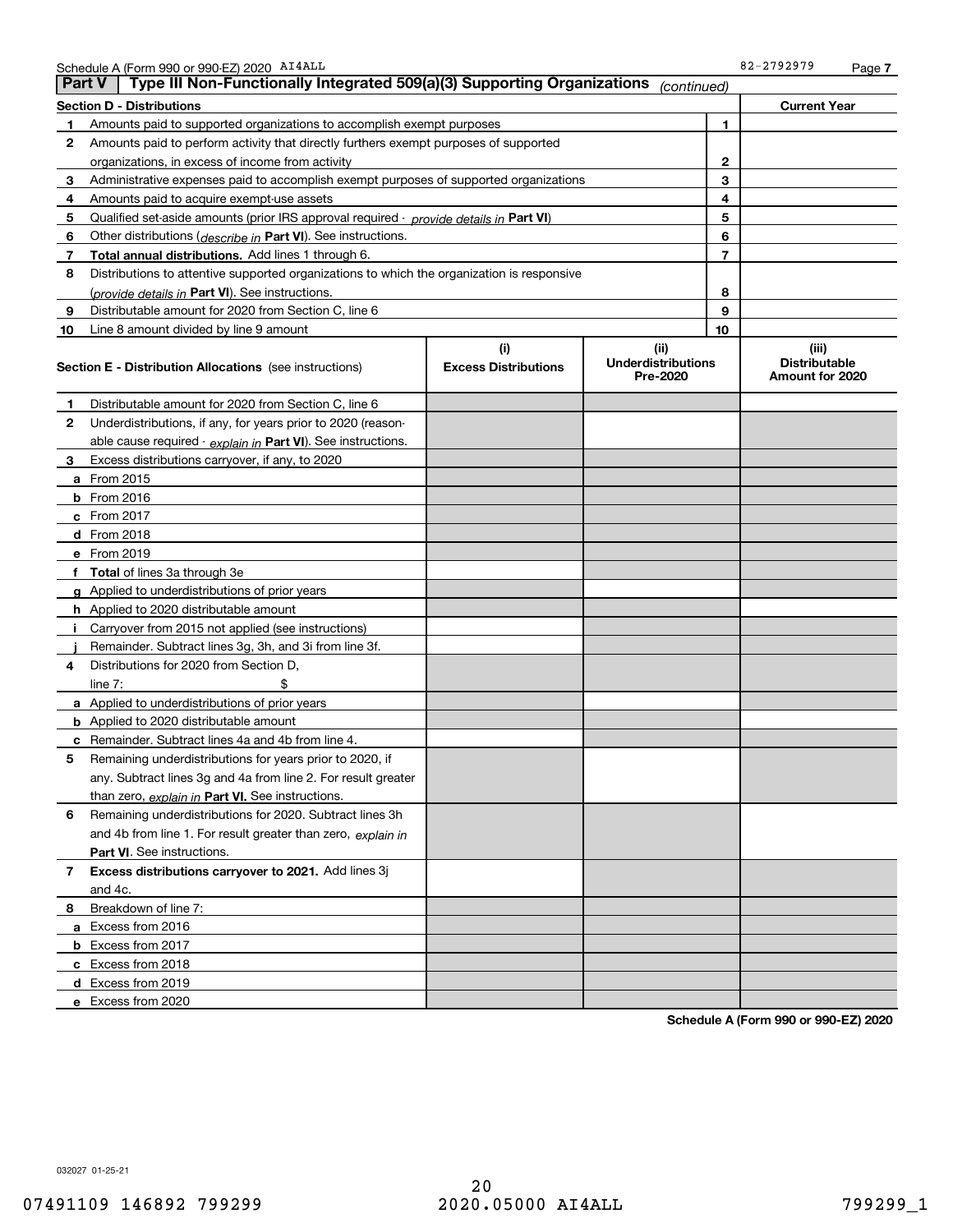Schedule A (Form 990 or 990-EZ) 2020 AI4ALL 82-2792979

## Part V Type III Non-Functionally Integrated 509(a)(3) Supporting Organizations *(continued)*

| Section D - Distributions | | Current Year |
|---|---|---|
| **1** Amounts paid to supported organizations to accomplish exempt purposes | 1 | |
| **2** Amounts paid to perform activity that directly furthers exempt purposes of supported organizations, in excess of income from activity | 2 | |
| **3** Administrative expenses paid to accomplish exempt purposes of supported organizations | 3 | |
| **4** Amounts paid to acquire exempt-use assets | 4 | |
| **5** Qualified set-aside amounts (prior IRS approval required - *provide details in* **Part VI**) | 5 | |
| **6** Other distributions (*describe in* **Part VI**). See instructions. | 6 | |
| **7** **Total annual distributions.** Add lines 1 through 6. | 7 | |
| **8** Distributions to attentive supported organizations to which the organization is responsive (*provide details in* **Part VI**). See instructions. | 8 | |
| **9** Distributable amount for 2020 from Section C, line 6 | 9 | |
| **10** Line 8 amount divided by line 9 amount | 10 | |

| **Section E - Distribution Allocations** (see instructions) | (i) Excess Distributions | (ii) Underdistributions Pre-2020 | (iii) Distributable Amount for 2020 |
|---|---|---|---|
| **1** Distributable amount for 2020 from Section C, line 6 | | | |
| **2** Underdistributions, if any, for years prior to 2020 (reasonable cause required - *explain in* **Part VI**). See instructions. | | | |
| **3** Excess distributions carryover, if any, to 2020 | | | |
| **a** From 2015 | | | |
| **b** From 2016 | | | |
| **c** From 2017 | | | |
| **d** From 2018 | | | |
| **e** From 2019 | | | |
| **f** **Total** of lines 3a through 3e | | | |
| **g** Applied to underdistributions of prior years | | | |
| **h** Applied to 2020 distributable amount | | | |
| **i** Carryover from 2015 not applied (see instructions) | | | |
| **j** Remainder. Subtract lines 3g, 3h, and 3i from line 3f. | | | |
| **4** Distributions for 2020 from Section D, line 7: $ | | | |
| **a** Applied to underdistributions of prior years | | | |
| **b** Applied to 2020 distributable amount | | | |
| **c** Remainder. Subtract lines 4a and 4b from line 4. | | | |
| **5** Remaining underdistributions for years prior to 2020, if any. Subtract lines 3g and 4a from line 2. For result greater than zero, *explain in* **Part VI.** See instructions. | | | |
| **6** Remaining underdistributions for 2020. Subtract lines 3h and 4b from line 1. For result greater than zero, *explain in* **Part VI**. See instructions. | | | |
| **7** **Excess distributions carryover to 2021.** Add lines 3j and 4c. | | | |
| **8** Breakdown of line 7: | | | |
| **a** Excess from 2016 | | | |
| **b** Excess from 2017 | | | |
| **c** Excess from 2018 | | | |
| **d** Excess from 2019 | | | |
| **e** Excess from 2020 | | | |

**Schedule A (Form 990 or 990-EZ) 2020**

032027 01-25-21

07491109 146892 799299 2020.05000 AI4ALL 799299_1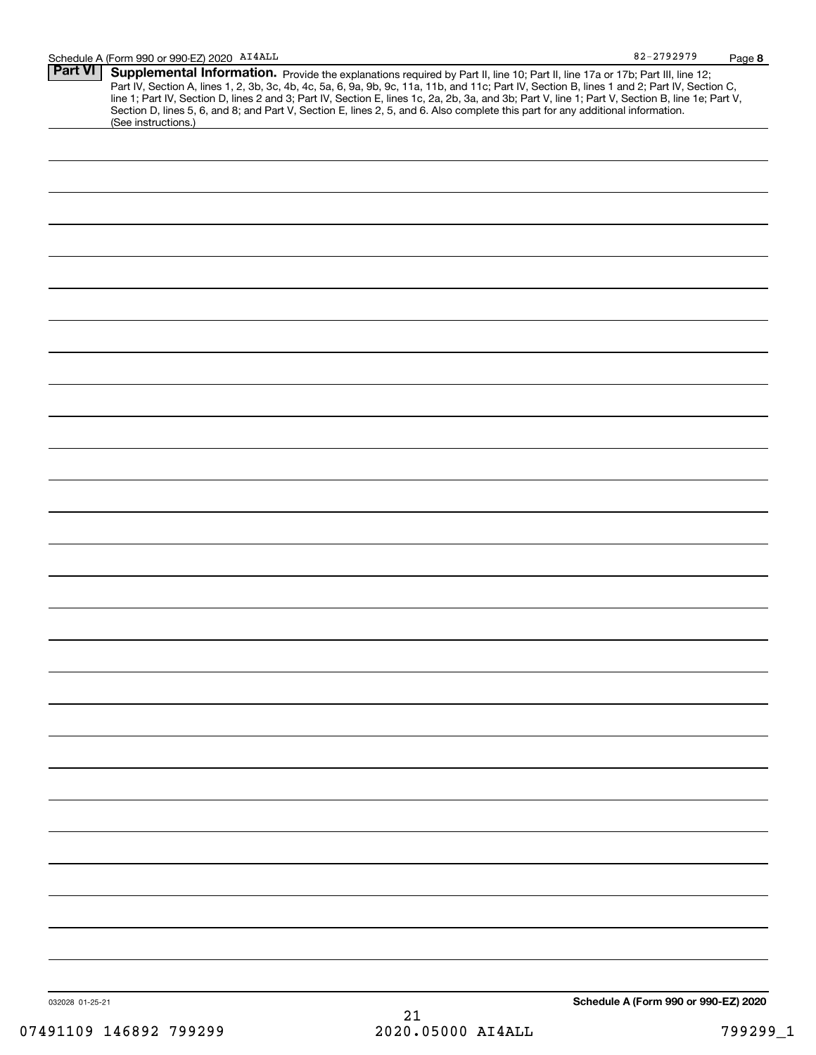## Part VI Supplemental Information.

Provide the explanations required by Part II, line 10; Part II, line 17a or 17b; Part III, line 12; Part IV, Section A, lines 1, 2, 3b, 3c, 4b, 4c, 5a, 6, 9a, 9b, 9c, 11a, 11b, and 11c; Part IV, Section B, lines 1 and 2; Part IV, Section C, line 1; Part IV, Section D, lines 2 and 3; Part IV, Section E, lines 1c, 2a, 2b, 3a, and 3b; Part V, line 1; Part V, Section B, line 1e; Part V, Section D, lines 5, 6, and 8; and Part V, Section E, lines 2, 5, and 6. Also complete this part for any additional information. (See instructions.)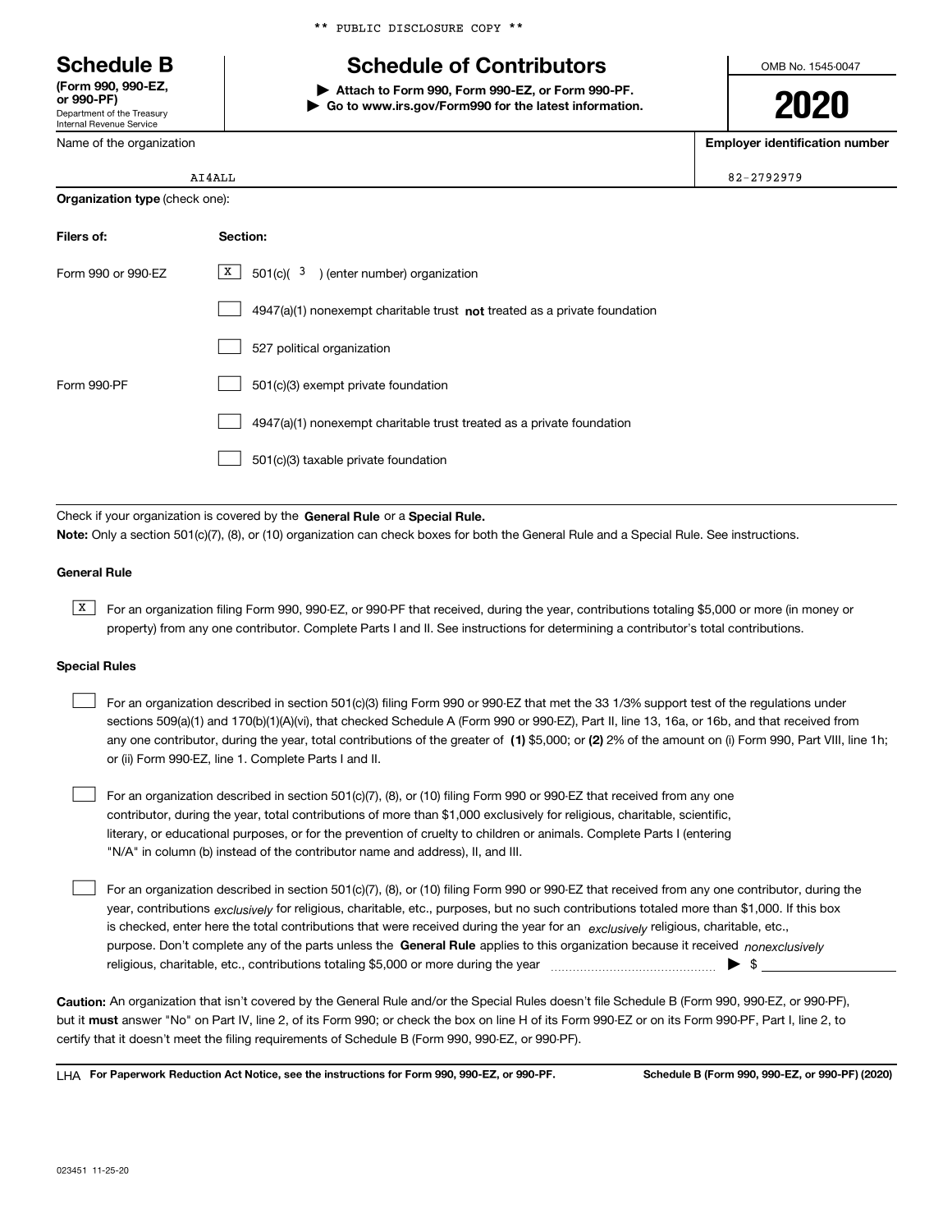\*\* PUBLIC DISCLOSURE COPY \*\*

# Schedule B

**(Form 990, 990-EZ, or 990-PF)**
Department of the Treasury
Internal Revenue Service

## Schedule of Contributors

▶ **Attach to Form 990, Form 990-EZ, or Form 990-PF.**
▶ **Go to www.irs.gov/Form990 for the latest information.**

OMB No. 1545-0047

**2020**

| Name of the organization | Employer identification number |
|---|---|
| AI4ALL | 82-2792979 |

**Organization type** (check one):

| Filers of: | Section: |
|---|---|
| Form 990 or 990-EZ | [X] 501(c)( 3 ) (enter number) organization |
| | [ ] 4947(a)(1) nonexempt charitable trust **not** treated as a private foundation |
| | [ ] 527 political organization |
| Form 990-PF | [ ] 501(c)(3) exempt private foundation |
| | [ ] 4947(a)(1) nonexempt charitable trust treated as a private foundation |
| | [ ] 501(c)(3) taxable private foundation |

Check if your organization is covered by the **General Rule** or a **Special Rule.**

**Note:** Only a section 501(c)(7), (8), or (10) organization can check boxes for both the General Rule and a Special Rule. See instructions.

### General Rule

[X] For an organization filing Form 990, 990-EZ, or 990-PF that received, during the year, contributions totaling $5,000 or more (in money or property) from any one contributor. Complete Parts I and II. See instructions for determining a contributor's total contributions.

### Special Rules

[ ] For an organization described in section 501(c)(3) filing Form 990 or 990-EZ that met the 33 1/3% support test of the regulations under sections 509(a)(1) and 170(b)(1)(A)(vi), that checked Schedule A (Form 990 or 990-EZ), Part II, line 13, 16a, or 16b, and that received from any one contributor, during the year, total contributions of the greater of **(1)** $5,000; or **(2)** 2% of the amount on (i) Form 990, Part VIII, line 1h; or (ii) Form 990-EZ, line 1. Complete Parts I and II.

[ ] For an organization described in section 501(c)(7), (8), or (10) filing Form 990 or 990-EZ that received from any one contributor, during the year, total contributions of more than $1,000 exclusively for religious, charitable, scientific, literary, or educational purposes, or for the prevention of cruelty to children or animals. Complete Parts I (entering "N/A" in column (b) instead of the contributor name and address), II, and III.

[ ] For an organization described in section 501(c)(7), (8), or (10) filing Form 990 or 990-EZ that received from any one contributor, during the year, contributions *exclusively* for religious, charitable, etc., purposes, but no such contributions totaled more than $1,000. If this box is checked, enter here the total contributions that were received during the year for an *exclusively* religious, charitable, etc., purpose. Don't complete any of the parts unless the **General Rule** applies to this organization because it received *nonexclusively* religious, charitable, etc., contributions totaling $5,000 or more during the year ▶ $ \_\_\_\_\_\_\_\_\_\_

**Caution:** An organization that isn't covered by the General Rule and/or the Special Rules doesn't file Schedule B (Form 990, 990-EZ, or 990-PF), but it **must** answer "No" on Part IV, line 2, of its Form 990; or check the box on line H of its Form 990-EZ or on its Form 990-PF, Part I, line 2, to certify that it doesn't meet the filing requirements of Schedule B (Form 990, 990-EZ, or 990-PF).

LHA **For Paperwork Reduction Act Notice, see the instructions for Form 990, 990-EZ, or 990-PF.** **Schedule B (Form 990, 990-EZ, or 990-PF) (2020)**

023451 11-25-20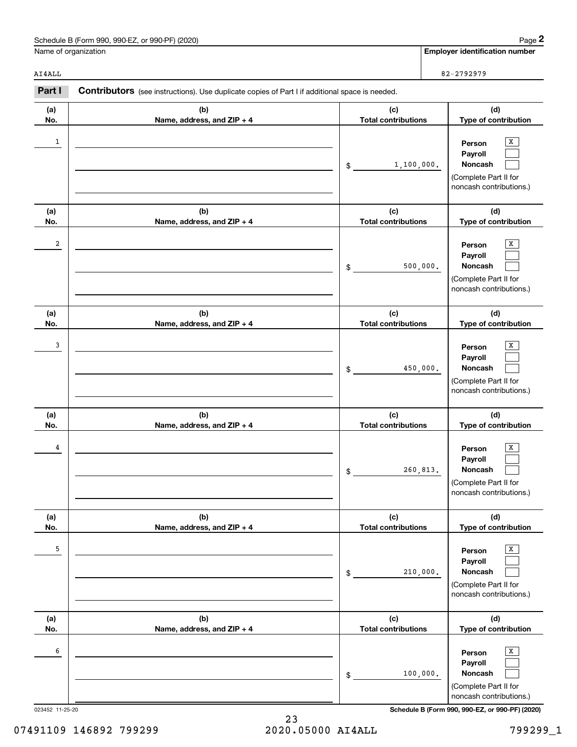Schedule B (Form 990, 990-EZ, or 990-PF) (2020)

| Name of organization | Employer identification number |
|---|---|
| AI4ALL | 82-2792979 |

**Part I** **Contributors** (see instructions). Use duplicate copies of Part I if additional space is needed.

| (a) No. | (b) Name, address, and ZIP + 4 | (c) Total contributions | (d) Type of contribution |
|---|---|---|---|
| 1 | | $ 1,100,000. | Person [X] Payroll [ ] Noncash [ ] (Complete Part II for noncash contributions.) |
| 2 | | $ 500,000. | Person [X] Payroll [ ] Noncash [ ] (Complete Part II for noncash contributions.) |
| 3 | | $ 450,000. | Person [X] Payroll [ ] Noncash [ ] (Complete Part II for noncash contributions.) |
| 4 | | $ 260,813. | Person [X] Payroll [ ] Noncash [ ] (Complete Part II for noncash contributions.) |
| 5 | | $ 210,000. | Person [X] Payroll [ ] Noncash [ ] (Complete Part II for noncash contributions.) |
| 6 | | $ 100,000. | Person [X] Payroll [ ] Noncash [ ] (Complete Part II for noncash contributions.) |

023452 11-25-20

Schedule B (Form 990, 990-EZ, or 990-PF) (2020)

07491109 146892 799299 2020.05000 AI4ALL 799299_1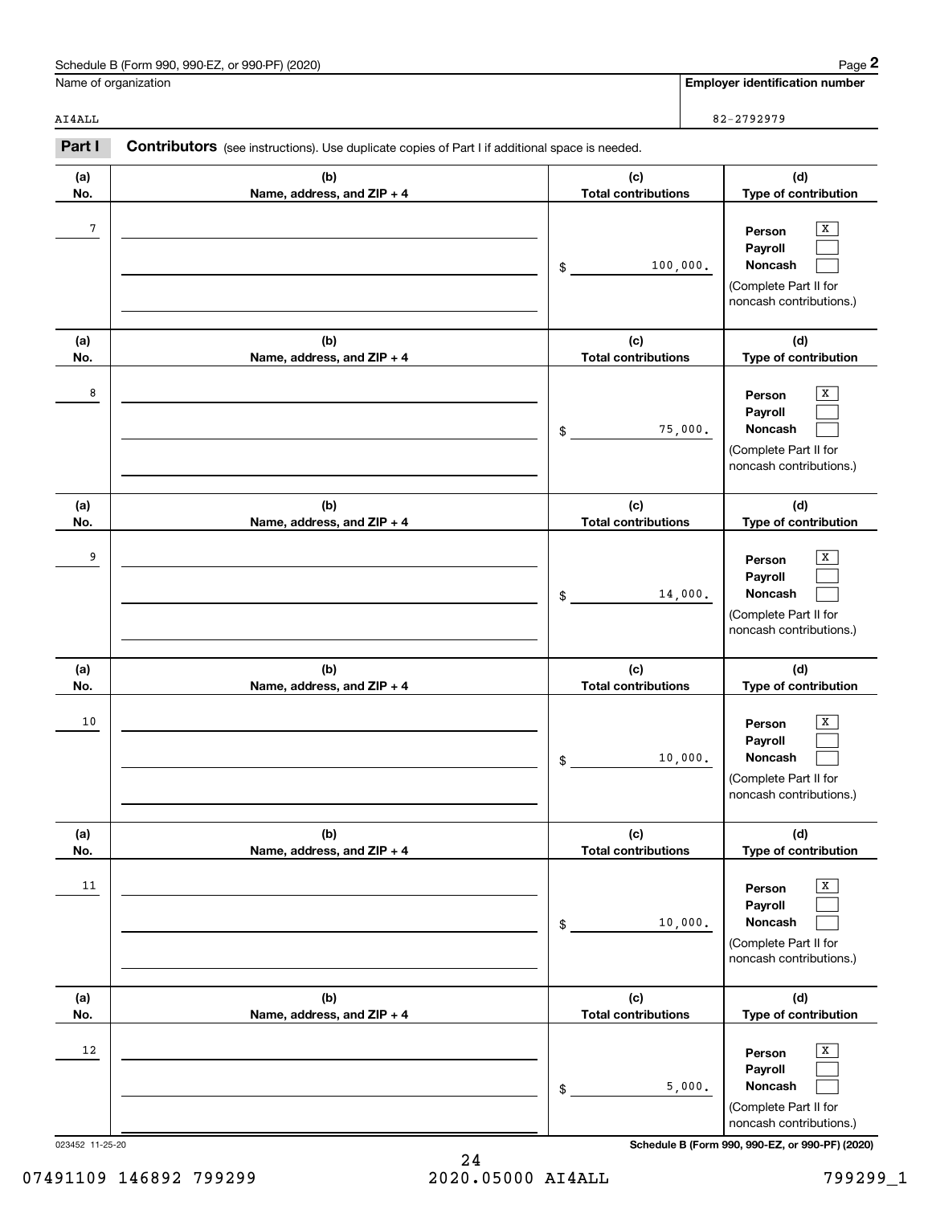Schedule B (Form 990, 990-EZ, or 990-PF) (2020)

| Name of organization | Employer identification number |
|---|---|
| AI4ALL | 82-2792979 |

**Part I** **Contributors** (see instructions). Use duplicate copies of Part I if additional space is needed.

| (a) No. | (b) Name, address, and ZIP + 4 | (c) Total contributions | (d) Type of contribution |
|---|---|---|---|
| 7 | | $ 100,000. | Person [X] Payroll [ ] Noncash [ ] (Complete Part II for noncash contributions.) |
| 8 | | $ 75,000. | Person [X] Payroll [ ] Noncash [ ] (Complete Part II for noncash contributions.) |
| 9 | | $ 14,000. | Person [X] Payroll [ ] Noncash [ ] (Complete Part II for noncash contributions.) |
| 10 | | $ 10,000. | Person [X] Payroll [ ] Noncash [ ] (Complete Part II for noncash contributions.) |
| 11 | | $ 10,000. | Person [X] Payroll [ ] Noncash [ ] (Complete Part II for noncash contributions.) |
| 12 | | $ 5,000. | Person [X] Payroll [ ] Noncash [ ] (Complete Part II for noncash contributions.) |

023452 11-25-20

Schedule B (Form 990, 990-EZ, or 990-PF) (2020)

07491109 146892 799299 2020.05000 AI4ALL 799299_1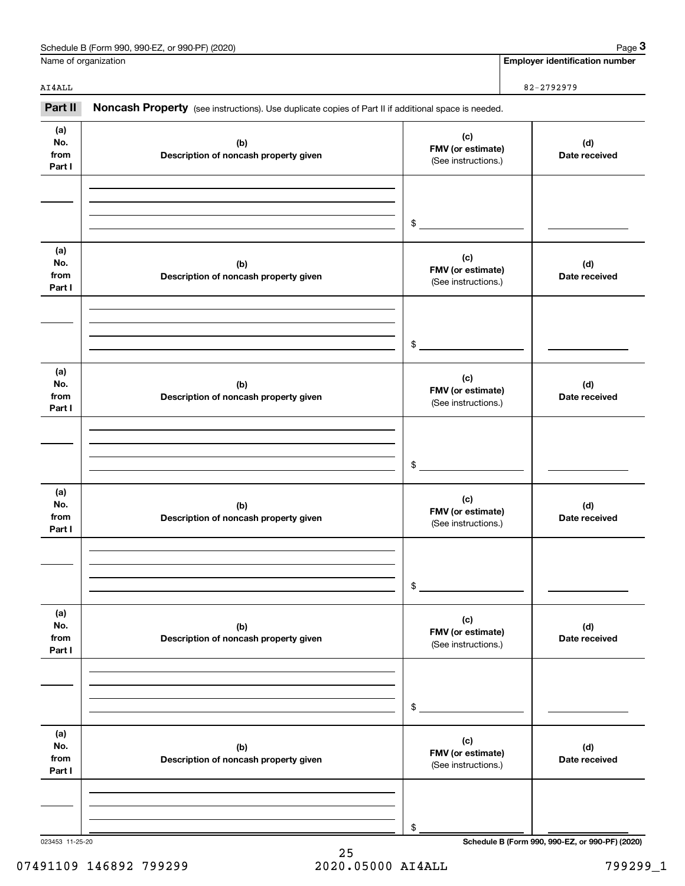Schedule B (Form 990, 990-EZ, or 990-PF) (2020)

| Name of organization | Employer identification number |
|---|---|
| AI4ALL | 82-2792979 |

**Part II** **Noncash Property** (see instructions). Use duplicate copies of Part II if additional space is needed.

| (a) No. from Part I | (b) Description of noncash property given | (c) FMV (or estimate) (See instructions.) | (d) Date received |
|---|---|---|---|
| | | $ | |

| (a) No. from Part I | (b) Description of noncash property given | (c) FMV (or estimate) (See instructions.) | (d) Date received |
|---|---|---|---|
| | | $ | |

| (a) No. from Part I | (b) Description of noncash property given | (c) FMV (or estimate) (See instructions.) | (d) Date received |
|---|---|---|---|
| | | $ | |

| (a) No. from Part I | (b) Description of noncash property given | (c) FMV (or estimate) (See instructions.) | (d) Date received |
|---|---|---|---|
| | | $ | |

| (a) No. from Part I | (b) Description of noncash property given | (c) FMV (or estimate) (See instructions.) | (d) Date received |
|---|---|---|---|
| | | $ | |

| (a) No. from Part I | (b) Description of noncash property given | (c) FMV (or estimate) (See instructions.) | (d) Date received |
|---|---|---|---|
| | | $ | |

023453 11-25-20

Schedule B (Form 990, 990-EZ, or 990-PF) (2020)

07491109 146892 799299 2020.05000 AI4ALL 799299_1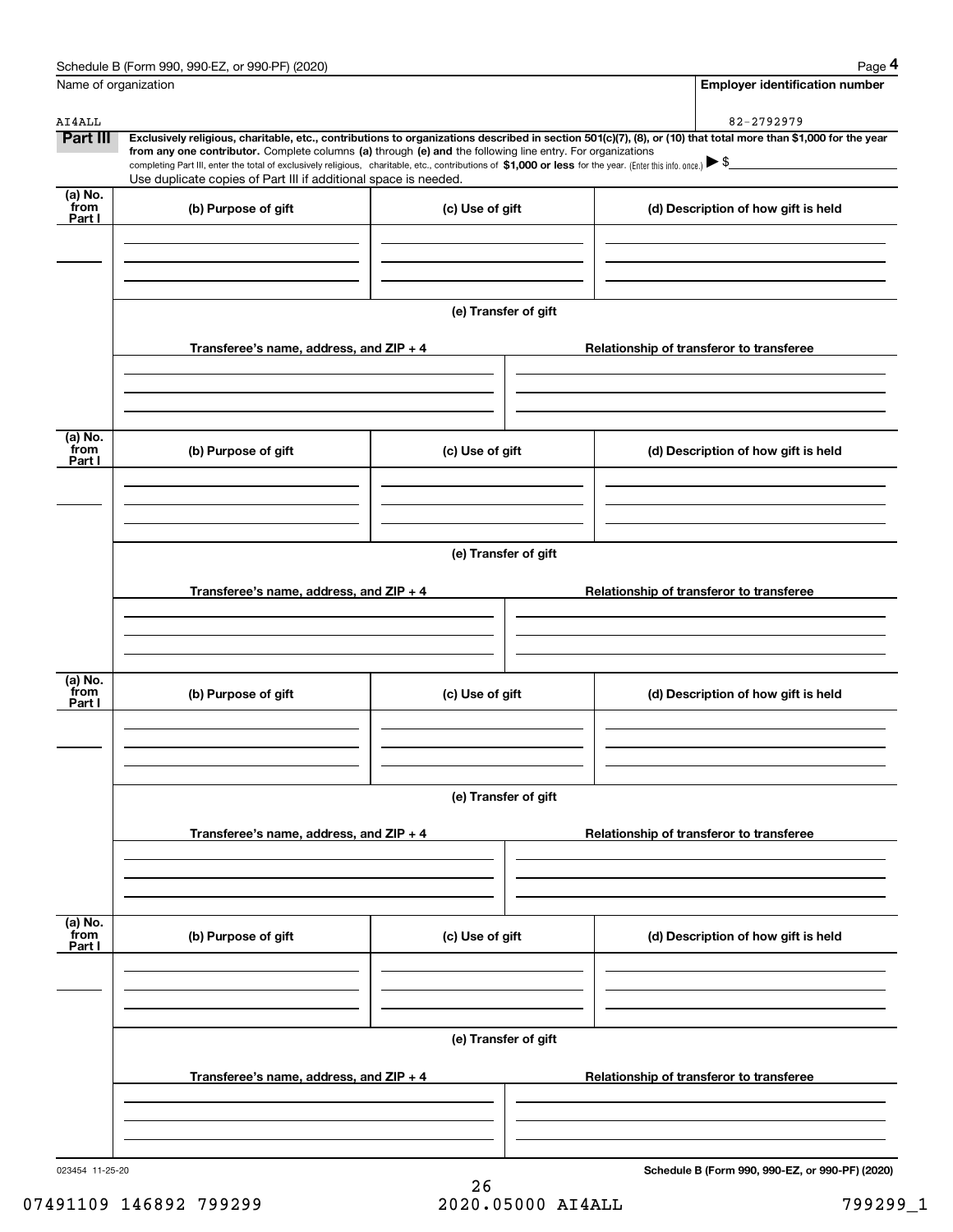Schedule B (Form 990, 990-EZ, or 990-PF) (2020)

| Name of organization | Employer identification number |
|---|---|
| AI4ALL | 82-2792979 |

**Part III** **Exclusively religious, charitable, etc., contributions to organizations described in section 501(c)(7), (8), or (10) that total more than $1,000 for the year from any one contributor.** Complete columns **(a)** through **(e) and** the following line entry. For organizations completing Part III, enter the total of exclusively religious, charitable, etc., contributions of **$1,000 or less** for the year. (Enter this info. once.) ▶ $

Use duplicate copies of Part III if additional space is needed.

| (a) No. from Part I | (b) Purpose of gift | (c) Use of gift | (d) Description of how gift is held |
|---|---|---|---|
| | | | |

(e) Transfer of gift

| Transferee's name, address, and ZIP + 4 | Relationship of transferor to transferee |
|---|---|
| | |

| (a) No. from Part I | (b) Purpose of gift | (c) Use of gift | (d) Description of how gift is held |
|---|---|---|---|
| | | | |

(e) Transfer of gift

| Transferee's name, address, and ZIP + 4 | Relationship of transferor to transferee |
|---|---|
| | |

| (a) No. from Part I | (b) Purpose of gift | (c) Use of gift | (d) Description of how gift is held |
|---|---|---|---|
| | | | |

(e) Transfer of gift

| Transferee's name, address, and ZIP + 4 | Relationship of transferor to transferee |
|---|---|
| | |

| (a) No. from Part I | (b) Purpose of gift | (c) Use of gift | (d) Description of how gift is held |
|---|---|---|---|
| | | | |

(e) Transfer of gift

| Transferee's name, address, and ZIP + 4 | Relationship of transferor to transferee |
|---|---|
| | |

023454 11-25-20

**Schedule B (Form 990, 990-EZ, or 990-PF) (2020)**

07491109 146892 799299 2020.05000 AI4ALL 799299_1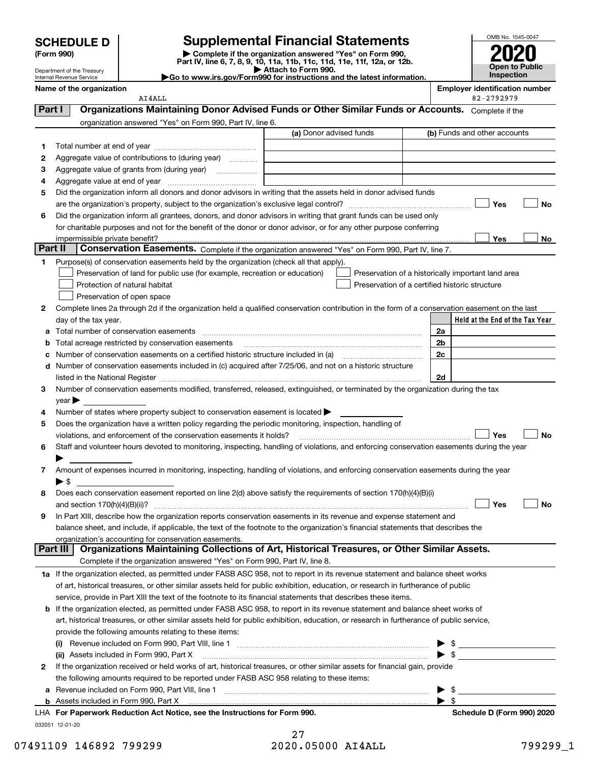# SCHEDULE D (Form 990)

Department of the Treasury
Internal Revenue Service

# Supplemental Financial Statements

▶ Complete if the organization answered "Yes" on Form 990, Part IV, line 6, 7, 8, 9, 10, 11a, 11b, 11c, 11d, 11e, 11f, 12a, or 12b.
▶ Attach to Form 990.
▶Go to www.irs.gov/Form990 for instructions and the latest information.

OMB No. 1545-0047

**2020**

**Open to Public Inspection**

**Name of the organization:** AI4ALL

**Employer identification number:** 82-2792979

## Part I — Organizations Maintaining Donor Advised Funds or Other Similar Funds or Accounts.

Complete if the organization answered "Yes" on Form 990, Part IV, line 6.

| | | (a) Donor advised funds | (b) Funds and other accounts |
|---|---|---|---|
| 1 | Total number at end of year | | |
| 2 | Aggregate value of contributions to (during year) | | |
| 3 | Aggregate value of grants from (during year) | | |
| 4 | Aggregate value at end of year | | |

5 Did the organization inform all donors and donor advisors in writing that the assets held in donor advised funds are the organization's property, subject to the organization's exclusive legal control? ☐ Yes ☐ No

6 Did the organization inform all grantees, donors, and donor advisors in writing that grant funds can be used only for charitable purposes and not for the benefit of the donor or donor advisor, or for any other purpose conferring impermissible private benefit? ☐ Yes ☐ No

## Part II — Conservation Easements.

Complete if the organization answered "Yes" on Form 990, Part IV, line 7.

1 Purpose(s) of conservation easements held by the organization (check all that apply).

- ☐ Preservation of land for public use (for example, recreation or education)
- ☐ Protection of natural habitat
- ☐ Preservation of open space
- ☐ Preservation of a historically important land area
- ☐ Preservation of a certified historic structure

2 Complete lines 2a through 2d if the organization held a qualified conservation contribution in the form of a conservation easement on the last day of the tax year.

| | | | Held at the End of the Tax Year |
|---|---|---|---|
| a | Total number of conservation easements | 2a | |
| b | Total acreage restricted by conservation easements | 2b | |
| c | Number of conservation easements on a certified historic structure included in (a) | 2c | |
| d | Number of conservation easements included in (c) acquired after 7/25/06, and not on a historic structure listed in the National Register | 2d | |

3 Number of conservation easements modified, transferred, released, extinguished, or terminated by the organization during the tax year ▶

4 Number of states where property subject to conservation easement is located ▶

5 Does the organization have a written policy regarding the periodic monitoring, inspection, handling of violations, and enforcement of the conservation easements it holds? ☐ Yes ☐ No

6 Staff and volunteer hours devoted to monitoring, inspecting, handling of violations, and enforcing conservation easements during the year ▶

7 Amount of expenses incurred in monitoring, inspecting, handling of violations, and enforcing conservation easements during the year ▶ $

8 Does each conservation easement reported on line 2(d) above satisfy the requirements of section 170(h)(4)(B)(i) and section 170(h)(4)(B)(ii)? ☐ Yes ☐ No

9 In Part XIII, describe how the organization reports conservation easements in its revenue and expense statement and balance sheet, and include, if applicable, the text of the footnote to the organization's financial statements that describes the organization's accounting for conservation easements.

## Part III — Organizations Maintaining Collections of Art, Historical Treasures, or Other Similar Assets.

Complete if the organization answered "Yes" on Form 990, Part IV, line 8.

1a If the organization elected, as permitted under FASB ASC 958, not to report in its revenue statement and balance sheet works of art, historical treasures, or other similar assets held for public exhibition, education, or research in furtherance of public service, provide in Part XIII the text of the footnote to its financial statements that describes these items.

b If the organization elected, as permitted under FASB ASC 958, to report in its revenue statement and balance sheet works of art, historical treasures, or other similar assets held for public exhibition, education, or research in furtherance of public service, provide the following amounts relating to these items:

(i) Revenue included on Form 990, Part VIII, line 1 ▶ $

(ii) Assets included in Form 990, Part X ▶ $

2 If the organization received or held works of art, historical treasures, or other similar assets for financial gain, provide the following amounts required to be reported under FASB ASC 958 relating to these items:

a Revenue included on Form 990, Part VIII, line 1 ▶ $

b Assets included in Form 990, Part X ▶ $

LHA For Paperwork Reduction Act Notice, see the Instructions for Form 990. Schedule D (Form 990) 2020

032051 12-01-20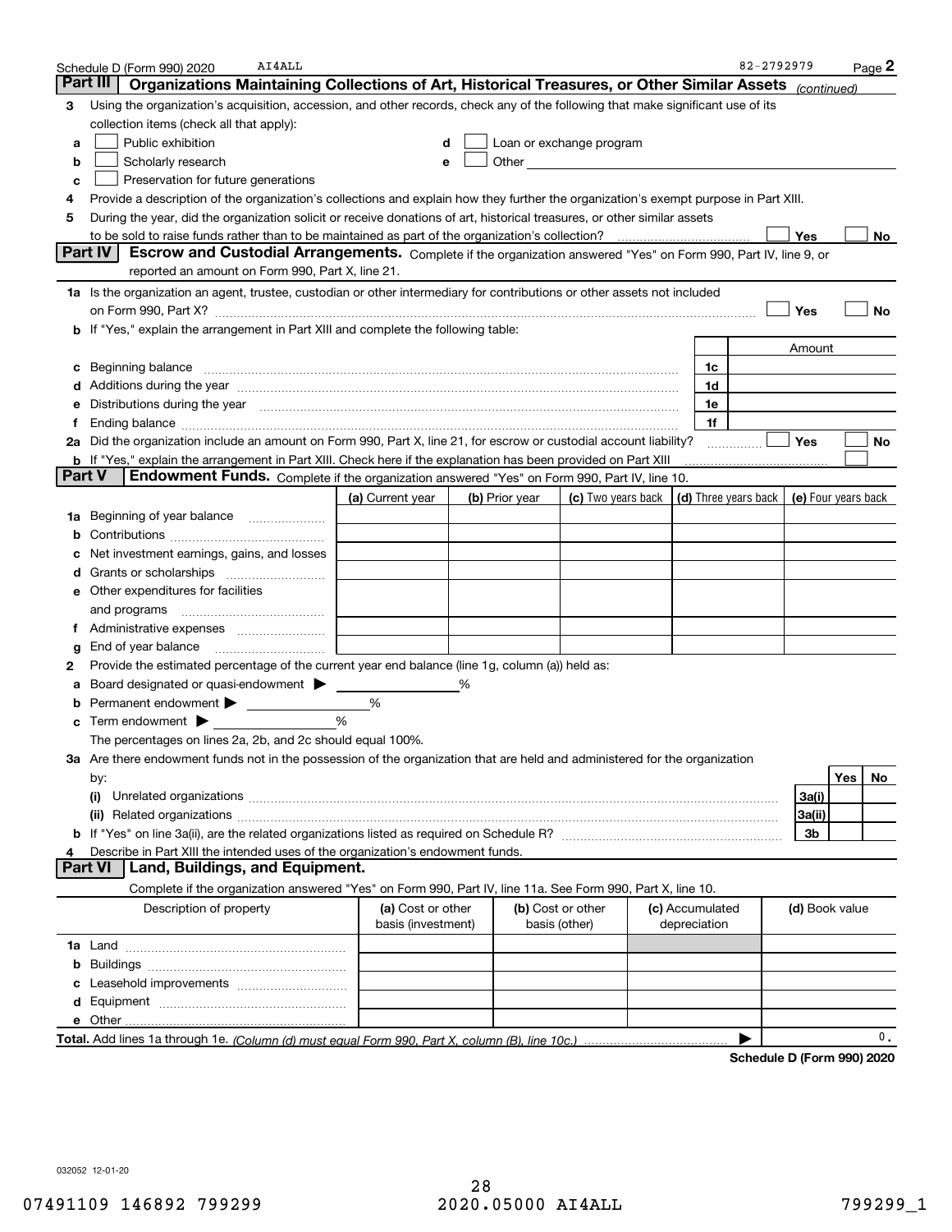Schedule D (Form 990) 2020 AI4ALL 82-2792979 Page 2

## Part III Organizations Maintaining Collections of Art, Historical Treasures, or Other Similar Assets *(continued)*

**3** Using the organization's acquisition, accession, and other records, check any of the following that make significant use of its collection items (check all that apply):

- **a** ☐ Public exhibition
- **b** ☐ Scholarly research
- **c** ☐ Preservation for future generations
- **d** ☐ Loan or exchange program
- **e** ☐ Other

**4** Provide a description of the organization's collections and explain how they further the organization's exempt purpose in Part XIII.

**5** During the year, did the organization solicit or receive donations of art, historical treasures, or other similar assets to be sold to raise funds rather than to be maintained as part of the organization's collection? ☐ Yes ☐ No

## Part IV Escrow and Custodial Arrangements.

Complete if the organization answered "Yes" on Form 990, Part IV, line 9, or reported an amount on Form 990, Part X, line 21.

**1a** Is the organization an agent, trustee, custodian or other intermediary for contributions or other assets not included on Form 990, Part X? ☐ Yes ☐ No

**b** If "Yes," explain the arrangement in Part XIII and complete the following table:

| | | Amount |
|---|---|---|
| **c** Beginning balance | 1c | |
| **d** Additions during the year | 1d | |
| **e** Distributions during the year | 1e | |
| **f** Ending balance | 1f | |

**2a** Did the organization include an amount on Form 990, Part X, line 21, for escrow or custodial account liability? ☐ Yes ☐ No

**b** If "Yes," explain the arrangement in Part XIII. Check here if the explanation has been provided on Part XIII ☐

## Part V Endowment Funds.

Complete if the organization answered "Yes" on Form 990, Part IV, line 10.

| | (a) Current year | (b) Prior year | (c) Two years back | (d) Three years back | (e) Four years back |
|---|---|---|---|---|---|
| **1a** Beginning of year balance | | | | | |
| **b** Contributions | | | | | |
| **c** Net investment earnings, gains, and losses | | | | | |
| **d** Grants or scholarships | | | | | |
| **e** Other expenditures for facilities and programs | | | | | |
| **f** Administrative expenses | | | | | |
| **g** End of year balance | | | | | |

**2** Provide the estimated percentage of the current year end balance (line 1g, column (a)) held as:

- **a** Board designated or quasi-endowment ▶ ______ %
- **b** Permanent endowment ▶ ______ %
- **c** Term endowment ▶ ______ %

The percentages on lines 2a, 2b, and 2c should equal 100%.

**3a** Are there endowment funds not in the possession of the organization that are held and administered for the organization by:

| | | Yes | No |
|---|---|---|---|
| **(i)** Unrelated organizations | 3a(i) | | |
| **(ii)** Related organizations | 3a(ii) | | |
| **b** If "Yes" on line 3a(ii), are the related organizations listed as required on Schedule R? | 3b | | |

**4** Describe in Part XIII the intended uses of the organization's endowment funds.

## Part VI Land, Buildings, and Equipment.

Complete if the organization answered "Yes" on Form 990, Part IV, line 11a. See Form 990, Part X, line 10.

| Description of property | (a) Cost or other basis (investment) | (b) Cost or other basis (other) | (c) Accumulated depreciation | (d) Book value |
|---|---|---|---|---|
| **1a** Land | | | | |
| **b** Buildings | | | | |
| **c** Leasehold improvements | | | | |
| **d** Equipment | | | | |
| **e** Other | | | | |

**Total.** Add lines 1a through 1e. *(Column (d) must equal Form 990, Part X, column (B), line 10c.)* ▶ 0.

**Schedule D (Form 990) 2020**

032052 12-01-20

07491109 146892 799299 2020.05000 AI4ALL 799299_1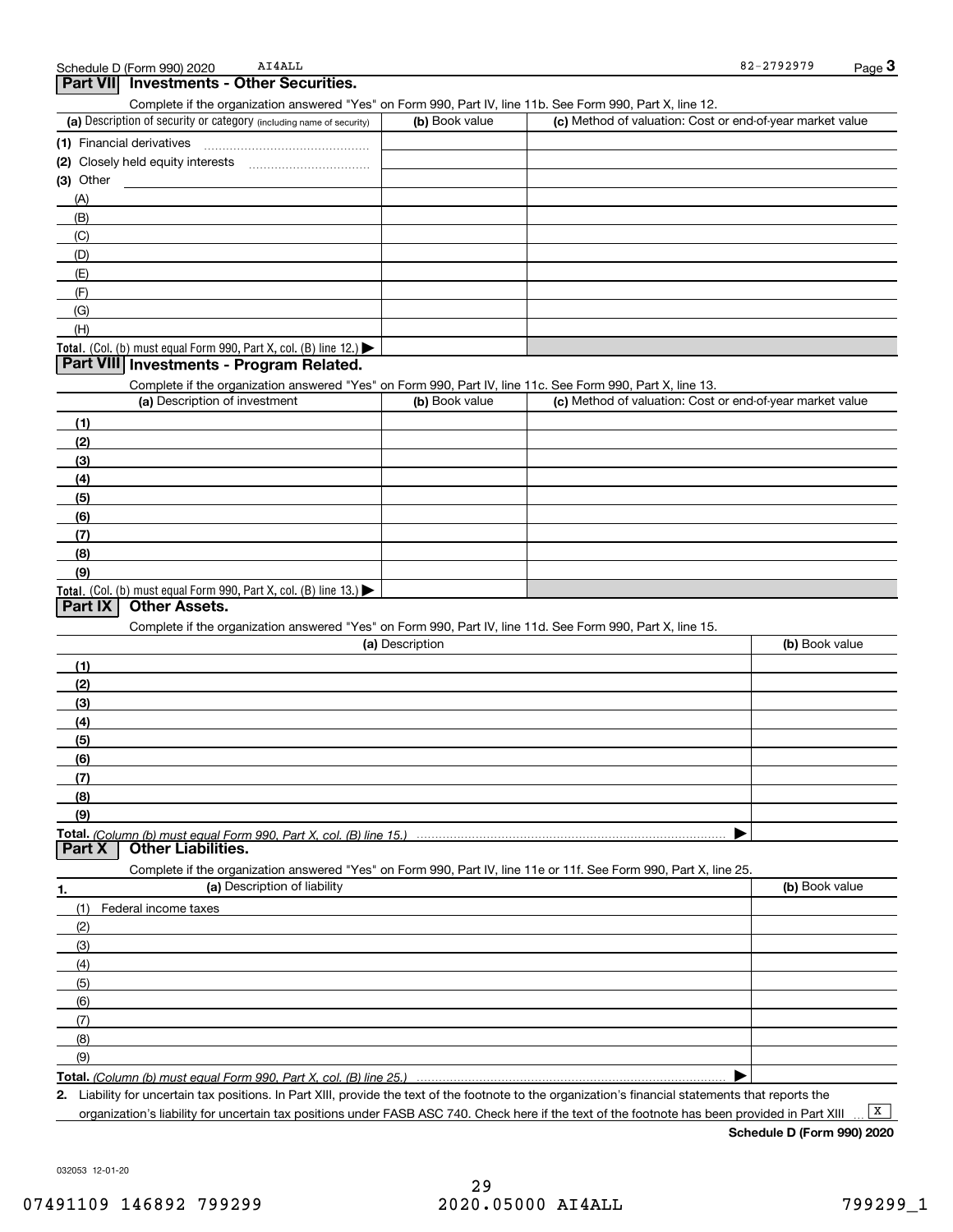Schedule D (Form 990) 2020 AI4ALL 82-2792979

## Part VII Investments - Other Securities.

Complete if the organization answered "Yes" on Form 990, Part IV, line 11b. See Form 990, Part X, line 12.

| (a) Description of security or category (including name of security) | (b) Book value | (c) Method of valuation: Cost or end-of-year market value |
|---|---|---|
| (1) Financial derivatives | | |
| (2) Closely held equity interests | | |
| (3) Other | | |
| (A) | | |
| (B) | | |
| (C) | | |
| (D) | | |
| (E) | | |
| (F) | | |
| (G) | | |
| (H) | | |
| **Total.** (Col. (b) must equal Form 990, Part X, col. (B) line 12.) ▶ | | |

## Part VIII Investments - Program Related.

Complete if the organization answered "Yes" on Form 990, Part IV, line 11c. See Form 990, Part X, line 13.

| (a) Description of investment | (b) Book value | (c) Method of valuation: Cost or end-of-year market value |
|---|---|---|
| (1) | | |
| (2) | | |
| (3) | | |
| (4) | | |
| (5) | | |
| (6) | | |
| (7) | | |
| (8) | | |
| (9) | | |
| **Total.** (Col. (b) must equal Form 990, Part X, col. (B) line 13.) ▶ | | |

## Part IX Other Assets.

Complete if the organization answered "Yes" on Form 990, Part IV, line 11d. See Form 990, Part X, line 15.

| (a) Description | (b) Book value |
|---|---|
| (1) | |
| (2) | |
| (3) | |
| (4) | |
| (5) | |
| (6) | |
| (7) | |
| (8) | |
| (9) | |
| **Total.** *(Column (b) must equal Form 990, Part X, col. (B) line 15.)* ▶ | |

## Part X Other Liabilities.

Complete if the organization answered "Yes" on Form 990, Part IV, line 11e or 11f. See Form 990, Part X, line 25.

| 1. (a) Description of liability | (b) Book value |
|---|---|
| (1) Federal income taxes | |
| (2) | |
| (3) | |
| (4) | |
| (5) | |
| (6) | |
| (7) | |
| (8) | |
| (9) | |
| **Total.** *(Column (b) must equal Form 990, Part X, col. (B) line 25.)* ▶ | |

2. Liability for uncertain tax positions. In Part XIII, provide the text of the footnote to the organization's financial statements that reports the organization's liability for uncertain tax positions under FASB ASC 740. Check here if the text of the footnote has been provided in Part XIII ... [X]

**Schedule D (Form 990) 2020**

032053 12-01-20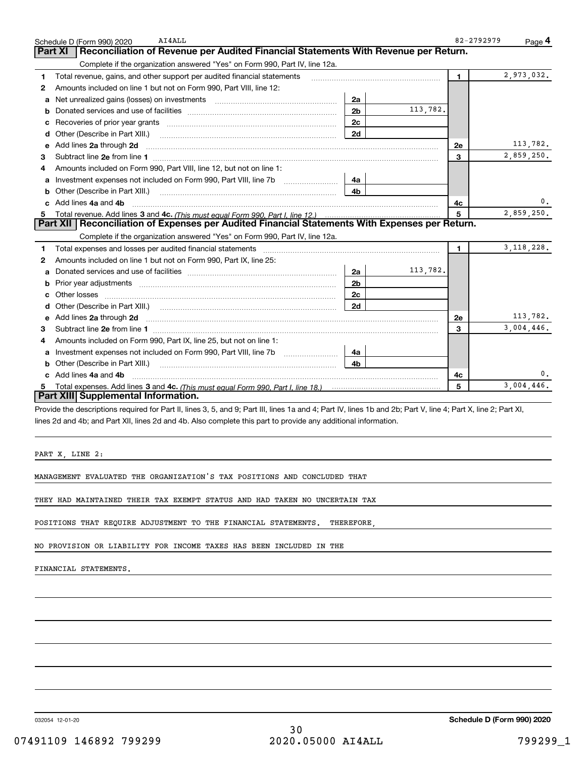Schedule D (Form 990) 2020 AI4ALL 82-2792979

## Part XI Reconciliation of Revenue per Audited Financial Statements With Revenue per Return.

Complete if the organization answered "Yes" on Form 990, Part IV, line 12a.

| | | | | | |
|---|---|---|---|---|---|
| 1 | Total revenue, gains, and other support per audited financial statements | | | 1 | 2,973,032. |
| 2 | Amounts included on line 1 but not on Form 990, Part VIII, line 12: | | | | |
| a | Net unrealized gains (losses) on investments | 2a | | | |
| b | Donated services and use of facilities | 2b | 113,782. | | |
| c | Recoveries of prior year grants | 2c | | | |
| d | Other (Describe in Part XIII.) | 2d | | | |
| e | Add lines 2a through 2d | | | 2e | 113,782. |
| 3 | Subtract line 2e from line 1 | | | 3 | 2,859,250. |
| 4 | Amounts included on Form 990, Part VIII, line 12, but not on line 1: | | | | |
| a | Investment expenses not included on Form 990, Part VIII, line 7b | 4a | | | |
| b | Other (Describe in Part XIII.) | 4b | | | |
| c | Add lines 4a and 4b | | | 4c | 0. |
| 5 | Total revenue. Add lines 3 and 4c. *(This must equal Form 990, Part I, line 12.)* | | | 5 | 2,859,250. |

## Part XII Reconciliation of Expenses per Audited Financial Statements With Expenses per Return.

Complete if the organization answered "Yes" on Form 990, Part IV, line 12a.

| | | | | | |
|---|---|---|---|---|---|
| 1 | Total expenses and losses per audited financial statements | | | 1 | 3,118,228. |
| 2 | Amounts included on line 1 but not on Form 990, Part IX, line 25: | | | | |
| a | Donated services and use of facilities | 2a | 113,782. | | |
| b | Prior year adjustments | 2b | | | |
| c | Other losses | 2c | | | |
| d | Other (Describe in Part XIII.) | 2d | | | |
| e | Add lines 2a through 2d | | | 2e | 113,782. |
| 3 | Subtract line 2e from line 1 | | | 3 | 3,004,446. |
| 4 | Amounts included on Form 990, Part IX, line 25, but not on line 1: | | | | |
| a | Investment expenses not included on Form 990, Part VIII, line 7b | 4a | | | |
| b | Other (Describe in Part XIII.) | 4b | | | |
| c | Add lines 4a and 4b | | | 4c | 0. |
| 5 | Total expenses. Add lines 3 and 4c. *(This must equal Form 990, Part I, line 18.)* | | | 5 | 3,004,446. |

## Part XIII Supplemental Information.

Provide the descriptions required for Part II, lines 3, 5, and 9; Part III, lines 1a and 4; Part IV, lines 1b and 2b; Part V, line 4; Part X, line 2; Part XI, lines 2d and 4b; and Part XII, lines 2d and 4b. Also complete this part to provide any additional information.

PART X, LINE 2:

MANAGEMENT EVALUATED THE ORGANIZATION'S TAX POSITIONS AND CONCLUDED THAT THEY HAD MAINTAINED THEIR TAX EXEMPT STATUS AND HAD TAKEN NO UNCERTAIN TAX POSITIONS THAT REQUIRE ADJUSTMENT TO THE FINANCIAL STATEMENTS. THEREFORE, NO PROVISION OR LIABILITY FOR INCOME TAXES HAS BEEN INCLUDED IN THE FINANCIAL STATEMENTS.

032054 12-01-20 **Schedule D (Form 990) 2020**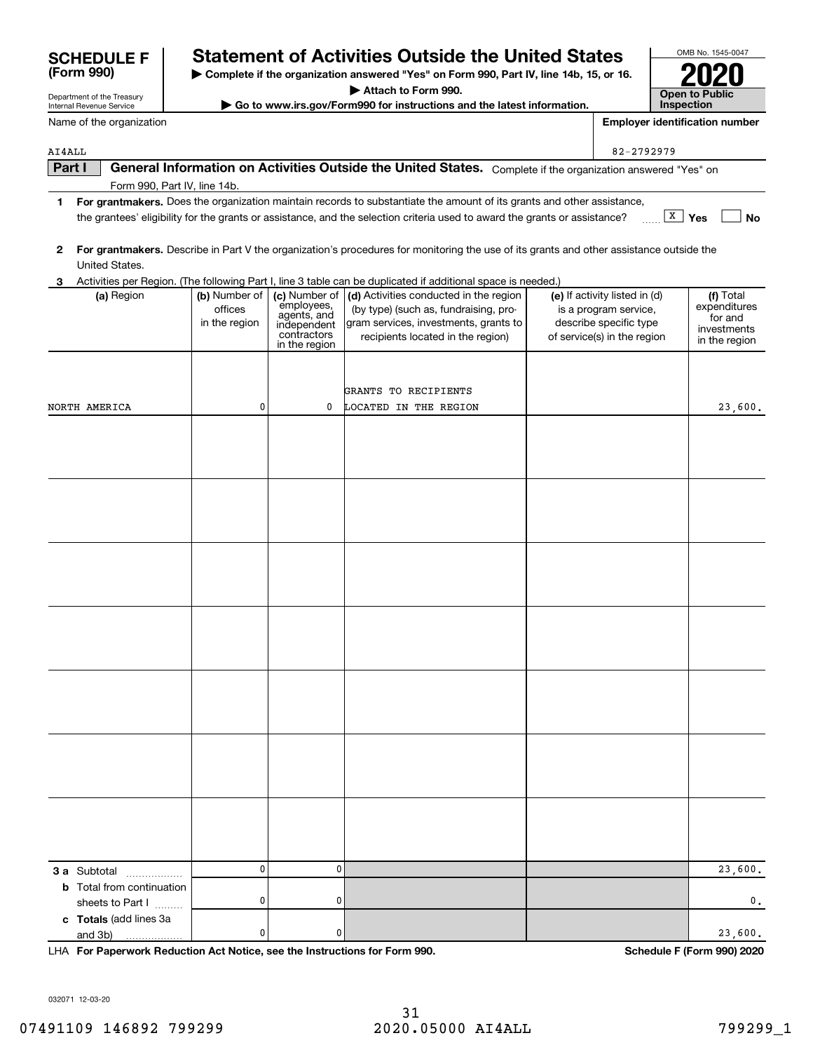# SCHEDULE F (Form 990)

Department of the Treasury
Internal Revenue Service

## Statement of Activities Outside the United States

▶ Complete if the organization answered "Yes" on Form 990, Part IV, line 14b, 15, or 16.
▶ Attach to Form 990.
▶ Go to www.irs.gov/Form990 for instructions and the latest information.

OMB No. 1545-0047

**2020**

**Open to Public Inspection**

Name of the organization: AI4ALL

Employer identification number: 82-2792979

**Part I** **General Information on Activities Outside the United States.** Complete if the organization answered "Yes" on Form 990, Part IV, line 14b.

**1** **For grantmakers.** Does the organization maintain records to substantiate the amount of its grants and other assistance, the grantees' eligibility for the grants or assistance, and the selection criteria used to award the grants or assistance? [X] Yes [ ] No

**2** **For grantmakers.** Describe in Part V the organization's procedures for monitoring the use of its grants and other assistance outside the United States.

**3** Activities per Region. (The following Part I, line 3 table can be duplicated if additional space is needed.)

| (a) Region | (b) Number of offices in the region | (c) Number of employees, agents, and independent contractors in the region | (d) Activities conducted in the region (by type) (such as, fundraising, program services, investments, grants to recipients located in the region) | (e) If activity listed in (d) is a program service, describe specific type of service(s) in the region | (f) Total expenditures for and investments in the region |
|---|---|---|---|---|---|
| NORTH AMERICA | 0 | 0 | GRANTS TO RECIPIENTS LOCATED IN THE REGION | | 23,600. |
| | | | | | |
| | | | | | |
| | | | | | |
| | | | | | |
| | | | | | |
| | | | | | |
| | | | | | |
| **3 a** Subtotal | 0 | 0 | | | 23,600. |
| **b** Total from continuation sheets to Part I | 0 | 0 | | | 0. |
| **c Totals** (add lines 3a and 3b) | 0 | 0 | | | 23,600. |

LHA **For Paperwork Reduction Act Notice, see the Instructions for Form 990.** **Schedule F (Form 990) 2020**

032071 12-03-20

07491109 146892 799299 2020.05000 AI4ALL 799299_1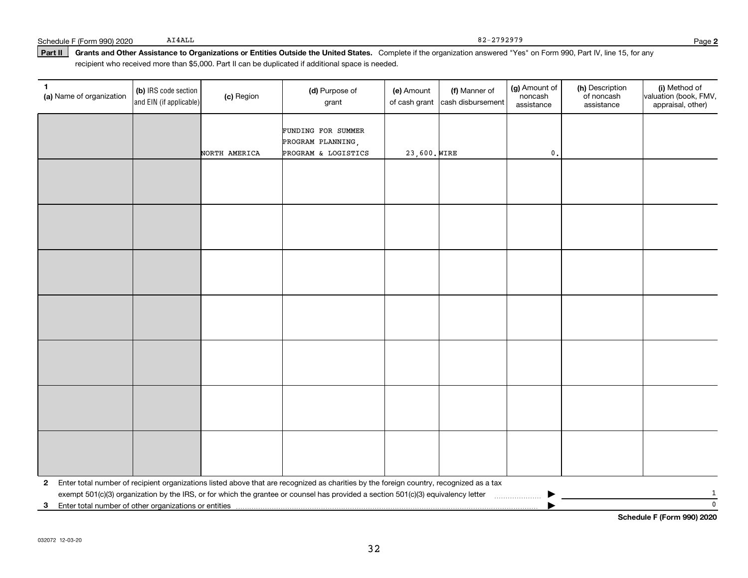Schedule F (Form 990) 2020 AI4ALL 82-2792979 Page **2**

**Part II** **Grants and Other Assistance to Organizations or Entities Outside the United States.** Complete if the organization answered "Yes" on Form 990, Part IV, line 15, for any recipient who received more than $5,000. Part II can be duplicated if additional space is needed.

| 1 (a) Name of organization | (b) IRS code section and EIN (if applicable) | (c) Region | (d) Purpose of grant | (e) Amount of cash grant | (f) Manner of cash disbursement | (g) Amount of noncash assistance | (h) Description of noncash assistance | (i) Method of valuation (book, FMV, appraisal, other) |
|---|---|---|---|---|---|---|---|---|
| | | NORTH AMERICA | FUNDING FOR SUMMER PROGRAM PLANNING, PROGRAM & LOGISTICS | 23,600. | WIRE | 0. | | |
| | | | | | | | | |
| | | | | | | | | |
| | | | | | | | | |
| | | | | | | | | |
| | | | | | | | | |
| | | | | | | | | |
| | | | | | | | | |

**2** Enter total number of recipient organizations listed above that are recognized as charities by the foreign country, recognized as a tax exempt 501(c)(3) organization by the IRS, or for which the grantee or counsel has provided a section 501(c)(3) equivalency letter ▶ 1

**3** Enter total number of other organizations or entities ▶ 0

**Schedule F (Form 990) 2020**

032072 12-03-20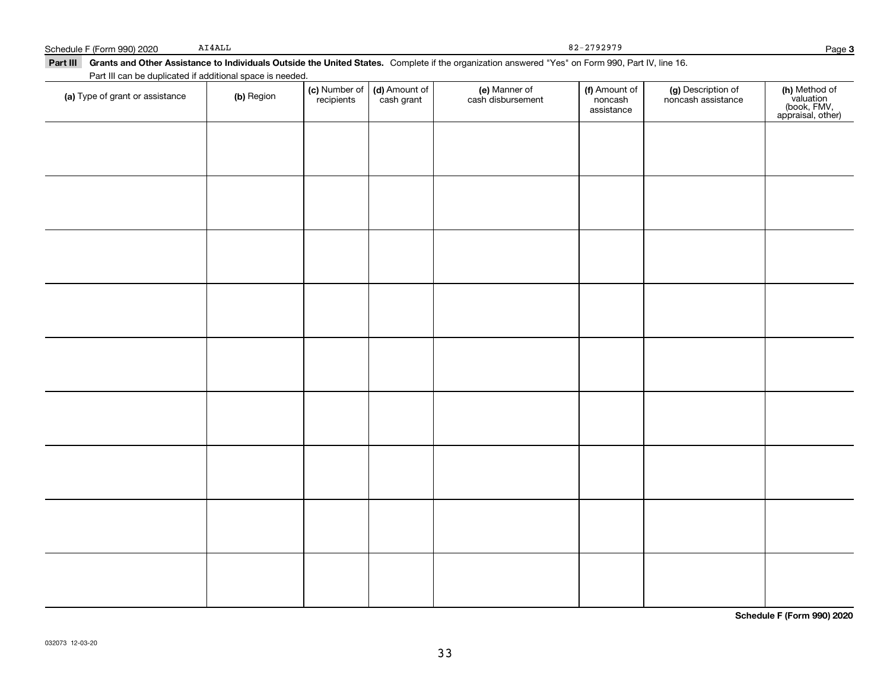Schedule F (Form 990) 2020 AI4ALL 82-2792979 Page **3**

**Part III** **Grants and Other Assistance to Individuals Outside the United States.** Complete if the organization answered "Yes" on Form 990, Part IV, line 16.

Part III can be duplicated if additional space is needed.

| **(a)** Type of grant or assistance | **(b)** Region | **(c)** Number of recipients | **(d)** Amount of cash grant | **(e)** Manner of cash disbursement | **(f)** Amount of noncash assistance | **(g)** Description of noncash assistance | **(h)** Method of valuation (book, FMV, appraisal, other) |
|---|---|---|---|---|---|---|---|
| | | | | | | | |
| | | | | | | | |
| | | | | | | | |
| | | | | | | | |
| | | | | | | | |
| | | | | | | | |
| | | | | | | | |
| | | | | | | | |
| | | | | | | | |

**Schedule F (Form 990) 2020**

032073 12-03-20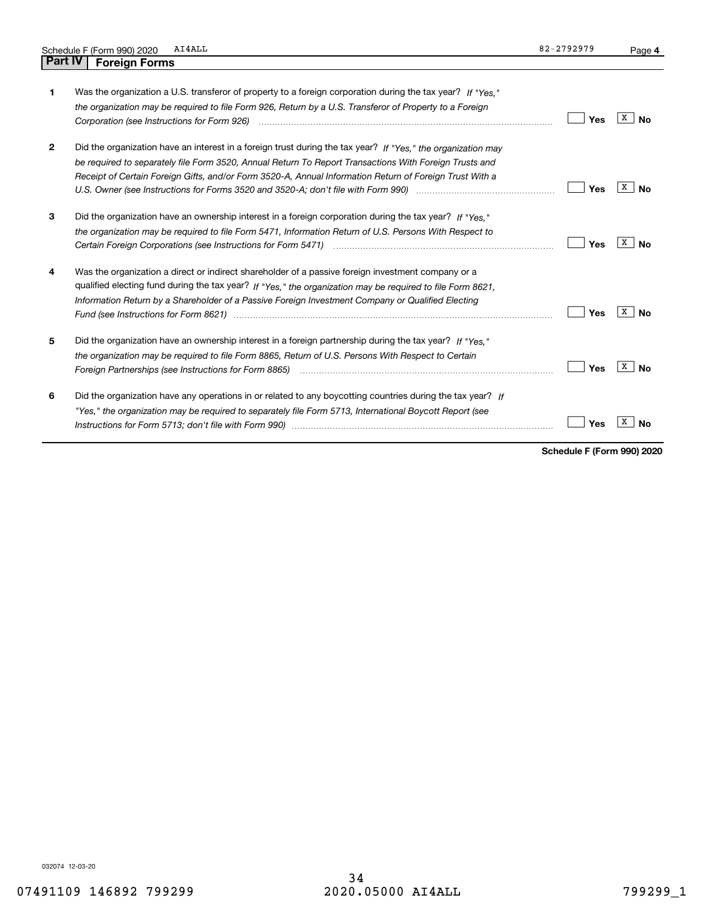Schedule F (Form 990) 2020 AI4ALL 82-2792979

## Part IV Foreign Forms

| | | Yes | No |
|---|---|---|---|
| **1** | Was the organization a U.S. transferor of property to a foreign corporation during the tax year? *If "Yes," the organization may be required to file Form 926, Return by a U.S. Transferor of Property to a Foreign Corporation (see Instructions for Form 926)* | | X |
| **2** | Did the organization have an interest in a foreign trust during the tax year? *If "Yes," the organization may be required to separately file Form 3520, Annual Return To Report Transactions With Foreign Trusts and Receipt of Certain Foreign Gifts, and/or Form 3520-A, Annual Information Return of Foreign Trust With a U.S. Owner (see Instructions for Forms 3520 and 3520-A; don't file with Form 990)* | | X |
| **3** | Did the organization have an ownership interest in a foreign corporation during the tax year? *If "Yes," the organization may be required to file Form 5471, Information Return of U.S. Persons With Respect to Certain Foreign Corporations (see Instructions for Form 5471)* | | X |
| **4** | Was the organization a direct or indirect shareholder of a passive foreign investment company or a qualified electing fund during the tax year? *If "Yes," the organization may be required to file Form 8621, Information Return by a Shareholder of a Passive Foreign Investment Company or Qualified Electing Fund (see Instructions for Form 8621)* | | X |
| **5** | Did the organization have an ownership interest in a foreign partnership during the tax year? *If "Yes," the organization may be required to file Form 8865, Return of U.S. Persons With Respect to Certain Foreign Partnerships (see Instructions for Form 8865)* | | X |
| **6** | Did the organization have any operations in or related to any boycotting countries during the tax year? *If "Yes," the organization may be required to separately file Form 5713, International Boycott Report (see Instructions for Form 5713; don't file with Form 990)* | | X |

**Schedule F (Form 990) 2020**

032074 12-03-20

07491109 146892 799299 2020.05000 AI4ALL 799299_1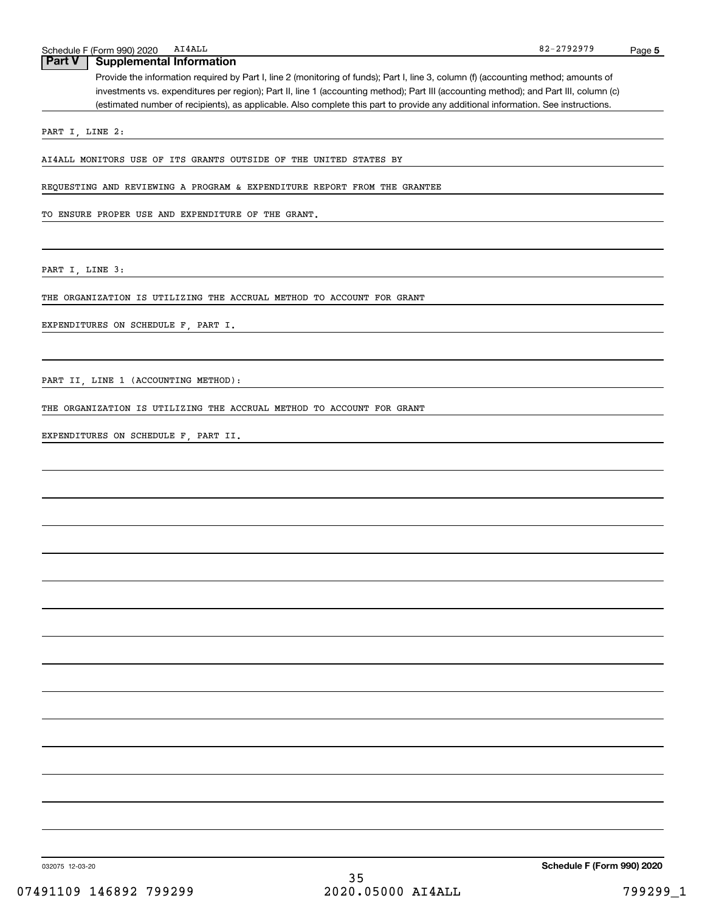## Part V Supplemental Information

Provide the information required by Part I, line 2 (monitoring of funds); Part I, line 3, column (f) (accounting method; amounts of investments vs. expenditures per region); Part II, line 1 (accounting method); Part III (accounting method); and Part III, column (c) (estimated number of recipients), as applicable. Also complete this part to provide any additional information. See instructions.

PART I, LINE 2:

AI4ALL MONITORS USE OF ITS GRANTS OUTSIDE OF THE UNITED STATES BY REQUESTING AND REVIEWING A PROGRAM & EXPENDITURE REPORT FROM THE GRANTEE TO ENSURE PROPER USE AND EXPENDITURE OF THE GRANT.

PART I, LINE 3:

THE ORGANIZATION IS UTILIZING THE ACCRUAL METHOD TO ACCOUNT FOR GRANT EXPENDITURES ON SCHEDULE F, PART I.

PART II, LINE 1 (ACCOUNTING METHOD):

THE ORGANIZATION IS UTILIZING THE ACCRUAL METHOD TO ACCOUNT FOR GRANT EXPENDITURES ON SCHEDULE F, PART II.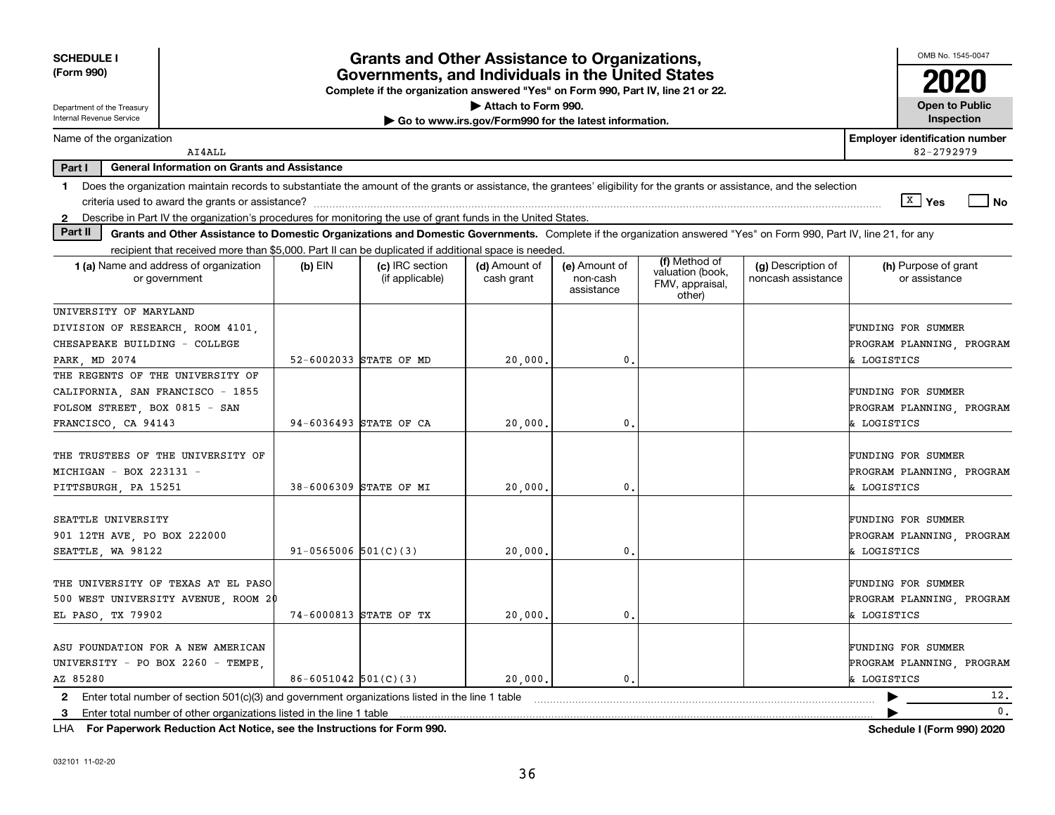**SCHEDULE I**
**(Form 990)**

Department of the Treasury
Internal Revenue Service

# Grants and Other Assistance to Organizations, Governments, and Individuals in the United States

**Complete if the organization answered "Yes" on Form 990, Part IV, line 21 or 22.**
**▶ Attach to Form 990.**
**▶ Go to www.irs.gov/Form990 for the latest information.**

OMB No. 1545-0047
**2020**
**Open to Public Inspection**

Name of the organization: AI4ALL
**Employer identification number:** 82-2792979

**Part I — General Information on Grants and Assistance**

1 Does the organization maintain records to substantiate the amount of the grants or assistance, the grantees' eligibility for the grants or assistance, and the selection criteria used to award the grants or assistance? [X] Yes [ ] No

2 Describe in Part IV the organization's procedures for monitoring the use of grant funds in the United States.

**Part II — Grants and Other Assistance to Domestic Organizations and Domestic Governments.** Complete if the organization answered "Yes" on Form 990, Part IV, line 21, for any recipient that received more than $5,000. Part II can be duplicated if additional space is needed.

| 1 (a) Name and address of organization or government | (b) EIN | (c) IRC section (if applicable) | (d) Amount of cash grant | (e) Amount of non-cash assistance | (f) Method of valuation (book, FMV, appraisal, other) | (g) Description of noncash assistance | (h) Purpose of grant or assistance |
|---|---|---|---|---|---|---|---|
| UNIVERSITY OF MARYLAND DIVISION OF RESEARCH, ROOM 4101, CHESAPEAKE BUILDING - COLLEGE PARK, MD 2074 | 52-6002033 | STATE OF MD | 20,000. | 0. | | | FUNDING FOR SUMMER PROGRAM PLANNING, PROGRAM & LOGISTICS |
| THE REGENTS OF THE UNIVERSITY OF CALIFORNIA, SAN FRANCISCO - 1855 FOLSOM STREET, BOX 0815 - SAN FRANCISCO, CA 94143 | 94-6036493 | STATE OF CA | 20,000. | 0. | | | FUNDING FOR SUMMER PROGRAM PLANNING, PROGRAM & LOGISTICS |
| THE TRUSTEES OF THE UNIVERSITY OF MICHIGAN - BOX 223131 - PITTSBURGH, PA 15251 | 38-6006309 | STATE OF MI | 20,000. | 0. | | | FUNDING FOR SUMMER PROGRAM PLANNING, PROGRAM & LOGISTICS |
| SEATTLE UNIVERSITY 901 12TH AVE, PO BOX 222000 SEATTLE, WA 98122 | 91-0565006 | 501(C)(3) | 20,000. | 0. | | | FUNDING FOR SUMMER PROGRAM PLANNING, PROGRAM & LOGISTICS |
| THE UNIVERSITY OF TEXAS AT EL PASO 500 WEST UNIVERSITY AVENUE, ROOM 20 EL PASO, TX 79902 | 74-6000813 | STATE OF TX | 20,000. | 0. | | | FUNDING FOR SUMMER PROGRAM PLANNING, PROGRAM & LOGISTICS |
| ASU FOUNDATION FOR A NEW AMERICAN UNIVERSITY - PO BOX 2260 - TEMPE, AZ 85280 | 86-6051042 | 501(C)(3) | 20,000. | 0. | | | FUNDING FOR SUMMER PROGRAM PLANNING, PROGRAM & LOGISTICS |

2 Enter total number of section 501(c)(3) and government organizations listed in the line 1 table ▶ 12.

3 Enter total number of other organizations listed in the line 1 table ▶ 0.

LHA **For Paperwork Reduction Act Notice, see the Instructions for Form 990.** **Schedule I (Form 990) 2020**

032101 11-02-20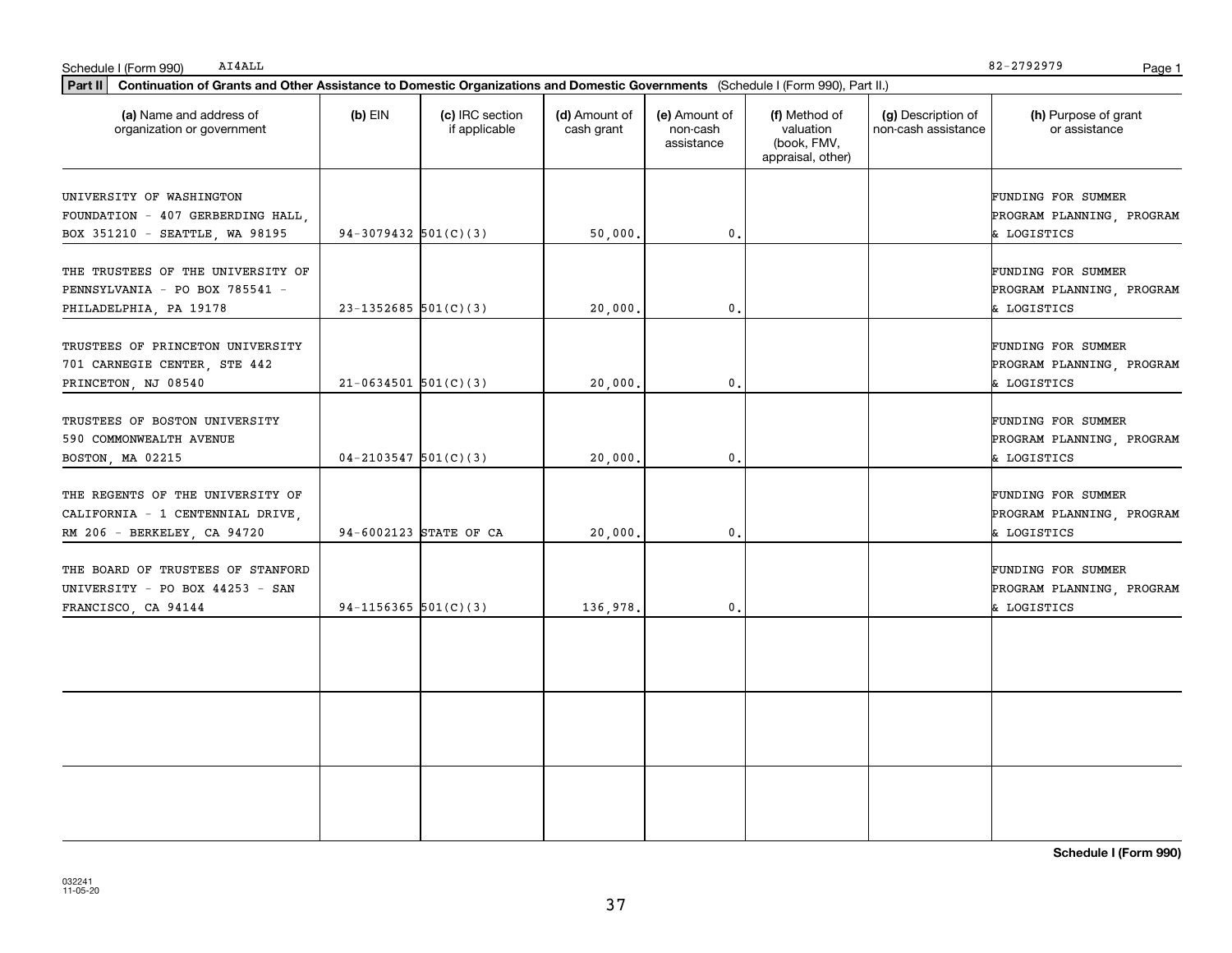Schedule I (Form 990) AI4ALL 82-2792979

**Part II Continuation of Grants and Other Assistance to Domestic Organizations and Domestic Governments** (Schedule I (Form 990), Part II.)

| (a) Name and address of organization or government | (b) EIN | (c) IRC section if applicable | (d) Amount of cash grant | (e) Amount of non-cash assistance | (f) Method of valuation (book, FMV, appraisal, other) | (g) Description of non-cash assistance | (h) Purpose of grant or assistance |
|---|---|---|---|---|---|---|---|
| UNIVERSITY OF WASHINGTON FOUNDATION - 407 GERBERDING HALL, BOX 351210 - SEATTLE, WA 98195 | 94-3079432 | 501(C)(3) | 50,000. | 0. | | | FUNDING FOR SUMMER PROGRAM PLANNING, PROGRAM & LOGISTICS |
| THE TRUSTEES OF THE UNIVERSITY OF PENNSYLVANIA - PO BOX 785541 - PHILADELPHIA, PA 19178 | 23-1352685 | 501(C)(3) | 20,000. | 0. | | | FUNDING FOR SUMMER PROGRAM PLANNING, PROGRAM & LOGISTICS |
| TRUSTEES OF PRINCETON UNIVERSITY 701 CARNEGIE CENTER, STE 442 PRINCETON, NJ 08540 | 21-0634501 | 501(C)(3) | 20,000. | 0. | | | FUNDING FOR SUMMER PROGRAM PLANNING, PROGRAM & LOGISTICS |
| TRUSTEES OF BOSTON UNIVERSITY 590 COMMONWEALTH AVENUE BOSTON, MA 02215 | 04-2103547 | 501(C)(3) | 20,000. | 0. | | | FUNDING FOR SUMMER PROGRAM PLANNING, PROGRAM & LOGISTICS |
| THE REGENTS OF THE UNIVERSITY OF CALIFORNIA - 1 CENTENNIAL DRIVE, RM 206 - BERKELEY, CA 94720 | 94-6002123 | STATE OF CA | 20,000. | 0. | | | FUNDING FOR SUMMER PROGRAM PLANNING, PROGRAM & LOGISTICS |
| THE BOARD OF TRUSTEES OF STANFORD UNIVERSITY - PO BOX 44253 - SAN FRANCISCO, CA 94144 | 94-1156365 | 501(C)(3) | 136,978. | 0. | | | FUNDING FOR SUMMER PROGRAM PLANNING, PROGRAM & LOGISTICS |
| | | | | | | | |
| | | | | | | | |
| | | | | | | | |

**Schedule I (Form 990)**

032241
11-05-20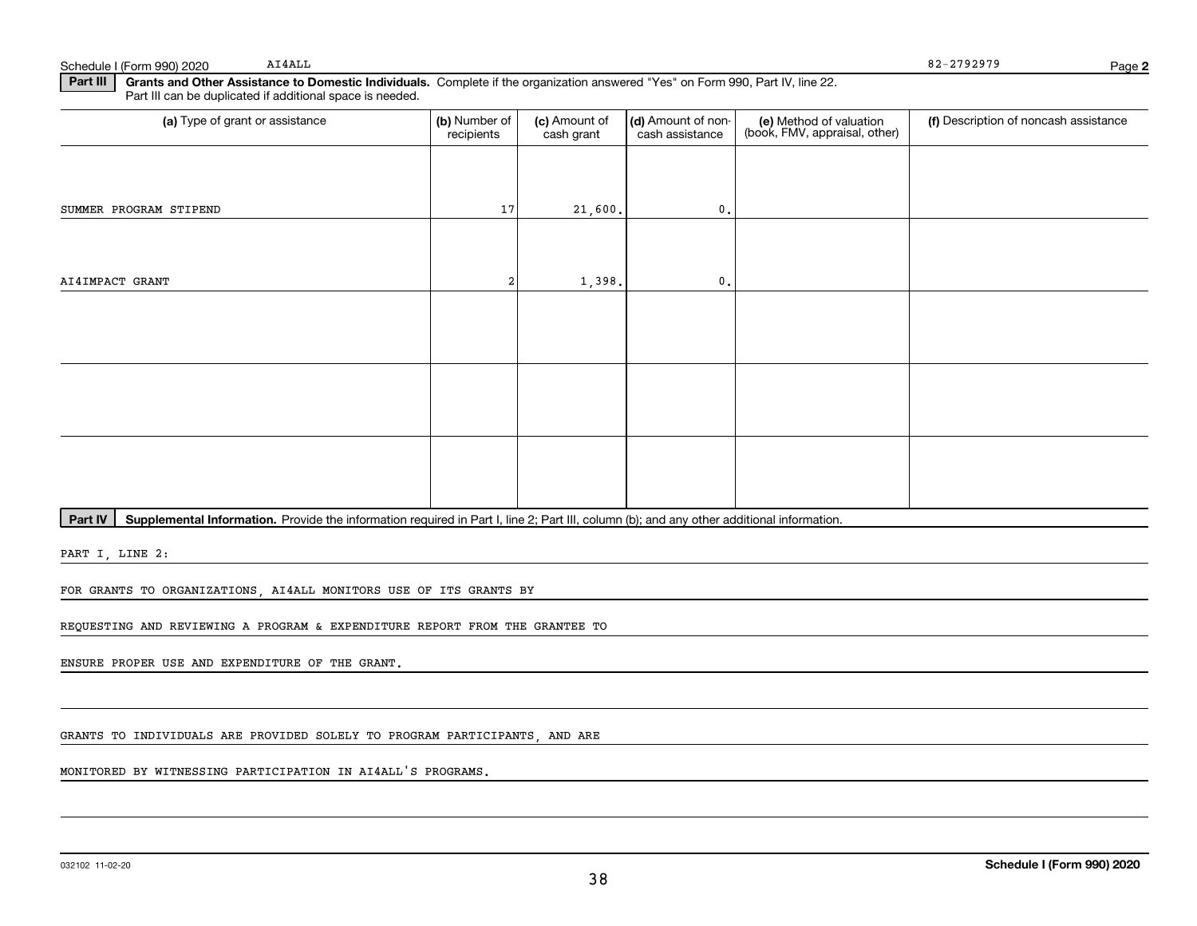Schedule I (Form 990) 2020 AI4ALL 82-2792979 Page **2**

**Part III** **Grants and Other Assistance to Domestic Individuals.** Complete if the organization answered "Yes" on Form 990, Part IV, line 22. Part III can be duplicated if additional space is needed.

| (a) Type of grant or assistance | (b) Number of recipients | (c) Amount of cash grant | (d) Amount of non-cash assistance | (e) Method of valuation (book, FMV, appraisal, other) | (f) Description of noncash assistance |
|---|---|---|---|---|---|
| SUMMER PROGRAM STIPEND | 17 | 21,600. | 0. | | |
| AI4IMPACT GRANT | 2 | 1,398. | 0. | | |
| | | | | | |
| | | | | | |
| | | | | | |

**Part IV** **Supplemental Information.** Provide the information required in Part I, line 2; Part III, column (b); and any other additional information.

PART I, LINE 2:

FOR GRANTS TO ORGANIZATIONS, AI4ALL MONITORS USE OF ITS GRANTS BY REQUESTING AND REVIEWING A PROGRAM & EXPENDITURE REPORT FROM THE GRANTEE TO ENSURE PROPER USE AND EXPENDITURE OF THE GRANT.

GRANTS TO INDIVIDUALS ARE PROVIDED SOLELY TO PROGRAM PARTICIPANTS, AND ARE MONITORED BY WITNESSING PARTICIPATION IN AI4ALL'S PROGRAMS.

032102 11-02-20 **Schedule I (Form 990) 2020**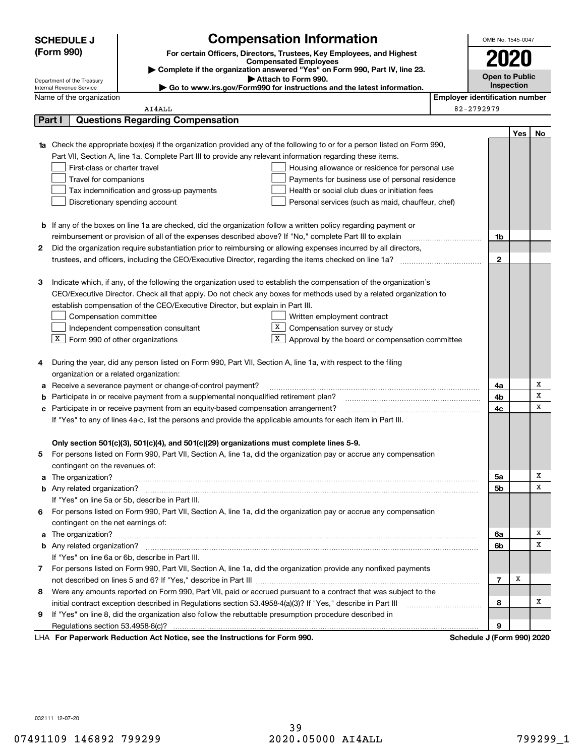# SCHEDULE J (Form 990)

## Compensation Information

**For certain Officers, Directors, Trustees, Key Employees, and Highest Compensated Employees**

▶ Complete if the organization answered "Yes" on Form 990, Part IV, line 23.

▶ Attach to Form 990.

▶ Go to www.irs.gov/Form990 for instructions and the latest information.

Department of the Treasury
Internal Revenue Service

OMB No. 1545-0047

**2020**

**Open to Public Inspection**

Name of the organization: AI4ALL

Employer identification number: 82-2792979

## Part I — Questions Regarding Compensation

| | | | Yes | No |
|---|---|---|---|---|
| **1a** | Check the appropriate box(es) if the organization provided any of the following to or for a person listed on Form 990, Part VII, Section A, line 1a. Complete Part III to provide any relevant information regarding these items.<br>☐ First-class or charter travel ☐ Housing allowance or residence for personal use<br>☐ Travel for companions ☐ Payments for business use of personal residence<br>☐ Tax indemnification and gross-up payments ☐ Health or social club dues or initiation fees<br>☐ Discretionary spending account ☐ Personal services (such as maid, chauffeur, chef) | | | |
| **b** | If any of the boxes on line 1a are checked, did the organization follow a written policy regarding payment or reimbursement or provision of all of the expenses described above? If "No," complete Part III to explain | 1b | | |
| **2** | Did the organization require substantiation prior to reimbursing or allowing expenses incurred by all directors, trustees, and officers, including the CEO/Executive Director, regarding the items checked on line 1a? | 2 | | |
| **3** | Indicate which, if any, of the following the organization used to establish the compensation of the organization's CEO/Executive Director. Check all that apply. Do not check any boxes for methods used by a related organization to establish compensation of the CEO/Executive Director, but explain in Part III.<br>☐ Compensation committee ☐ Written employment contract<br>☐ Independent compensation consultant ☒ Compensation survey or study<br>☒ Form 990 of other organizations ☒ Approval by the board or compensation committee | | | |
| **4** | During the year, did any person listed on Form 990, Part VII, Section A, line 1a, with respect to the filing organization or a related organization: | | | |
| **a** | Receive a severance payment or change-of-control payment? | 4a | | X |
| **b** | Participate in or receive payment from a supplemental nonqualified retirement plan? | 4b | | X |
| **c** | Participate in or receive payment from an equity-based compensation arrangement? | 4c | | X |
| | If "Yes" to any of lines 4a-c, list the persons and provide the applicable amounts for each item in Part III. | | | |
| | **Only section 501(c)(3), 501(c)(4), and 501(c)(29) organizations must complete lines 5-9.** | | | |
| **5** | For persons listed on Form 990, Part VII, Section A, line 1a, did the organization pay or accrue any compensation contingent on the revenues of: | | | |
| **a** | The organization? | 5a | | X |
| **b** | Any related organization? | 5b | | X |
| | If "Yes" on line 5a or 5b, describe in Part III. | | | |
| **6** | For persons listed on Form 990, Part VII, Section A, line 1a, did the organization pay or accrue any compensation contingent on the net earnings of: | | | |
| **a** | The organization? | 6a | | X |
| **b** | Any related organization? | 6b | | X |
| | If "Yes" on line 6a or 6b, describe in Part III. | | | |
| **7** | For persons listed on Form 990, Part VII, Section A, line 1a, did the organization provide any nonfixed payments not described on lines 5 and 6? If "Yes," describe in Part III | 7 | X | |
| **8** | Were any amounts reported on Form 990, Part VII, paid or accrued pursuant to a contract that was subject to the initial contract exception described in Regulations section 53.4958-4(a)(3)? If "Yes," describe in Part III | 8 | | X |
| **9** | If "Yes" on line 8, did the organization also follow the rebuttable presumption procedure described in Regulations section 53.4958-6(c)? | 9 | | |

LHA **For Paperwork Reduction Act Notice, see the Instructions for Form 990.** **Schedule J (Form 990) 2020**

032111 12-07-20

07491109 146892 799299 2020.05000 AI4ALL 799299_1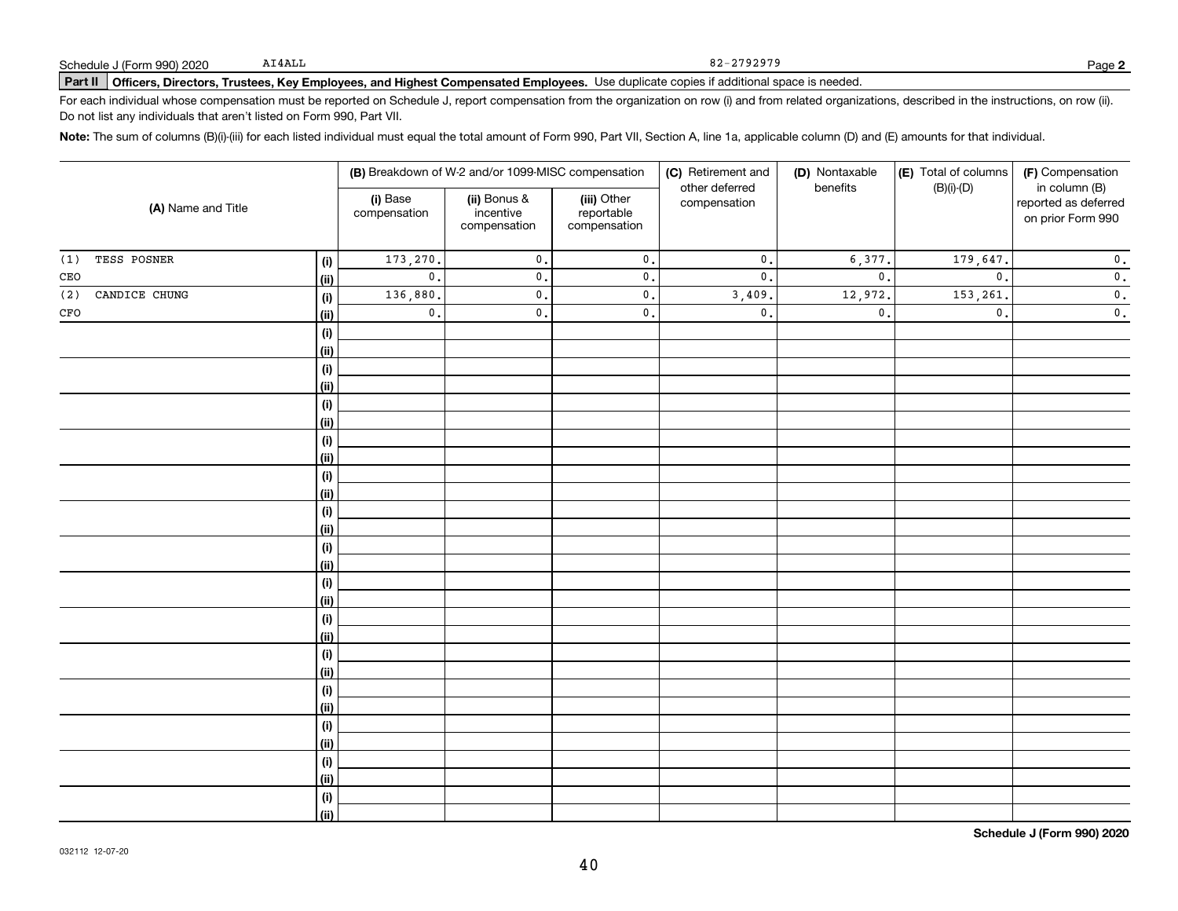Schedule J (Form 990) 2020 AI4ALL 82-2792979 Page **2**

**Part II Officers, Directors, Trustees, Key Employees, and Highest Compensated Employees.** Use duplicate copies if additional space is needed.

For each individual whose compensation must be reported on Schedule J, report compensation from the organization on row (i) and from related organizations, described in the instructions, on row (ii). Do not list any individuals that aren't listed on Form 990, Part VII.

**Note:** The sum of columns (B)(i)-(iii) for each listed individual must equal the total amount of Form 990, Part VII, Section A, line 1a, applicable column (D) and (E) amounts for that individual.

| (A) Name and Title | | (B) Breakdown of W-2 and/or 1099-MISC compensation | | | (C) Retirement and other deferred compensation | (D) Nontaxable benefits | (E) Total of columns (B)(i)-(D) | (F) Compensation in column (B) reported as deferred on prior Form 990 |
|---|---|---|---|---|---|---|---|---|
| | | (i) Base compensation | (ii) Bonus & incentive compensation | (iii) Other reportable compensation | | | | |
| (1) TESS POSNER | (i) | 173,270. | 0. | 0. | 0. | 6,377. | 179,647. | 0. |
| CEO | (ii) | 0. | 0. | 0. | 0. | 0. | 0. | 0. |
| (2) CANDICE CHUNG | (i) | 136,880. | 0. | 0. | 3,409. | 12,972. | 153,261. | 0. |
| CFO | (ii) | 0. | 0. | 0. | 0. | 0. | 0. | 0. |
| | (i) | | | | | | | |
| | (ii) | | | | | | | |
| | (i) | | | | | | | |
| | (ii) | | | | | | | |
| | (i) | | | | | | | |
| | (ii) | | | | | | | |
| | (i) | | | | | | | |
| | (ii) | | | | | | | |
| | (i) | | | | | | | |
| | (ii) | | | | | | | |
| | (i) | | | | | | | |
| | (ii) | | | | | | | |
| | (i) | | | | | | | |
| | (ii) | | | | | | | |
| | (i) | | | | | | | |
| | (ii) | | | | | | | |
| | (i) | | | | | | | |
| | (ii) | | | | | | | |
| | (i) | | | | | | | |
| | (ii) | | | | | | | |
| | (i) | | | | | | | |
| | (ii) | | | | | | | |
| | (i) | | | | | | | |
| | (ii) | | | | | | | |
| | (i) | | | | | | | |
| | (ii) | | | | | | | |
| | (i) | | | | | | | |
| | (ii) | | | | | | | |

**Schedule J (Form 990) 2020**

032112 12-07-20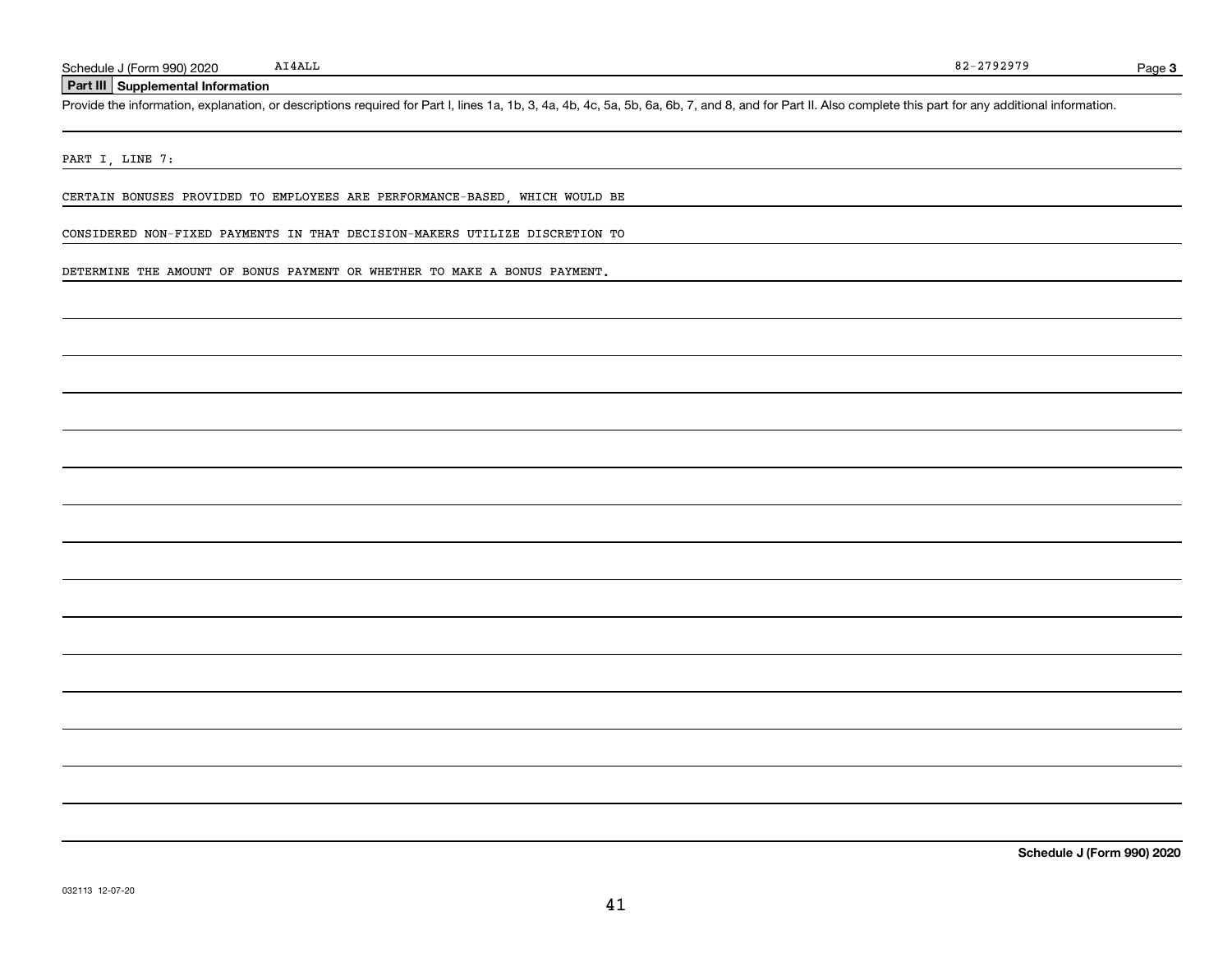## Part III Supplemental Information

Provide the information, explanation, or descriptions required for Part I, lines 1a, 1b, 3, 4a, 4b, 4c, 5a, 5b, 6a, 6b, 7, and 8, and for Part II. Also complete this part for any additional information.

PART I, LINE 7:

CERTAIN BONUSES PROVIDED TO EMPLOYEES ARE PERFORMANCE-BASED, WHICH WOULD BE CONSIDERED NON-FIXED PAYMENTS IN THAT DECISION-MAKERS UTILIZE DISCRETION TO DETERMINE THE AMOUNT OF BONUS PAYMENT OR WHETHER TO MAKE A BONUS PAYMENT.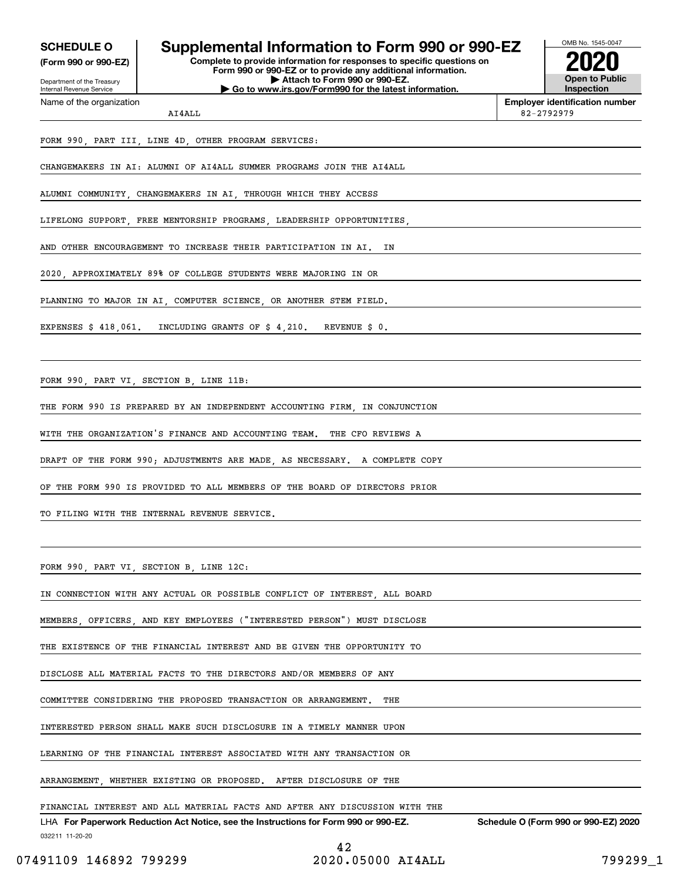**SCHEDULE O (Form 990 or 990-EZ)**

Department of the Treasury
Internal Revenue Service

# Supplemental Information to Form 990 or 990-EZ

**Complete to provide information for responses to specific questions on Form 990 or 990-EZ or to provide any additional information.**
**▶ Attach to Form 990 or 990-EZ.**
**▶ Go to www.irs.gov/Form990 for the latest information.**

OMB No. 1545-0047

**2020**

**Open to Public Inspection**

Name of the organization: AI4ALL

**Employer identification number**: 82-2792979

FORM 990, PART III, LINE 4D, OTHER PROGRAM SERVICES:

CHANGEMAKERS IN AI: ALUMNI OF AI4ALL SUMMER PROGRAMS JOIN THE AI4ALL ALUMNI COMMUNITY, CHANGEMAKERS IN AI, THROUGH WHICH THEY ACCESS LIFELONG SUPPORT, FREE MENTORSHIP PROGRAMS, LEADERSHIP OPPORTUNITIES, AND OTHER ENCOURAGEMENT TO INCREASE THEIR PARTICIPATION IN AI. IN 2020, APPROXIMATELY 89% OF COLLEGE STUDENTS WERE MAJORING IN OR PLANNING TO MAJOR IN AI, COMPUTER SCIENCE, OR ANOTHER STEM FIELD.

EXPENSES $ 418,061. INCLUDING GRANTS OF $ 4,210. REVENUE $ 0.

FORM 990, PART VI, SECTION B, LINE 11B:

THE FORM 990 IS PREPARED BY AN INDEPENDENT ACCOUNTING FIRM, IN CONJUNCTION WITH THE ORGANIZATION'S FINANCE AND ACCOUNTING TEAM. THE CFO REVIEWS A DRAFT OF THE FORM 990; ADJUSTMENTS ARE MADE, AS NECESSARY. A COMPLETE COPY OF THE FORM 990 IS PROVIDED TO ALL MEMBERS OF THE BOARD OF DIRECTORS PRIOR TO FILING WITH THE INTERNAL REVENUE SERVICE.

FORM 990, PART VI, SECTION B, LINE 12C:

IN CONNECTION WITH ANY ACTUAL OR POSSIBLE CONFLICT OF INTEREST, ALL BOARD MEMBERS, OFFICERS, AND KEY EMPLOYEES ("INTERESTED PERSON") MUST DISCLOSE THE EXISTENCE OF THE FINANCIAL INTEREST AND BE GIVEN THE OPPORTUNITY TO DISCLOSE ALL MATERIAL FACTS TO THE DIRECTORS AND/OR MEMBERS OF ANY COMMITTEE CONSIDERING THE PROPOSED TRANSACTION OR ARRANGEMENT. THE INTERESTED PERSON SHALL MAKE SUCH DISCLOSURE IN A TIMELY MANNER UPON LEARNING OF THE FINANCIAL INTEREST ASSOCIATED WITH ANY TRANSACTION OR ARRANGEMENT, WHETHER EXISTING OR PROPOSED. AFTER DISCLOSURE OF THE FINANCIAL INTEREST AND ALL MATERIAL FACTS AND AFTER ANY DISCUSSION WITH THE

LHA **For Paperwork Reduction Act Notice, see the Instructions for Form 990 or 990-EZ.** **Schedule O (Form 990 or 990-EZ) 2020**

032211 11-20-20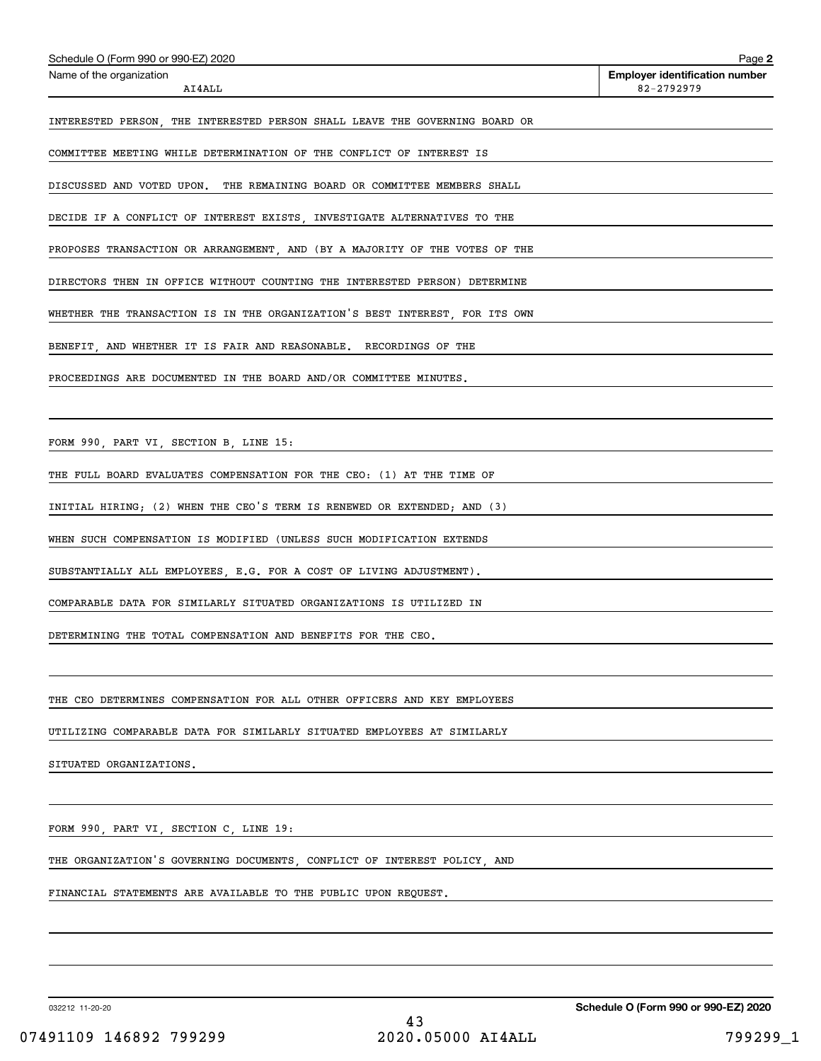Schedule O (Form 990 or 990-EZ) 2020 Page **2**

| Name of the organization | Employer identification number |
|---|---|
| AI4ALL | 82-2792979 |

INTERESTED PERSON, THE INTERESTED PERSON SHALL LEAVE THE GOVERNING BOARD OR COMMITTEE MEETING WHILE DETERMINATION OF THE CONFLICT OF INTEREST IS DISCUSSED AND VOTED UPON. THE REMAINING BOARD OR COMMITTEE MEMBERS SHALL DECIDE IF A CONFLICT OF INTEREST EXISTS, INVESTIGATE ALTERNATIVES TO THE PROPOSES TRANSACTION OR ARRANGEMENT, AND (BY A MAJORITY OF THE VOTES OF THE DIRECTORS THEN IN OFFICE WITHOUT COUNTING THE INTERESTED PERSON) DETERMINE WHETHER THE TRANSACTION IS IN THE ORGANIZATION'S BEST INTEREST, FOR ITS OWN BENEFIT, AND WHETHER IT IS FAIR AND REASONABLE. RECORDINGS OF THE PROCEEDINGS ARE DOCUMENTED IN THE BOARD AND/OR COMMITTEE MINUTES.

FORM 990, PART VI, SECTION B, LINE 15:

THE FULL BOARD EVALUATES COMPENSATION FOR THE CEO: (1) AT THE TIME OF INITIAL HIRING; (2) WHEN THE CEO'S TERM IS RENEWED OR EXTENDED; AND (3) WHEN SUCH COMPENSATION IS MODIFIED (UNLESS SUCH MODIFICATION EXTENDS SUBSTANTIALLY ALL EMPLOYEES, E.G. FOR A COST OF LIVING ADJUSTMENT). COMPARABLE DATA FOR SIMILARLY SITUATED ORGANIZATIONS IS UTILIZED IN DETERMINING THE TOTAL COMPENSATION AND BENEFITS FOR THE CEO.

THE CEO DETERMINES COMPENSATION FOR ALL OTHER OFFICERS AND KEY EMPLOYEES UTILIZING COMPARABLE DATA FOR SIMILARLY SITUATED EMPLOYEES AT SIMILARLY SITUATED ORGANIZATIONS.

FORM 990, PART VI, SECTION C, LINE 19:

THE ORGANIZATION'S GOVERNING DOCUMENTS, CONFLICT OF INTEREST POLICY, AND FINANCIAL STATEMENTS ARE AVAILABLE TO THE PUBLIC UPON REQUEST.

032212 11-20-20 **Schedule O (Form 990 or 990-EZ) 2020**

07491109 146892 799299 2020.05000 AI4ALL 799299_1